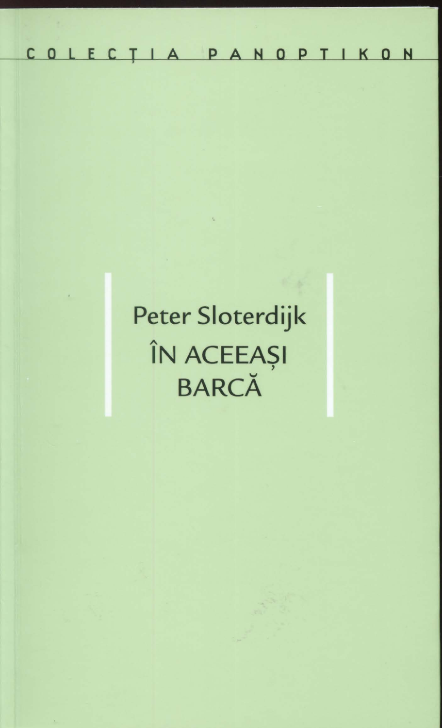COLECȚIA PANOPTIKON

Peter Sloterdijk

# ÎN ACEEAȘI BARCĂ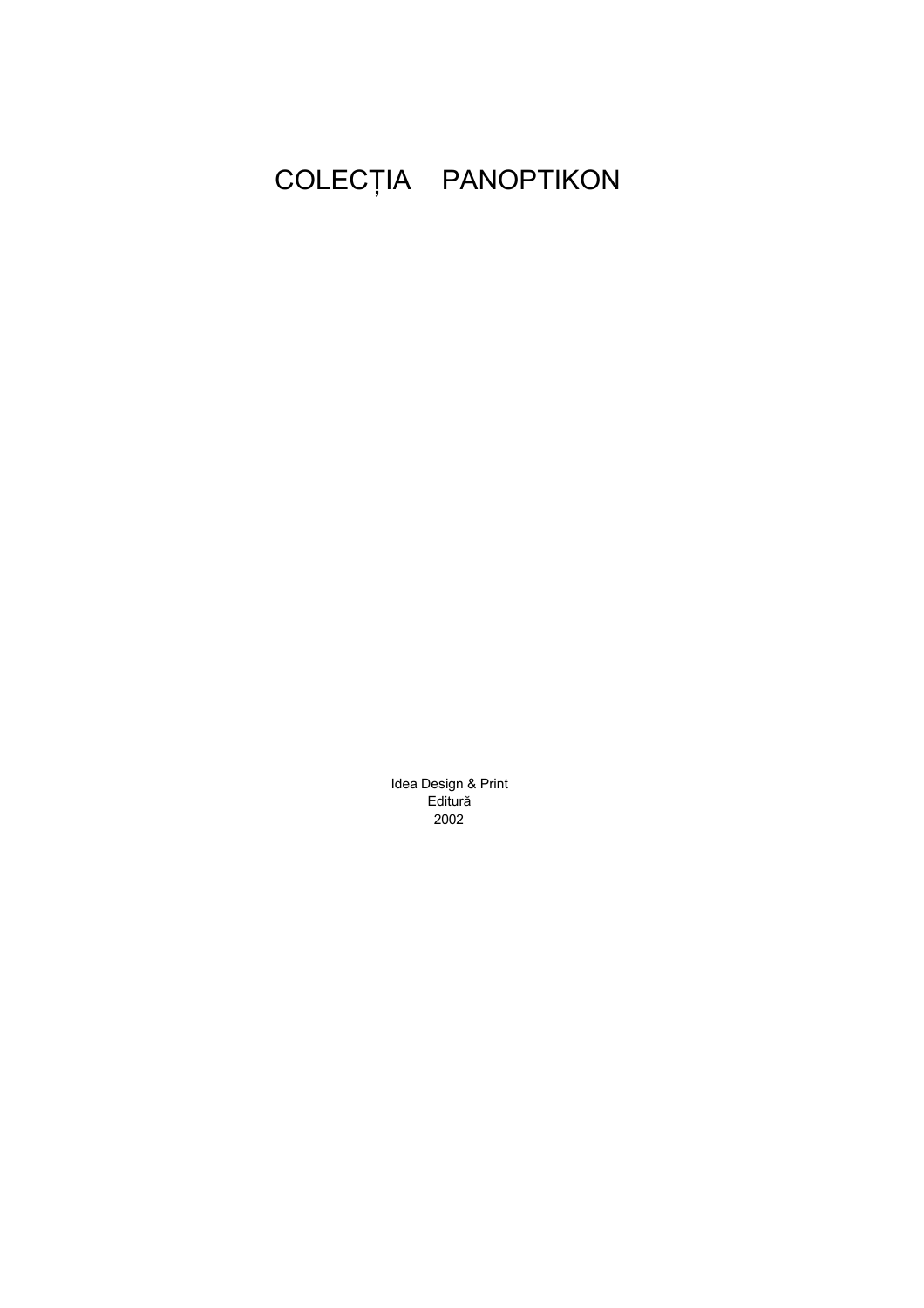# COLECȚIA PANOPTIKON

Idea Design & Print
Editură
2002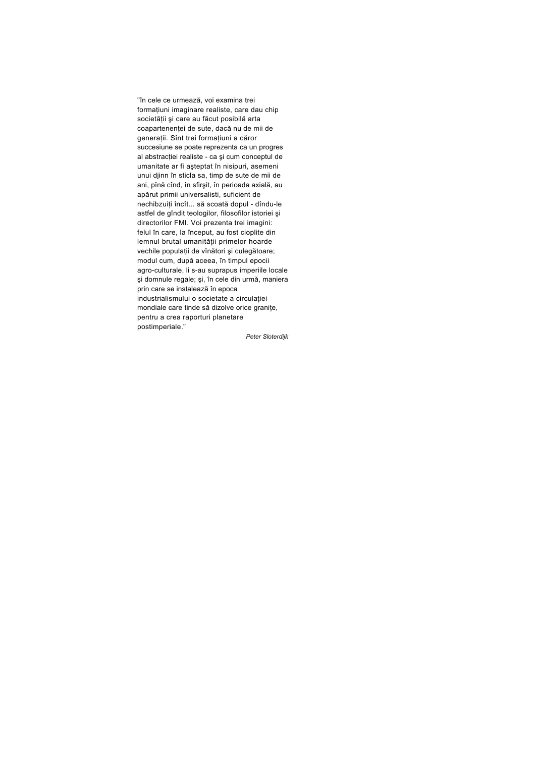"în cele ce urmează, voi examina trei formațiuni imaginare realiste, care dau chip societății şi care au făcut posibilă arta coapartenenței de sute, dacă nu de mii de generații. Sînt trei formațiuni a căror succesiune se poate reprezenta ca un progres al abstracției realiste - ca şi cum conceptul de umanitate ar fi aşteptat în nisipuri, asemeni unui djinn în sticla sa, timp de sute de mii de ani, pînă cînd, în sfirşit, în perioada axială, au apărut primii universalisti, suficient de nechibzuiți încît... să scoată dopul - dîndu-le astfel de gîndit teologilor, filosofilor istoriei şi directorilor FMI. Voi prezenta trei imagini: felul în care, la început, au fost cioplite din lemnul brutal umanității primelor hoarde vechile populații de vînători şi culegătoare; modul cum, după aceea, în timpul epocii agro-culturale, li s-au suprapus imperiile locale şi domnule regale; şi, în cele din urmă, maniera prin care se instalează în epoca industrialismului o societate a circulației mondiale care tinde să dizolve orice granițe, pentru a crea raporturi planetare postimperiale."

*Peter Sloterdijk*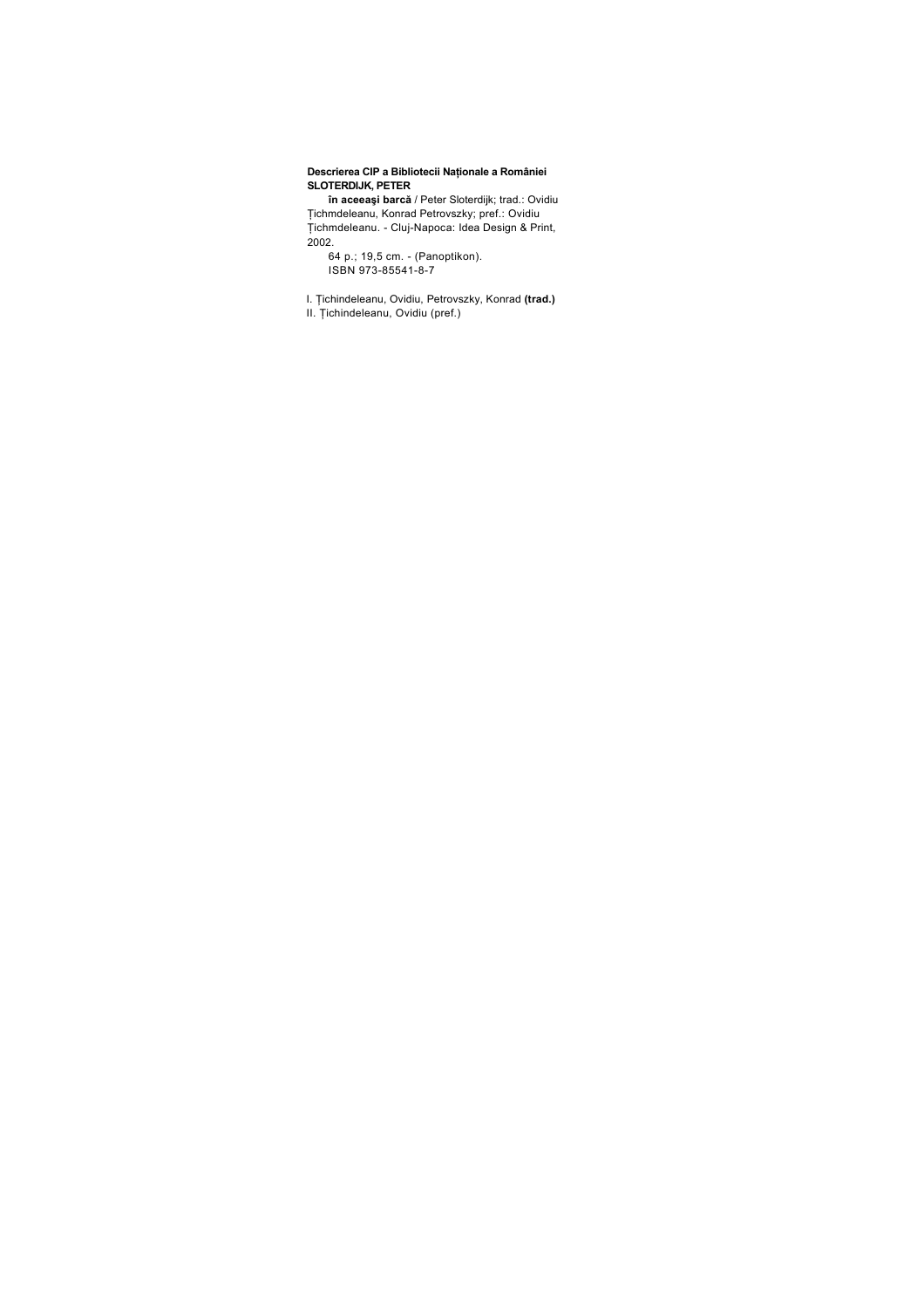**Descrierea CIP a Bibliotecii Naționale a României**
**SLOTERDIJK, PETER**

**în aceeaşi barcă** / Peter Sloterdijk; trad.: Ovidiu Ţichmdeleanu, Konrad Petrovszky; pref.: Ovidiu Ţichmdeleanu. - Cluj-Napoca: Idea Design & Print, 2002.

64 p.; 19,5 cm. - (Panoptikon).
ISBN 973-85541-8-7

I. Ţichindeleanu, Ovidiu, Petrovszky, Konrad **(trad.)**
II. Ţichindeleanu, Ovidiu (pref.)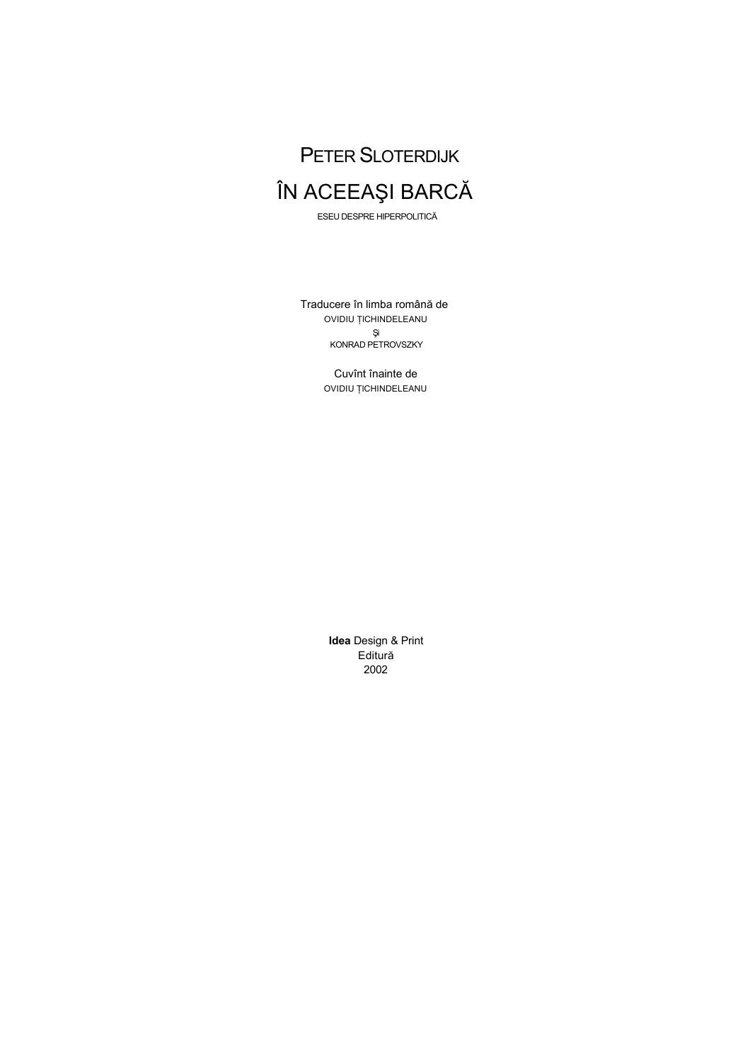PETER SLOTERDIJK

# ÎN ACEEAŞI BARCĂ

ESEU DESPRE HIPERPOLITICĂ

Traducere în limba română de
OVIDIU ŢICHINDELEANU
şi
KONRAD PETROVSZKY

Cuvînt înainte de
OVIDIU ŢICHINDELEANU

**Idea** Design & Print
Editură
2002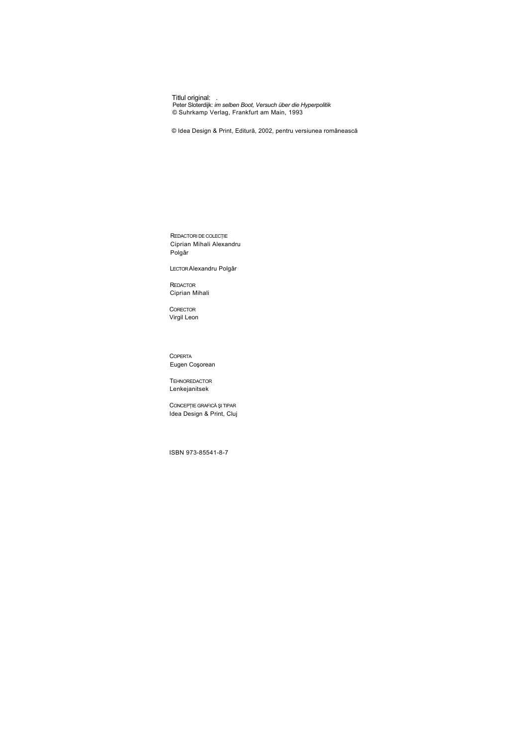Titlul original: .
Peter Sloterdijk: *im selben Boot, Versuch über die Hyperpolitik*
© Suhrkamp Verlag, Frankfurt am Main, 1993

© Idea Design & Print, Editură, 2002, pentru versiunea românească

REDACTORI DE COLECȚIE
Ciprian Mihali Alexandru Polgâr

LECTOR Alexandru Polgâr

REDACTOR
Ciprian Mihali

CORECTOR
Virgil Leon

COPERTA
Eugen Coşorean

TEHNOREDACTOR
Lenkejanitsek

CONCEPȚIE GRAFICĂ ŞI TIPAR
Idea Design & Print, Cluj

ISBN 973-85541-8-7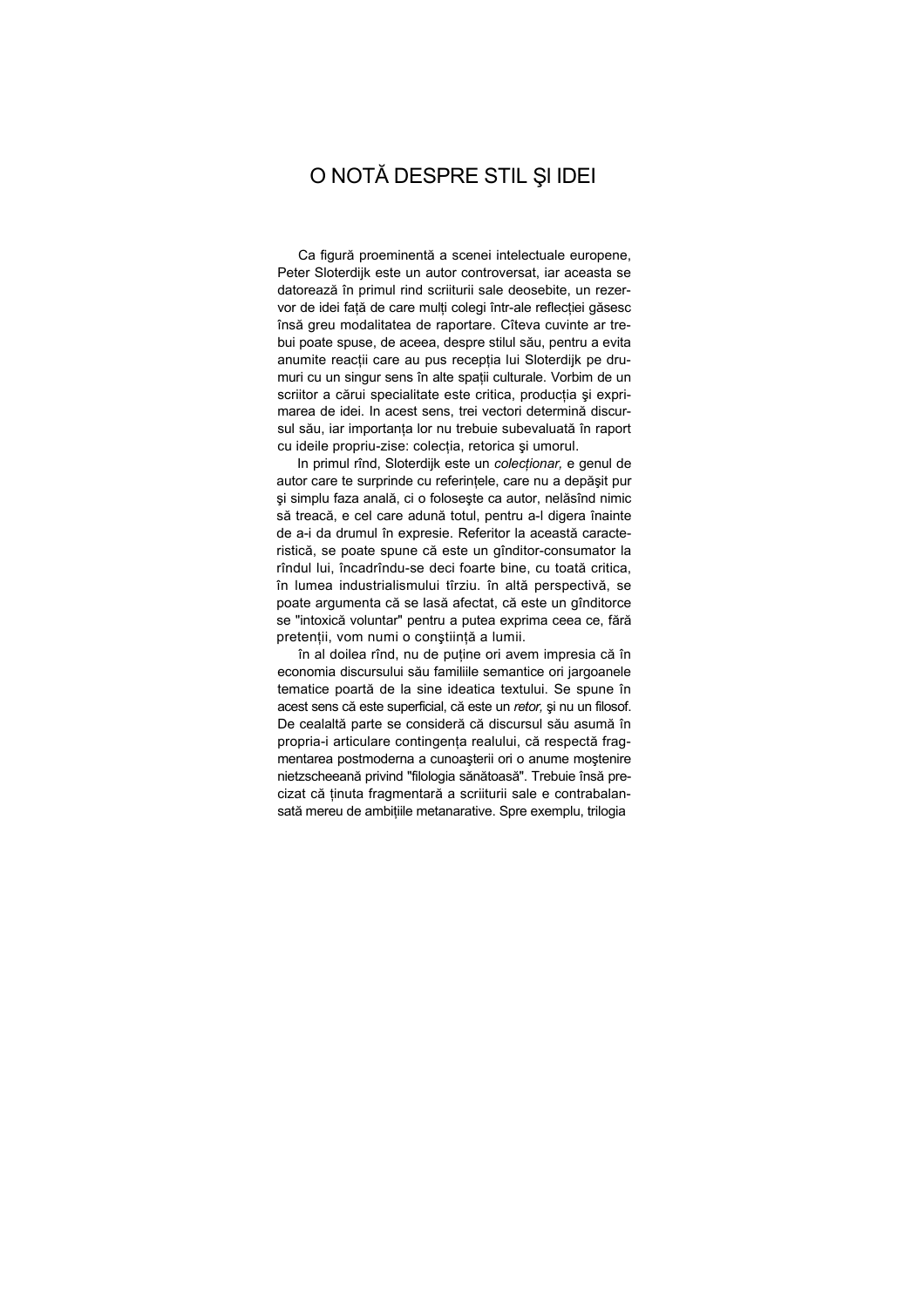# O NOTĂ DESPRE STIL ŞI IDEI

Ca figură proeminentă a scenei intelectuale europene, Peter Sloterdijk este un autor controversat, iar aceasta se datorează în primul rind scriiturii sale deosebite, un rezervor de idei față de care mulți colegi într-ale reflecției găsesc însă greu modalitatea de raportare. Cîteva cuvinte ar trebui poate spuse, de aceea, despre stilul său, pentru a evita anumite reacții care au pus recepția lui Sloterdijk pe drumuri cu un singur sens în alte spații culturale. Vorbim de un scriitor a cărui specialitate este critica, producția şi exprimarea de idei. In acest sens, trei vectori determină discursul său, iar importanța lor nu trebuie subevaluată în raport cu ideile propriu-zise: colecția, retorica şi umorul.

In primul rînd, Sloterdijk este un *colecționar,* e genul de autor care te surprinde cu referințele, care nu a depăşit pur şi simplu faza anală, ci o foloseşte ca autor, nelăsînd nimic să treacă, e cel care adună totul, pentru a-l digera înainte de a-i da drumul în expresie. Referitor la această caracteristică, se poate spune că este un gînditor-consumator la rîndul lui, încadrîndu-se deci foarte bine, cu toată critica, în lumea industrialismului tîrziu. în altă perspectivă, se poate argumenta că se lasă afectat, că este un gînditorce se "intoxică voluntar" pentru a putea exprima ceea ce, fără pretenții, vom numi o conştiință a lumii.

în al doilea rînd, nu de puține ori avem impresia că în economia discursului său familiile semantice ori jargoanele tematice poartă de la sine ideatica textului. Se spune în acest sens că este superficial, că este un *retor,* şi nu un filosof. De cealaltă parte se consideră că discursul său asumă în propria-i articulare contingența realului, că respectă fragmentarea postmoderna a cunoaşterii ori o anume moştenire nietzscheeană privind "filologia sănătoasă". Trebuie însă precizat că ținuta fragmentară a scriiturii sale e contrabalansată mereu de ambițiile metanarative. Spre exemplu, trilogia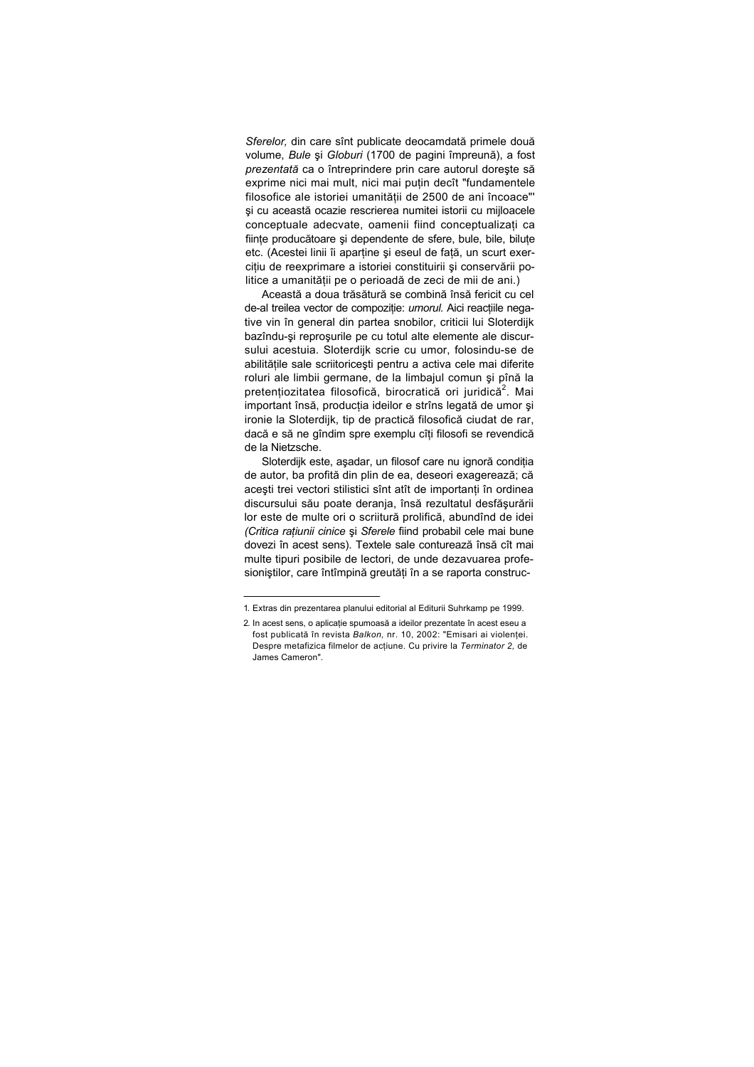*Sferelor,* din care sînt publicate deocamdată primele două volume, *Bule* şi *Globuri* (1700 de pagini împreună), a fost *prezentată* ca o întreprindere prin care autorul doreşte să exprime nici mai mult, nici mai puțin decît "fundamentele filosofice ale istoriei umanității de 2500 de ani încoace"[1] şi cu această ocazie rescrierea numitei istorii cu mijloacele conceptuale adecvate, oamenii fiind conceptualizați ca ființe producătoare şi dependente de sfere, bule, bile, biluțe etc. (Acestei linii îi aparține şi eseul de față, un scurt exercițiu de reexprimare a istoriei constituirii şi conservării politice a umanității pe o perioadă de zeci de mii de ani.)

Această a doua trăsătură se combină însă fericit cu cel de-al treilea vector de compoziție: *umorul.* Aici reacțiile negative vin în general din partea snobilor, criticii lui Sloterdijk bazîndu-şi reproşurile pe cu totul alte elemente ale discursului acestuia. Sloterdijk scrie cu umor, folosindu-se de abilitățile sale scriitoriceşti pentru a activa cele mai diferite roluri ale limbii germane, de la limbajul comun şi pînă la pretențiozitatea filosofică, birocratică ori juridică[2]. Mai important însă, producția ideilor e strîns legată de umor şi ironie la Sloterdijk, tip de practică filosofică ciudat de rar, dacă e să ne gîndim spre exemplu cîți filosofi se revendică de la Nietzsche.

Sloterdijk este, aşadar, un filosof care nu ignoră condiția de autor, ba profită din plin de ea, deseori exagerează; că aceşti trei vectori stilistici sînt atît de importanți în ordinea discursului său poate deranja, însă rezultatul desfăşurării lor este de multe ori o scriitură prolifică, abundînd de idei *(Critica rațiunii cinice* şi *Sferele* fiind probabil cele mai bune dovezi în acest sens). Textele sale conturează însă cît mai multe tipuri posibile de lectori, de unde dezavuarea profesioniştilor, care întîmpină greutăți în a se raporta construc-

---

1. Extras din prezentarea planului editorial al Editurii Suhrkamp pe 1999.

2. In acest sens, o aplicație spumoasă a ideilor prezentate în acest eseu a fost publicată în revista *Balkon,* nr. 10, 2002: "Emisari ai violenței. Despre metafizica filmelor de acțiune. Cu privire la *Terminator 2*, de James Cameron".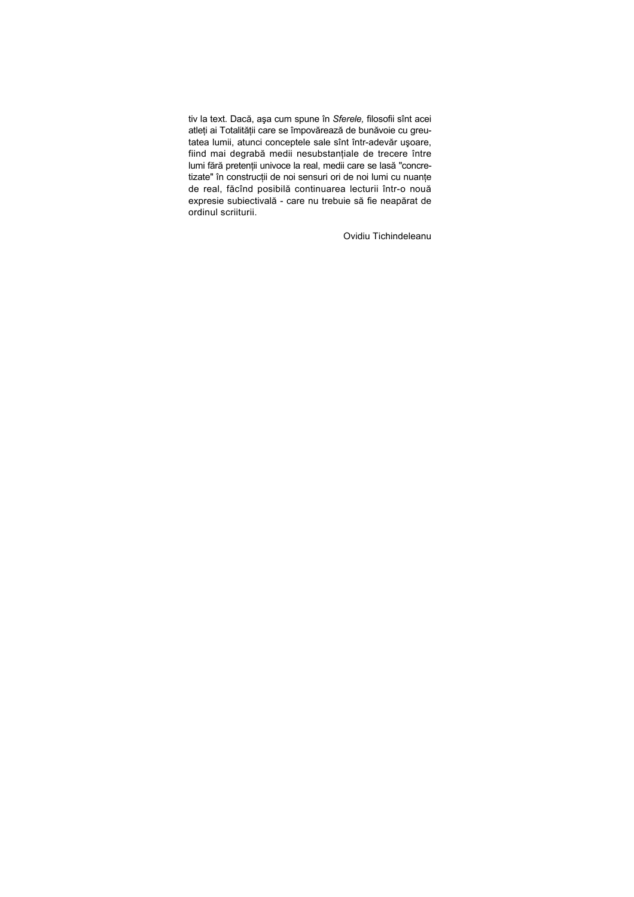tiv la text. Dacă, aşa cum spune în *Sferele,* filosofii sînt acei atleți ai Totalității care se împovărează de bunăvoie cu greutatea lumii, atunci conceptele sale sînt într-adevăr uşoare, fiind mai degrabă medii nesubstanțiale de trecere între lumi fără pretenții univoce la real, medii care se lasă "concretizate" în construcții de noi sensuri ori de noi lumi cu nuanțe de real, făcînd posibilă continuarea lecturii într-o nouă expresie subiectivală - care nu trebuie să fie neapărat de ordinul scriiturii.

Ovidiu Tichindeleanu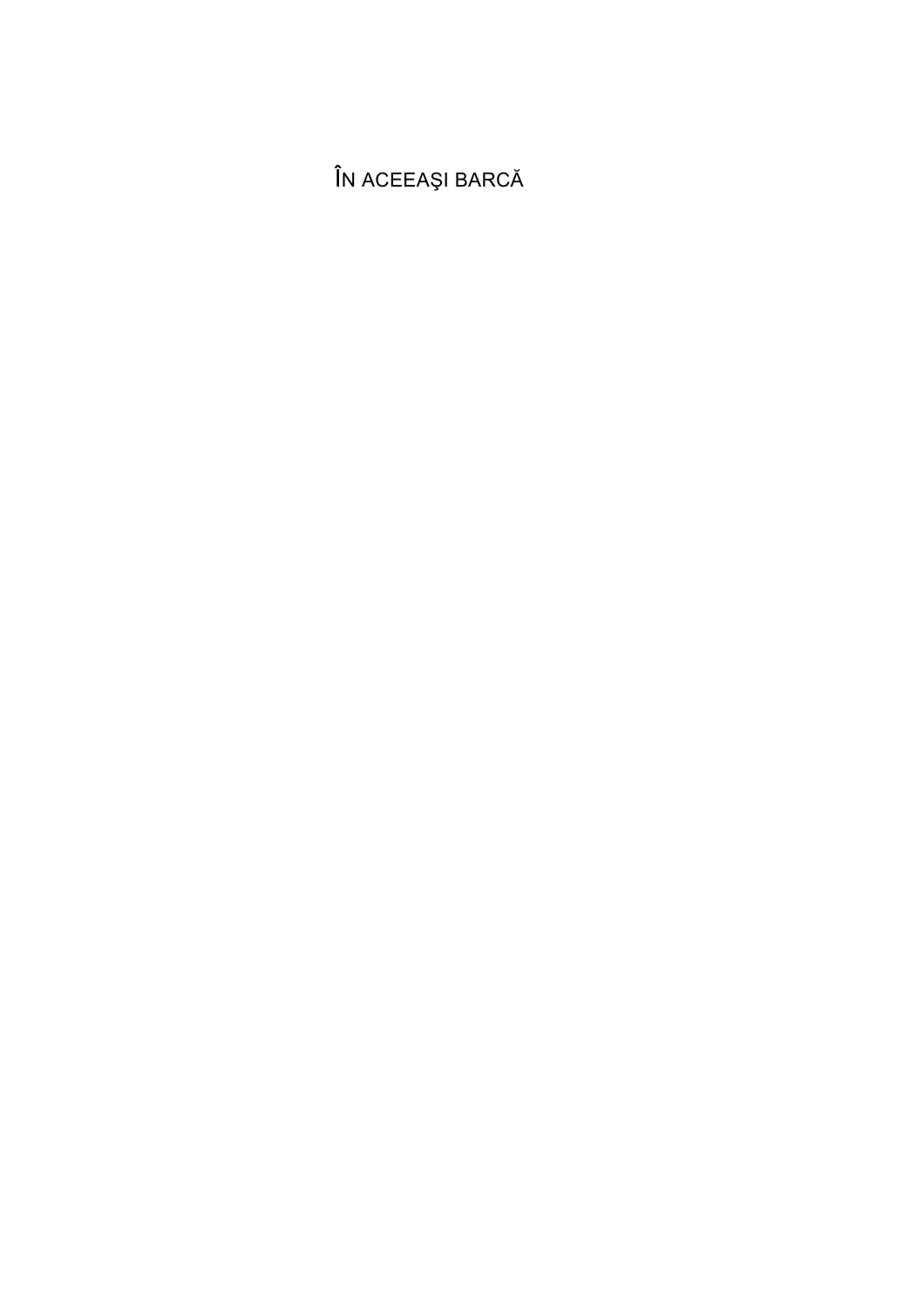ÎN ACEEAŞI BARCĂ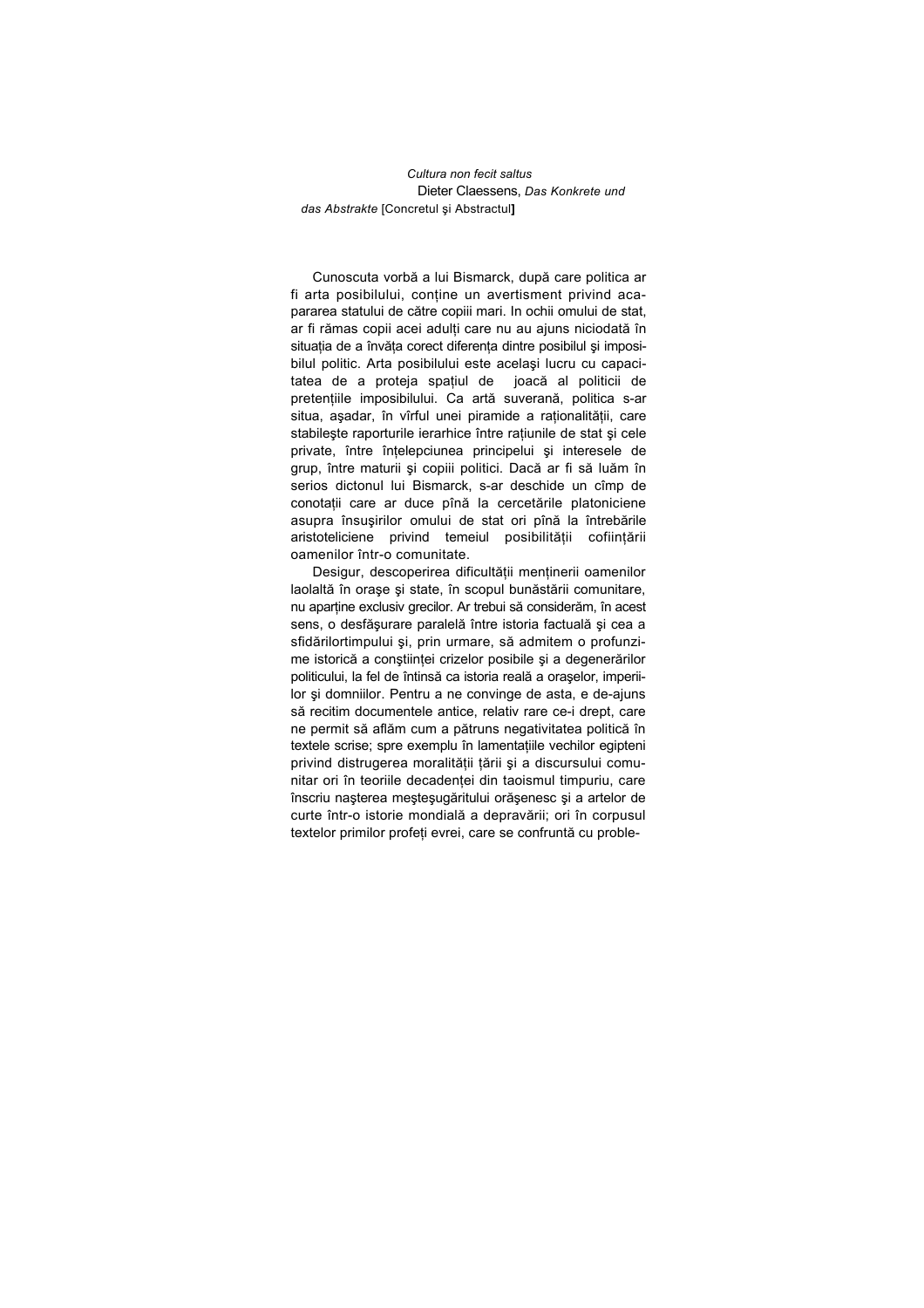*Cultura non fecit saltus*
Dieter Claessens, *Das Konkrete und das Abstrakte* [Concretul şi Abstractul]

Cunoscuta vorbă a lui Bismarck, după care politica ar fi arta posibilului, conține un avertisment privind acapararea statului de către copiii mari. In ochii omului de stat, ar fi rămas copii acei adulți care nu au ajuns niciodată în situația de a învăța corect diferența dintre posibilul şi imposibilul politic. Arta posibilului este acelaşi lucru cu capacitatea de a proteja spațiul de joacă al politicii de pretențiile imposibilului. Ca artă suverană, politica s-ar situa, aşadar, în vîrful unei piramide a raționalității, care stabileşte raporturile ierarhice între rațiunile de stat şi cele private, între înțelepciunea principelui şi interesele de grup, între maturii şi copiii politici. Dacă ar fi să luăm în serios dictonul lui Bismarck, s-ar deschide un cîmp de conotații care ar duce pînă la cercetările platoniciene asupra însuşirilor omului de stat ori pînă la întrebările aristoteliciene privind temeiul posibilității coființării oamenilor într-o comunitate.

Desigur, descoperirea dificultății menținerii oamenilor laolaltă în oraşe şi state, în scopul bunăstării comunitare, nu aparține exclusiv grecilor. Ar trebui să considerăm, în acest sens, o desfăşurare paralelă între istoria factuală şi cea a sfidărilortimpului şi, prin urmare, să admitem o profunzime istorică a conştiinței crizelor posibile şi a degenerărilor politicului, la fel de întinsă ca istoria reală a oraşelor, imperiilor şi domniilor. Pentru a ne convinge de asta, e de-ajuns să recitim documentele antice, relativ rare ce-i drept, care ne permit să aflăm cum a pătruns negativitatea politică în textele scrise; spre exemplu în lamentațiile vechilor egipteni privind distrugerea moralității țării şi a discursului comunitar ori în teoriile decadenței din taoismul timpuriu, care înscriu naşterea meşteşugăritului orăşenesc şi a artelor de curte într-o istorie mondială a depravării; ori în corpusul textelor primilor profeți evrei, care se confruntă cu proble-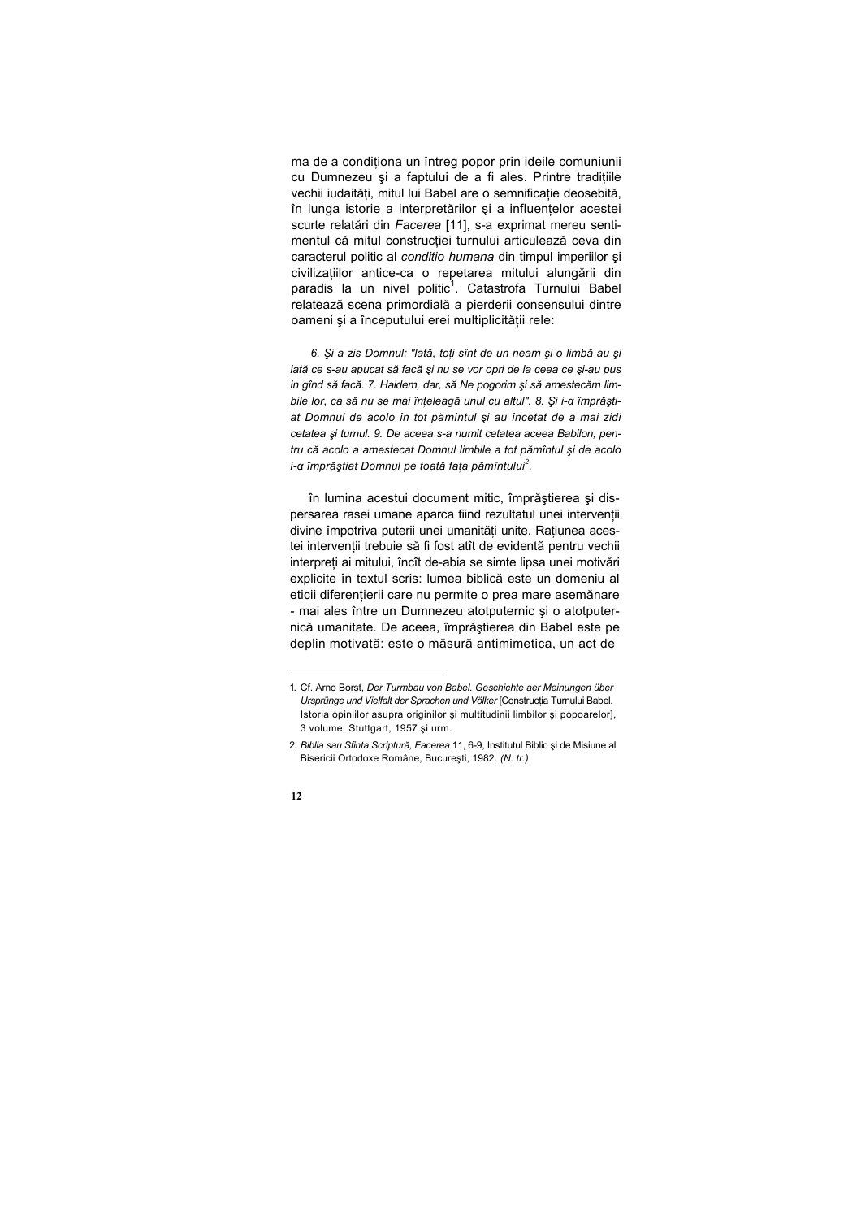ma de a condiționa un întreg popor prin ideile comuniunii cu Dumnezeu şi a faptului de a fi ales. Printre tradițiile vechii iudaități, mitul lui Babel are o semnificație deosebită, în lunga istorie a interpretărilor şi a influențelor acestei scurte relatări din *Facerea* [11], s-a exprimat mereu sentimentul că mitul construcției turnului articulează ceva din caracterul politic al *conditio humana* din timpul imperiilor şi civilizațiilor antice-ca o repetarea mitului alungării din paradis la un nivel politic[1]. Catastrofa Turnului Babel relatează scena primordială a pierderii consensului dintre oameni şi a începutului erei multiplicității rele:

> *6. Şi a zis Domnul: "lată, toți sînt de un neam şi o limbă au şi iată ce s-au apucat să facă şi nu se vor opri de la ceea ce şi-au pus in gînd să facă. 7. Haidem, dar, să Ne pogorim şi să amestecăm limbile lor, ca să nu se mai înțeleagă unul cu altul". 8. Şi i-α împrăştiat Domnul de acolo în tot pămîntul şi au încetat de a mai zidi cetatea şi turnul. 9. De aceea s-a numit cetatea aceea Babilon, pentru că acolo a amestecat Domnul limbile a tot pămîntul şi de acolo i-α împrăştiat Domnul pe toată fața pămîntului*[2].

în lumina acestui document mitic, împrăştierea şi dispersarea rasei umane aparca fiind rezultatul unei intervenții divine împotriva puterii unei umanități unite. Rațiunea acestei intervenții trebuie să fi fost atît de evidentă pentru vechii interpreți ai mitului, încît de-abia se simte lipsa unei motivări explicite în textul scris: lumea biblică este un domeniu al eticii diferențierii care nu permite o prea mare asemănare - mai ales între un Dumnezeu atotputernic şi o atotputernică umanitate. De aceea, împrăştierea din Babel este pe deplin motivată: este o măsură antimimetica, un act de

---

1. Cf. Arno Borst, *Der Turmbau von Babel. Geschichte aer Meinungen über Ursprünge und Vielfalt der Sprachen und Völker* [Construcția Turnului Babel. Istoria opiniilor asupra originilor şi multitudinii limbilor şi popoarelor], 3 volume, Stuttgart, 1957 şi urm.

2. *Biblia sau Sfinta Scriptură, Facerea* 11, 6-9, Institutul Biblic şi de Misiune al Bisericii Ortodoxe Române, Bucureşti, 1982. *(N. tr.)*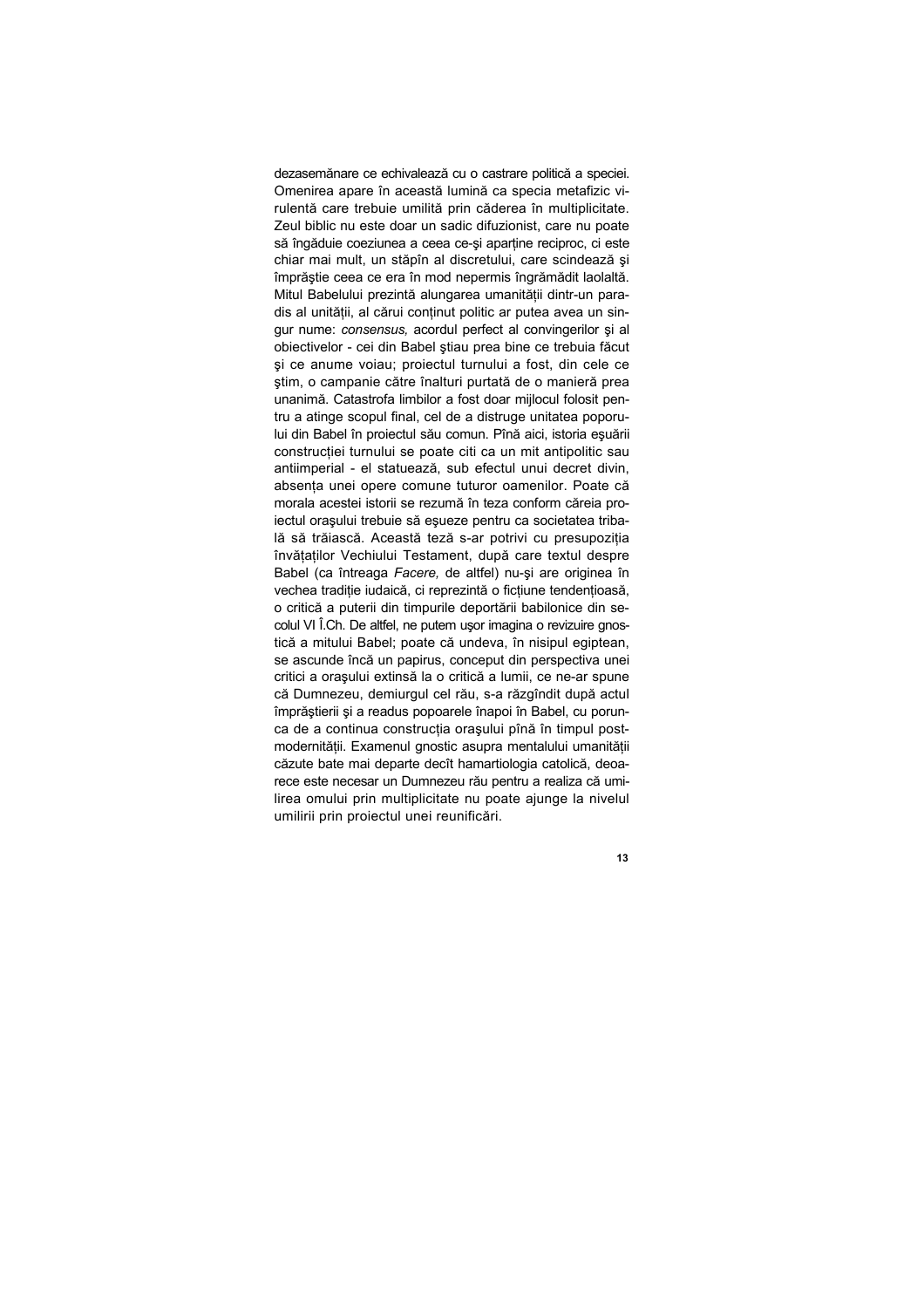dezasemănare ce echivalează cu o castrare politică a speciei. Omenirea apare în această lumină ca specia metafizic virulentă care trebuie umilită prin căderea în multiplicitate. Zeul biblic nu este doar un sadic difuzionist, care nu poate să îngăduie coeziunea a ceea ce-şi aparţine reciproc, ci este chiar mai mult, un stăpîn al discretului, care scindează şi împrăştie ceea ce era în mod nepermis îngrămădit laolaltă. Mitul Babelului prezintă alungarea umanităţii dintr-un paradis al unităţii, al cărui conţinut politic ar putea avea un singur nume: *consensus,* acordul perfect al convingerilor şi al obiectivelor - cei din Babel ştiau prea bine ce trebuia făcut şi ce anume voiau; proiectul turnului a fost, din cele ce ştim, o campanie către înalturi purtată de o manieră prea unanimă. Catastrofa limbilor a fost doar mijlocul folosit pentru a atinge scopul final, cel de a distruge unitatea poporului din Babel în proiectul său comun. Pînă aici, istoria eşuării construcţiei turnului se poate citi ca un mit antipolitic sau antiimperial - el statuează, sub efectul unui decret divin, absenţa unei opere comune tuturor oamenilor. Poate că morala acestei istorii se rezumă în teza conform căreia proiectul oraşului trebuie să eşueze pentru ca societatea tribală să trăiască. Această teză s-ar potrivi cu presupoziţia învăţaţilor Vechiului Testament, după care textul despre Babel (ca întreaga *Facere,* de altfel) nu-şi are originea în vechea tradiţie iudaică, ci reprezintă o ficţiune tendenţioasă, o critică a puterii din timpurile deportării babilonice din secolul VI Î.Ch. De altfel, ne putem uşor imagina o revizuire gnostică a mitului Babel; poate că undeva, în nisipul egiptean, se ascunde încă un papirus, conceput din perspectiva unei critici a oraşului extinsă la o critică a lumii, ce ne-ar spune că Dumnezeu, demiurgul cel rău, s-a răzgîndit după actul împrăştierii şi a readus popoarele înapoi în Babel, cu porunca de a continua construcţia oraşului pînă în timpul postmodernităţii. Examenul gnostic asupra mentalului umanităţii căzute bate mai departe decît hamartiologia catolică, deoarece este necesar un Dumnezeu rău pentru a realiza că umilirea omului prin multiplicitate nu poate ajunge la nivelul umilirii prin proiectul unei reunificări.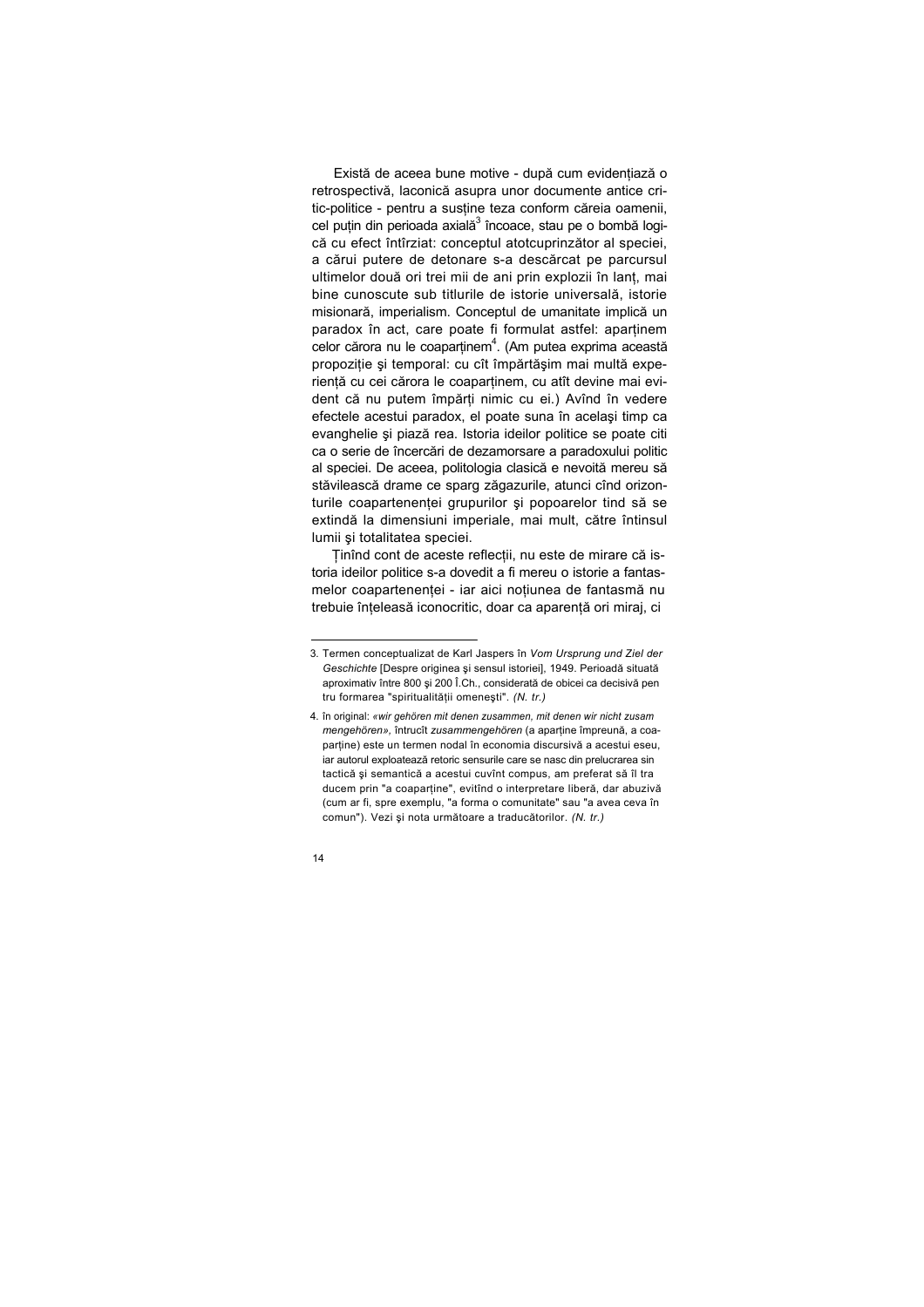Există de aceea bune motive - după cum evidențiază o retrospectivă, laconică asupra unor documente antice critic-politice - pentru a susține teza conform căreia oamenii, cel puțin din perioada axială[3] încoace, stau pe o bombă logică cu efect întîrziat: conceptul atotcuprinzător al speciei, a cărui putere de detonare s-a descărcat pe parcursul ultimelor două ori trei mii de ani prin explozii în lanț, mai bine cunoscute sub titlurile de istorie universală, istorie misionară, imperialism. Conceptul de umanitate implică un paradox în act, care poate fi formulat astfel: aparținem celor cărora nu le coaparținem[4]. (Am putea exprima această propoziție și temporal: cu cît împărtășim mai multă experiență cu cei cărora le coaparținem, cu atît devine mai evident că nu putem împărți nimic cu ei.) Avînd în vedere efectele acestui paradox, el poate suna în același timp ca evanghelie și piază rea. Istoria ideilor politice se poate citi ca o serie de încercări de dezamorsare a paradoxului politic al speciei. De aceea, politologia clasică e nevoită mereu să stăvilească drame ce sparg zăgazurile, atunci cînd orizonturile coapartenenței grupurilor și popoarelor tind să se extindă la dimensiuni imperiale, mai mult, către întinsul lumii și totalitatea speciei.

Ținînd cont de aceste reflecții, nu este de mirare că istoria ideilor politice s-a dovedit a fi mereu o istorie a fantasmelor coapartenenței - iar aici noțiunea de fantasmă nu trebuie înțeleasă iconocritic, doar ca aparență ori miraj, ci

---

3. Termen conceptualizat de Karl Jaspers în *Vom Ursprung und Ziel der Geschichte* [Despre originea și sensul istoriei], 1949. Perioadă situată aproximativ între 800 și 200 Î.Ch., considerată de obicei ca decisivă pentru formarea "spiritualității omenești". *(N. tr.)*

4. în original: *«wir gehören mit denen zusammen, mit denen wir nicht zusammengehören»*, întrucît *zusammengehören* (a aparține împreună, a coaparține) este un termen nodal în economia discursivă a acestui eseu, iar autorul exploatează retoric sensurile care se nasc din prelucrarea sintactică și semantică a acestui cuvînt compus, am preferat să îl traducem prin "a coaparține", evitînd o interpretare liberă, dar abuzivă (cum ar fi, spre exemplu, "a forma o comunitate" sau "a avea ceva în comun"). Vezi și nota următoare a traducătorilor. *(N. tr.)*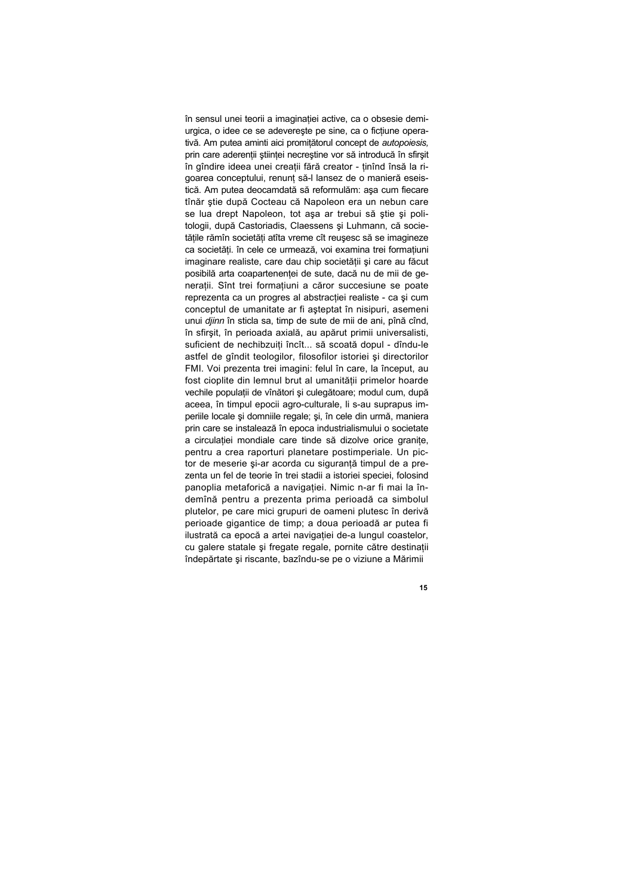în sensul unei teorii a imaginației active, ca o obsesie demiurgica, o idee ce se adeverește pe sine, ca o ficțiune operativă. Am putea aminti aici promițătorul concept de *autopoiesis,* prin care aderenții științei necreștine vor să introducă în sfirșit în gîndire ideea unei creații fără creator - ținînd însă la rigoarea conceptului, renunț să-l lansez de o manieră eseistică. Am putea deocamdată să reformulăm: așa cum fiecare tînăr știe după Cocteau că Napoleon era un nebun care se lua drept Napoleon, tot așa ar trebui să știe și politologii, după Castoriadis, Claessens și Luhmann, că societățile rămîn societăți atîta vreme cît reușesc să se imagineze ca societăți. în cele ce urmează, voi examina trei formațiuni imaginare realiste, care dau chip societății și care au făcut posibilă arta coapartenenței de sute, dacă nu de mii de generații. Sînt trei formațiuni a căror succesiune se poate reprezenta ca un progres al abstracției realiste - ca și cum conceptul de umanitate ar fi așteptat în nisipuri, asemeni unui *djinn* în sticla sa, timp de sute de mii de ani, pînă cînd, în sfirșit, în perioada axială, au apărut primii universaliști, suficient de nechibzuiți încît... să scoată dopul - dîndu-le astfel de gîndit teologilor, filosofilor istoriei și directorilor FMI. Voi prezenta trei imagini: felul în care, la început, au fost cioplite din lemnul brut al umanității primelor hoarde vechile populații de vînători și culegătoare; modul cum, după aceea, în timpul epocii agro-culturale, li s-au suprapus imperiile locale și domniile regale; și, în cele din urmă, maniera prin care se instalează în epoca industrialismului o societate a circulației mondiale care tinde să dizolve orice granițe, pentru a crea raporturi planetare postimperiale. Un pictor de meserie și-ar acorda cu siguranță timpul de a prezenta un fel de teorie în trei stadii a istoriei speciei, folosind panoplia metaforică a navigației. Nimic n-ar fi mai la îndemînă pentru a prezenta prima perioadă ca simbolul plutelor, pe care mici grupuri de oameni plutesc în derivă perioade gigantice de timp; a doua perioadă ar putea fi ilustrată ca epocă a artei navigației de-a lungul coastelor, cu galere statale și fregate regale, pornite către destinații îndepărtate și riscante, bazîndu-se pe o viziune a Mărimii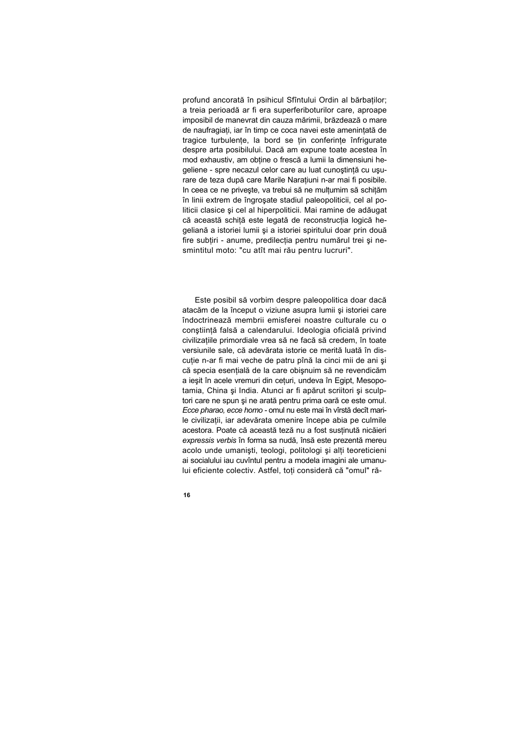profund ancorată în psihicul Sfîntului Ordin al bărbaților; a treia perioadă ar fi era superferiboturilor care, aproape imposibil de manevrat din cauza mărimii, brăzdează o mare de naufragiați, iar în timp ce coca navei este amenințată de tragice turbulențe, la bord se țin conferințe înfrigurate despre arta posibilului. Dacă am expune toate acestea în mod exhaustiv, am obține o frescă a lumii la dimensiuni hegeliene - spre necazul celor care au luat cunoştință cu uşurare de teza după care Marile Narațiuni n-ar mai fi posibile. In ceea ce ne priveşte, va trebui să ne mulțumim să schițăm în linii extrem de îngroşate stadiul paleopoliticii, cel al politicii clasice şi cel al hiperpoliticii. Mai ramine de adăugat că această schiță este legată de reconstrucția logică hegeliană a istoriei lumii şi a istoriei spiritului doar prin două fire subțiri - anume, predilecția pentru numărul trei şi nesmintitul moto: "cu atît mai rău pentru lucruri".

Este posibil să vorbim despre paleopolitica doar dacă atacăm de la început o viziune asupra lumii şi istoriei care îndoctrinează membrii emisferei noastre culturale cu o conştiință falsă a calendarului. Ideologia oficială privind civilizațiile primordiale vrea să ne facă să credem, în toate versiunile sale, că adevărata istorie ce merită luată în discuție n-ar fi mai veche de patru pînă la cinci mii de ani şi că specia esențială de la care obişnuim să ne revendicăm a ieşit în acele vremuri din cețuri, undeva în Egipt, Mesopotamia, China şi India. Atunci ar fi apărut scriitori şi sculptori care ne spun şi ne arată pentru prima oară ce este omul. *Ecce pharao, ecce homo* - omul nu este mai în vîrstă decît marile civilizații, iar adevărata omenire începe abia pe culmile acestora. Poate că această teză nu a fost susținută nicăieri *expressis verbis* în forma sa nudă, însă este prezentă mereu acolo unde umanişti, teologi, politologi şi alți teoreticieni ai socialului iau cuvîntul pentru a modela imagini ale umanului eficiente colectiv. Astfel, toți consideră că "omul" ră-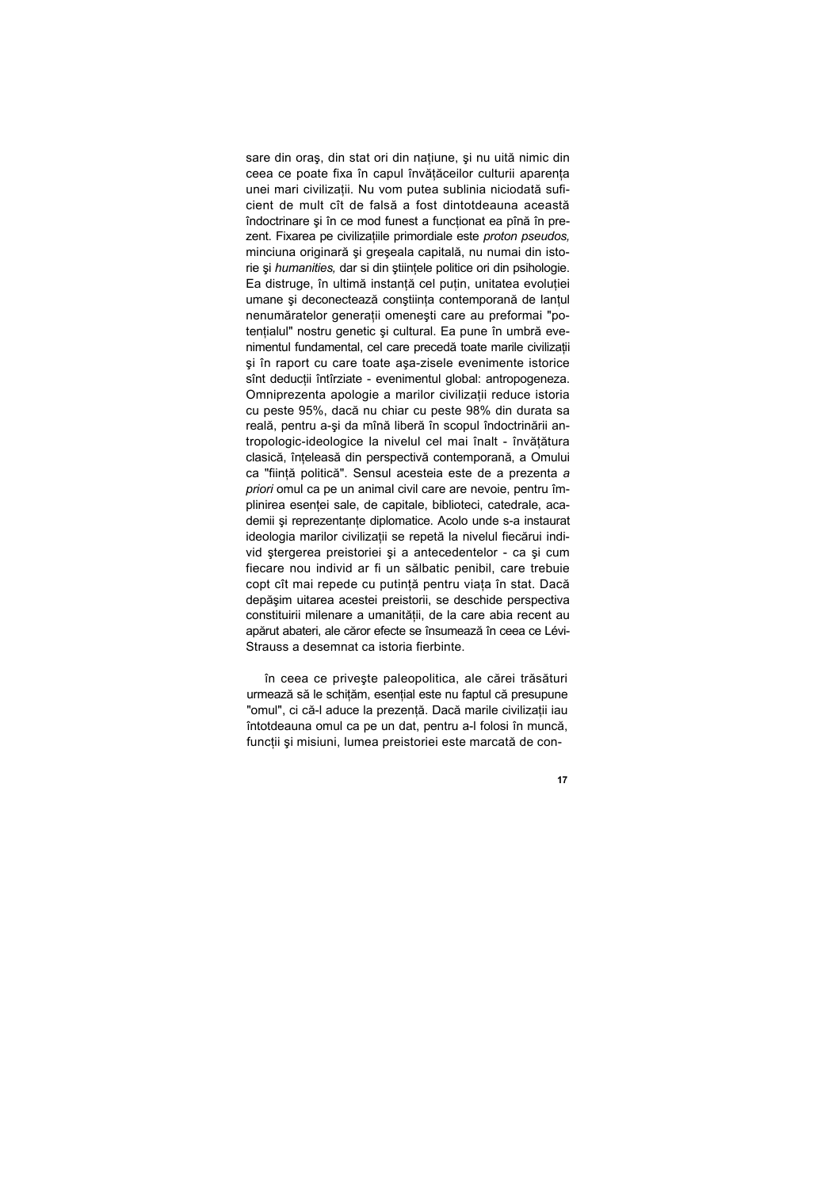sare din oraş, din stat ori din națiune, şi nu uită nimic din ceea ce poate fixa în capul învățăceilor culturii aparența unei mari civilizații. Nu vom putea sublinia niciodată suficient de mult cît de falsă a fost dintotdeauna această îndoctrinare şi în ce mod funest a funcționat ea pînă în prezent. Fixarea pe civilizațiile primordiale este *proton pseudos,* minciuna originară şi greşeala capitală, nu numai din istorie şi *humanities,* dar si din ştiințele politice ori din psihologie. Ea distruge, în ultimă instanță cel puțin, unitatea evoluției umane şi deconectează conştiința contemporană de lanțul nenumăratelor generații omeneşti care au preformai "potențialul" nostru genetic şi cultural. Ea pune în umbră evenimentul fundamental, cel care precedă toate marile civilizații şi în raport cu care toate aşa-zisele evenimente istorice sînt deducții întîrziate - evenimentul global: antropogeneza. Omniprezenta apologie a marilor civilizații reduce istoria cu peste 95%, dacă nu chiar cu peste 98% din durata sa reală, pentru a-şi da mînă liberă în scopul îndoctrinării antropologic-ideologice la nivelul cel mai înalt - învățătura clasică, înțeleasă din perspectivă contemporană, a Omului ca "ființă politică". Sensul acesteia este de a prezenta *a priori* omul ca pe un animal civil care are nevoie, pentru împlinirea esenței sale, de capitale, biblioteci, catedrale, academii şi reprezentanțe diplomatice. Acolo unde s-a instaurat ideologia marilor civilizații se repetă la nivelul fiecărui individ ştergerea preistoriei şi a antecedentelor - ca şi cum fiecare nou individ ar fi un sălbatic penibil, care trebuie copt cît mai repede cu putință pentru viața în stat. Dacă depăşim uitarea acestei preistorii, se deschide perspectiva constituirii milenare a umanității, de la care abia recent au apărut abateri, ale căror efecte se însumează în ceea ce Lévi-Strauss a desemnat ca istoria fierbinte.

în ceea ce priveşte paleopolitica, ale cărei trăsături urmează să le schițăm, esențial este nu faptul că presupune "omul", ci că-l aduce la prezență. Dacă marile civilizații iau întotdeauna omul ca pe un dat, pentru a-l folosi în muncă, funcții şi misiuni, lumea preistoriei este marcată de con-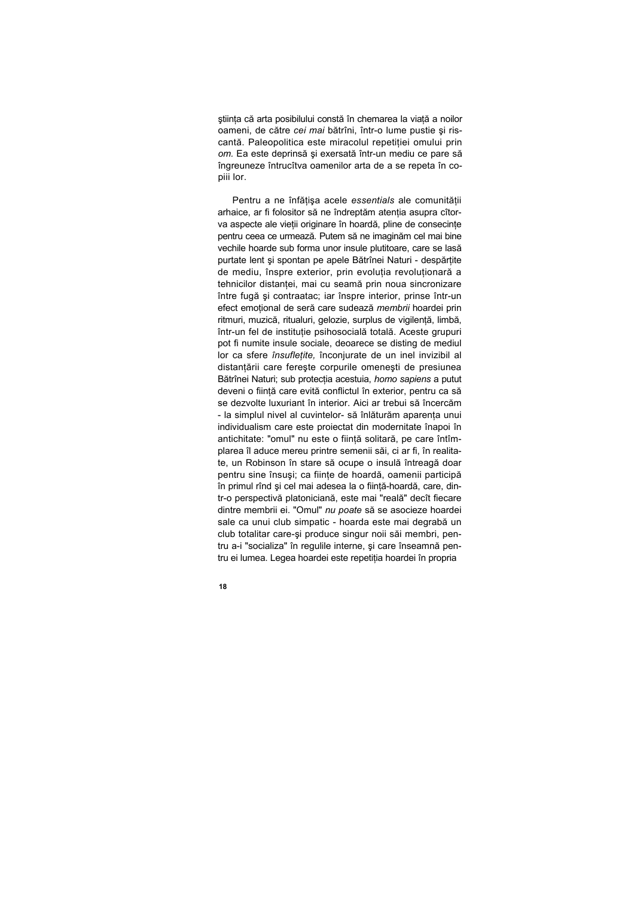ştiinţa că arta posibilului constă în chemarea la viaţă a noilor oameni, de către *cei mai* bătrîni, într-o lume pustie şi riscantă. Paleopolitica este miracolul repetiţiei omului prin *om*. Ea este deprinsă şi exersată într-un mediu ce pare să îngreuneze întrucîtva oamenilor arta de a se repeta în copiii lor.

Pentru a ne înfăţişa acele *essentials* ale comunităţii arhaice, ar fi folositor să ne îndreptăm atenţia asupra cîtorva aspecte ale vieţii originare în hoardă, pline de consecinţe pentru ceea ce urmează. Putem să ne imaginăm cel mai bine vechile hoarde sub forma unor insule plutitoare, care se lasă purtate lent şi spontan pe apele Bătrînei Naturi - despărţite de mediu, înspre exterior, prin evoluţia revoluţionară a tehnicilor distanţei, mai cu seamă prin noua sincronizare între fugă şi contraatac; iar înspre interior, prinse într-un efect emoţional de seră care sudează *membrii* hoardei prin ritmuri, muzică, ritualuri, gelozie, surplus de vigilenţă, limbă, într-un fel de instituţie psihosocială totală. Aceste grupuri pot fi numite insule sociale, deoarece se disting de mediul lor ca sfere *însufleţite,* înconjurate de un inel invizibil al distanţării care fereşte corpurile omeneşti de presiunea Bătrînei Naturi; sub protecţia acestuia, *homo sapiens* a putut deveni o fiinţă care evită conflictul în exterior, pentru ca să se dezvolte luxuriant în interior. Aici ar trebui să încercăm - la simplul nivel al cuvintelor- să înlăturăm aparenţa unui individualism care este proiectat din modernitate înapoi în antichitate: "omul" nu este o fiinţă solitară, pe care întîmplarea îl aduce mereu printre semenii săi, ci ar fi, în realitate, un Robinson în stare să ocupe o insulă întreagă doar pentru sine însuşi; ca fiinţe de hoardă, oamenii participă în primul rînd şi cel mai adesea la o fiinţă-hoardă, care, dintr-o perspectivă platoniciană, este mai "reală" decît fiecare dintre membrii ei. "Omul" *nu poate* să se asocieze hoardei sale ca unui club simpatic - hoarda este mai degrabă un club totalitar care-şi produce singur noii săi membri, pentru a-i "socializa" în regulile interne, şi care înseamnă pentru ei lumea. Legea hoardei este repetiţia hoardei în propria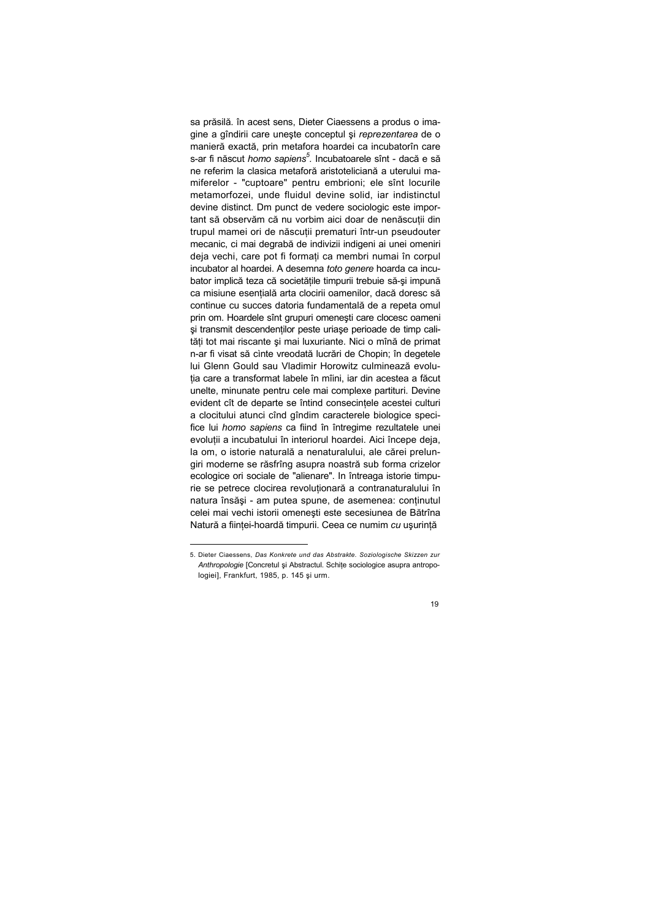sa prăsilă. în acest sens, Dieter Ciaessens a produs o imagine a gîndirii care uneşte conceptul şi *reprezentarea* de o manieră exactă, prin metafora hoardei ca incubatorîn care s-ar fi născut *homo sapiens*[5]. Incubatoarele sînt - dacă e să ne referim la clasica metaforă aristoteliciană a uterului mamiferelor - "cuptoare" pentru embrioni; ele sînt locurile metamorfozei, unde fluidul devine solid, iar indistinctul devine distinct. Dm punct de vedere sociologic este important să observăm că nu vorbim aici doar de nenăscuții din trupul mamei ori de născuții prematuri într-un pseudouter mecanic, ci mai degrabă de indivizii indigeni ai unei omeniri deja vechi, care pot fi formați ca membri numai în corpul incubator al hoardei. A desemna *toto genere* hoarda ca incubator implică teza că societățile timpurii trebuie să-şi impună ca misiune esențială arta clocirii oamenilor, dacă doresc să continue cu succes datoria fundamentală de a repeta omul prin om. Hoardele sînt grupuri omeneşti care clocesc oameni şi transmit descendenților peste uriaşe perioade de timp calități tot mai riscante şi mai luxuriante. Nici o mînă de primat n-ar fi visat să cînte vreodată lucrări de Chopin; în degetele lui Glenn Gould sau Vladimir Horowitz culminează evoluția care a transformat labele în mîini, iar din acestea a făcut unelte, minunate pentru cele mai complexe partituri. Devine evident cît de departe se întind consecințele acestei culturi a clocitului atunci cînd gîndim caracterele biologice specifice lui *homo sapiens* ca fiind în întregime rezultatele unei evoluții a incubatului în interiorul hoardei. Aici începe deja, la om, o istorie naturală a nenaturalului, ale cărei prelungiri moderne se răsfrîng asupra noastră sub forma crizelor ecologice ori sociale de "alienare". In întreaga istorie timpurie se petrece clocirea revoluționară a contranaturalului în natura însăşi - am putea spune, de asemenea: conținutul celei mai vechi istorii omeneşti este secesiunea de Bătrîna Natură a ființei-hoardă timpurii. Ceea ce numim *cu* uşurință

5. Dieter Ciaessens, *Das Konkrete und das Abstrakte. Soziologische Skizzen zur Anthropologie* [Concretul şi Abstractul. Schițe sociologice asupra antropologiei], Frankfurt, 1985, p. 145 şi urm.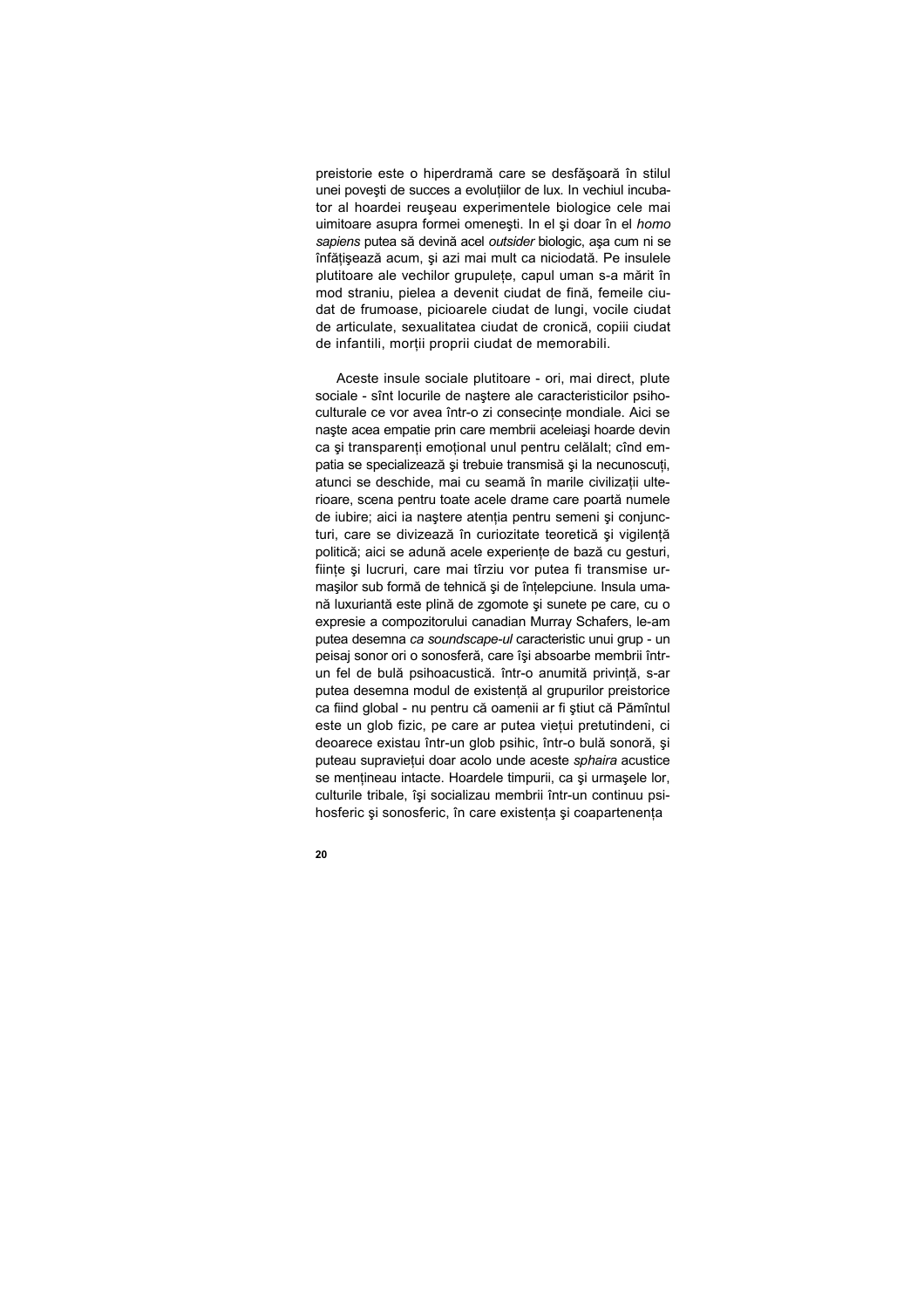preistorie este o hiperdramă care se desfăşoară în stilul unei poveşti de succes a evoluţiilor de lux. In vechiul incubator al hoardei reuşeau experimentele biologice cele mai uimitoare asupra formei omeneşti. In el şi doar în el *homo sapiens* putea să devină acel *outsider* biologic, aşa cum ni se înfăţişează acum, şi azi mai mult ca niciodată. Pe insulele plutitoare ale vechilor grupuleţe, capul uman s-a mărit în mod straniu, pielea a devenit ciudat de fină, femeile ciudat de frumoase, picioarele ciudat de lungi, vocile ciudat de articulate, sexualitatea ciudat de cronică, copiii ciudat de infantili, morţii proprii ciudat de memorabili.

Aceste insule sociale plutitoare - ori, mai direct, plute sociale - sînt locurile de naştere ale caracteristicilor psihoculturale ce vor avea într-o zi consecinţe mondiale. Aici se naşte acea empatie prin care membrii aceleiaşi hoarde devin ca şi transparenţi emoţional unul pentru celălalt; cînd empatia se specializează şi trebuie transmisă şi la necunoscuţi, atunci se deschide, mai cu seamă în marile civilizaţii ulterioare, scena pentru toate acele drame care poartă numele de iubire; aici ia naştere atenţia pentru semeni şi conjuncturi, care se divizează în curiozitate teoretică şi vigilenţă politică; aici se adună acele experienţe de bază cu gesturi, fiinţe şi lucruri, care mai tîrziu vor putea fi transmise urmaşilor sub formă de tehnică şi de înţelepciune. Insula umană luxuriantă este plină de zgomote şi sunete pe care, cu o expresie a compozitorului canadian Murray Schafers, le-am putea desemna *ca soundscape-ul* caracteristic unui grup - un peisaj sonor ori o sonosferă, care îşi absoarbe membrii într-un fel de bulă psihoacustică. într-o anumită privinţă, s-ar putea desemna modul de existenţă al grupurilor preistorice ca fiind global - nu pentru că oamenii ar fi ştiut că Pămîntul este un glob fizic, pe care ar putea vieţui pretutindeni, ci deoarece existau într-un glob psihic, într-o bulă sonoră, şi puteau supravieţui doar acolo unde aceste *sphaira* acustice se menţineau intacte. Hoardele timpurii, ca şi urmaşele lor, culturile tribale, îşi socializau membrii într-un continuu psihosferic şi sonosferic, în care existenţa şi coapartenenţa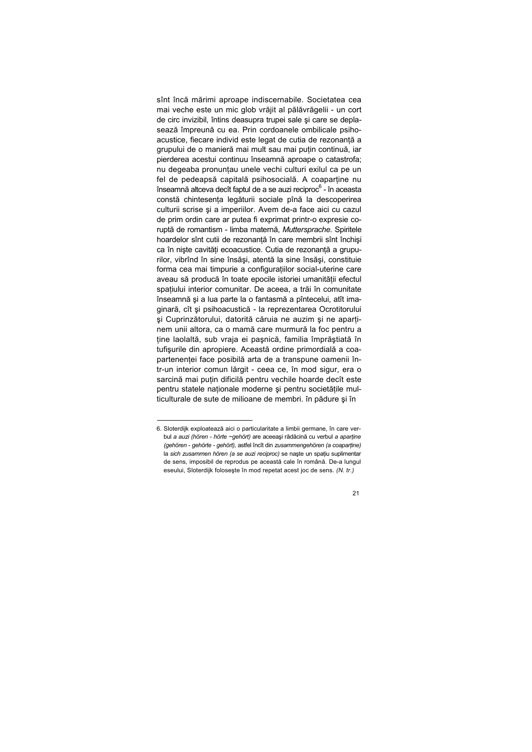sînt încă mărimi aproape indiscernabile. Societatea cea mai veche este un mic glob vrăjit al pălăvrăgelii - un cort de circ invizibil, întins deasupra trupei sale şi care se deplasează împreună cu ea. Prin cordoanele ombilicale psihoacustice, fiecare individ este legat de cutia de rezonanţă a grupului de o manieră mai mult sau mai puţin continuă, iar pierderea acestui continuu înseamnă aproape o catastrofa; nu degeaba pronunţau unele vechi culturi exilul ca pe un fel de pedeapsă capitală psihosocială. A coaparţine nu înseamnă altceva decît faptul de a se auzi reciproc[6] - în aceasta constă chintesenţa legăturii sociale pînă la descoperirea culturii scrise şi a imperiilor. Avem de-a face aici cu cazul de prim ordin care ar putea fi exprimat printr-o expresie coruptă de romantism - limba maternă, *Muttersprache.* Spiritele hoardelor sînt cutii de rezonanţă în care membrii sînt închişi ca în nişte cavităţi ecoacustice. Cutia de rezonanţă a grupurilor, vibrînd în sine însăşi, atentă la sine însăşi, constituie forma cea mai timpurie a configuraţiilor social-uterine care aveau să producă în toate epocile istoriei umanităţii efectul spaţiului interior comunitar. De aceea, a trăi în comunitate înseamnă şi a lua parte la o fantasmă a pîntecelui, atît imaginară, cît şi psihoacustică - la reprezentarea Ocrotitorului şi Cuprinzătorului, datorită căruia ne auzim şi ne aparţinem unii altora, ca o mamă care murmură la foc pentru a ţine laolaltă, sub vraja ei paşnică, familia împrăştiată în tufişurile din apropiere. Această ordine primordială a coapartenenţei face posibilă arta de a transpune oamenii într-un interior comun lărgit - ceea ce, în mod sigur, era o sarcină mai puţin dificilă pentru vechile hoarde decît este pentru statele naţionale moderne şi pentru societăţile multiculturale de sute de milioane de membri. în pădure şi în

---

6. Sloterdijk exploatează aici o particularitate a limbii germane, în care verbul *a auzi (hören - hörte ~gehört)* are aceeaşi rădăcină cu verbul *a aparţine (gehören - gehörte - gehört),* astfel încît din *zusammengehören (a coaparţine)* la *sich zusammen hören (a se auzi reciproc)* se naşte un spaţiu suplimentar de sens, imposibil de reprodus pe această cale în română. De-a lungul eseului, Sloterdijk foloseşte în mod repetat acest joc de sens. *(N. tr.)*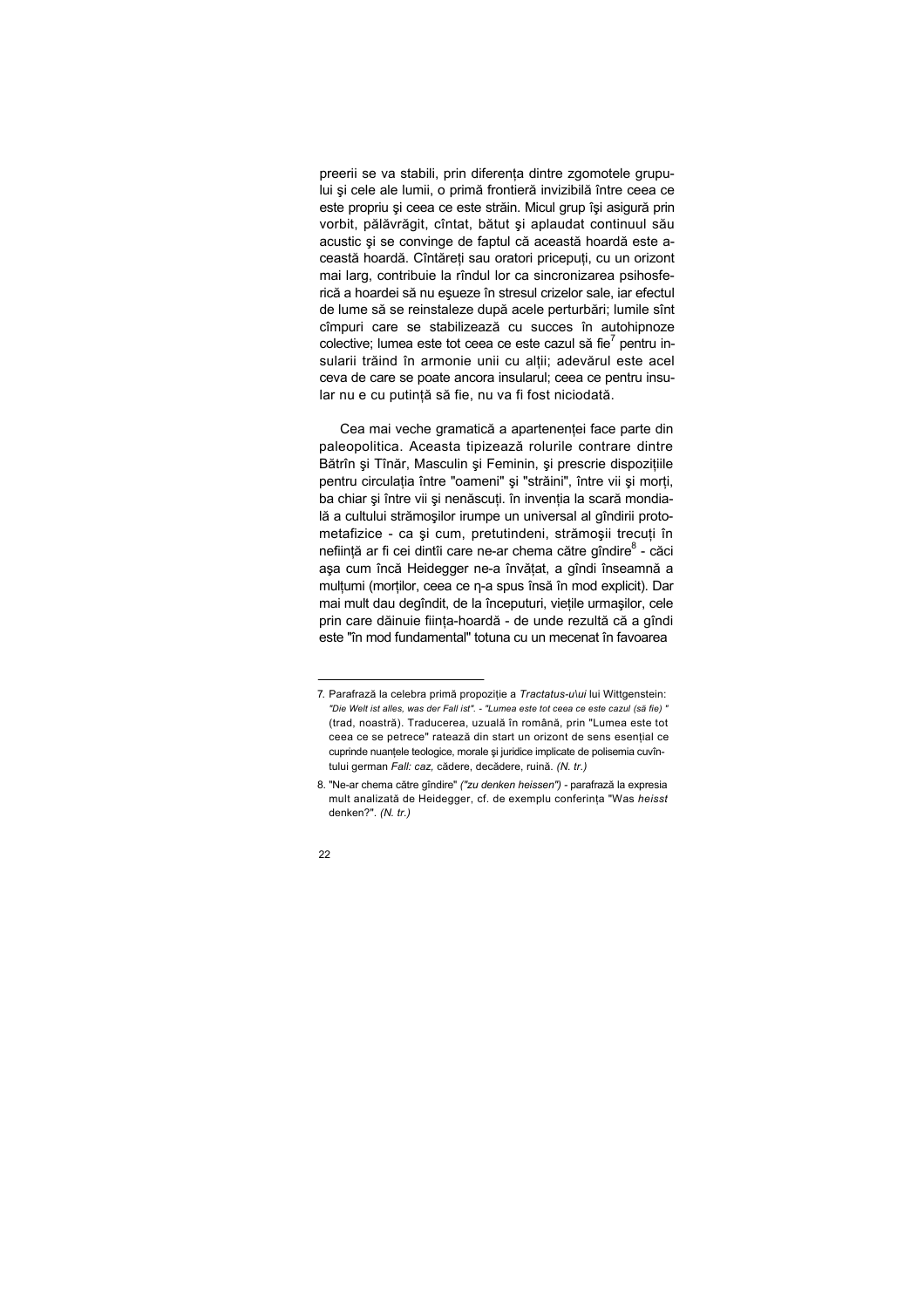preerii se va stabili, prin diferența dintre zgomotele grupului și cele ale lumii, o primă frontieră invizibilă între ceea ce este propriu și ceea ce este străin. Micul grup își asigură prin vorbit, pălăvrăgit, cîntat, bătut și aplaudat continuul său acustic și se convinge de faptul că această hoardă este această hoardă. Cîntăreți sau oratori pricepuți, cu un orizont mai larg, contribuie la rîndul lor ca sincronizarea psihosferică a hoardei să nu eșueze în stresul crizelor sale, iar efectul de lume să se reinstaleze după acele perturbări; lumile sînt cîmpuri care se stabilizează cu succes în autohipnoze colective; lumea este tot ceea ce este cazul să fie[7] pentru insularii trăind în armonie unii cu alții; adevărul este acel ceva de care se poate ancora insularul; ceea ce pentru insular nu e cu putință să fie, nu va fi fost niciodată.

Cea mai veche gramatică a apartenenței face parte din paleopolitica. Aceasta tipizează rolurile contrare dintre Bătrîn și Tînăr, Masculin și Feminin, și prescrie dispozițiile pentru circulația între "oameni" și "străini", între vii și morți, ba chiar și între vii și nenăscuți. în invenția la scară mondială a cultului strămoșilor irumpe un universal al gîndirii protometafizice - ca și cum, pretutindeni, strămoșii trecuți în neființă ar fi cei dintîi care ne-ar chema către gîndire[8] - căci așa cum încă Heidegger ne-a învățat, a gîndi înseamnă a mulțumi (morților, ceea ce ṇ-a spus însă în mod explicit). Dar mai mult dau degîndit, de la începuturi, viețile urmașilor, cele prin care dăinuie ființa-hoardă - de unde rezultă că a gîndi este "în mod fundamental" totuna cu un mecenat în favoarea

---

7. Parafrază la celebra primă propoziție a *Tractatus-u\ui* lui Wittgenstein: *"Die Welt ist alles, was der Fall ist". - "Lumea este tot ceea ce este cazul (să fie) "* (trad, noastră). Traducerea, uzuală în română, prin "Lumea este tot ceea ce se petrece" ratează din start un orizont de sens esențial ce cuprinde nuanțele teologice, morale și juridice implicate de polisemia cuvîntului german *Fall: caz,* cădere, decădere, ruină. *(N. tr.)*

8. "Ne-ar chema către gîndire" *("zu denken heissen")* - parafrază la expresia mult analizată de Heidegger, cf. de exemplu conferința "Was *heisst* denken?". *(N. tr.)*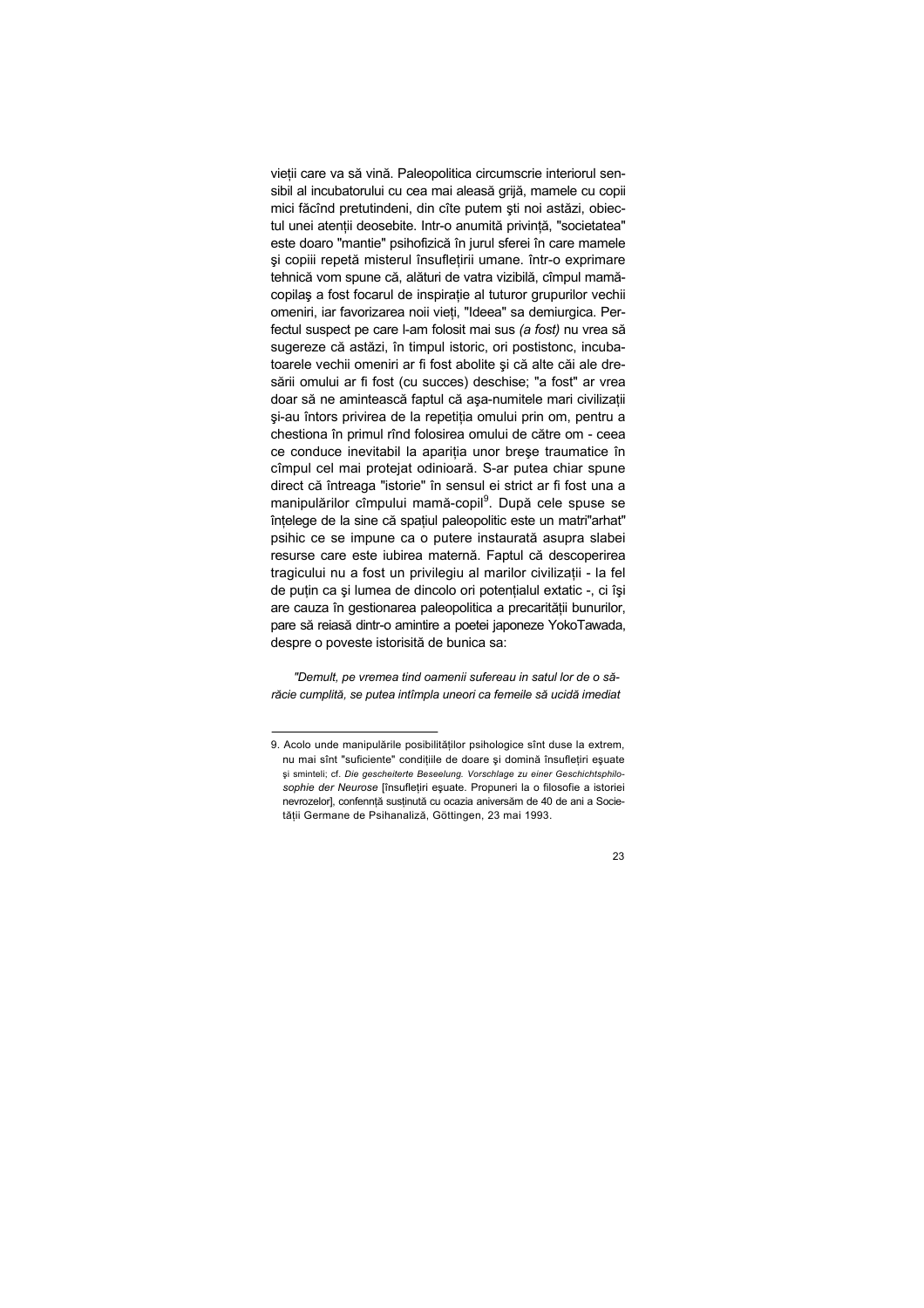vieții care va să vină. Paleopolitica circumscrie interiorul sensibil al incubatorului cu cea mai aleasă grijă, mamele cu copii mici făcînd pretutindeni, din cîte putem şti noi astăzi, obiectul unei atenții deosebite. Intr-o anumită privință, "societatea" este doaro "mantie" psihofizică în jurul sferei în care mamele şi copiii repetă misterul însuflețirii umane. într-o exprimare tehnică vom spune că, alături de vatra vizibilă, cîmpul mamă-copilaş a fost focarul de inspirație al tuturor grupurilor vechii omeniri, iar favorizarea noii vieți, "Ideea" sa demiurgica. Perfectul suspect pe care l-am folosit mai sus *(a fost)* nu vrea să sugereze că astăzi, în timpul istoric, ori postistonc, incubatoarele vechii omeniri ar fi fost abolite şi că alte căi ale dresării omului ar fi fost (cu succes) deschise; "a fost" ar vrea doar să ne amintească faptul că aşa-numitele mari civilizații şi-au întors privirea de la repetiția omului prin om, pentru a chestiona în primul rînd folosirea omului de către om - ceea ce conduce inevitabil la apariția unor breşe traumatice în cîmpul cel mai protejat odinioară. S-ar putea chiar spune direct că întreaga "istorie" în sensul ei strict ar fi fost una a manipulărilor cîmpului mamă-copil[9]. După cele spuse se înțelege de la sine că spațiul paleopolitic este un matri"arhat" psihic ce se impune ca o putere instaurată asupra slabei resurse care este iubirea maternă. Faptul că descoperirea tragicului nu a fost un privilegiu al marilor civilizații - la fel de puțin ca şi lumea de dincolo ori potențialul extatic -, ci îşi are cauza în gestionarea paleopolitica a precarității bunurilor, pare să reiasă dintr-o amintire a poetei japoneze YokoTawada, despre o poveste istorisită de bunica sa:

*"Demult, pe vremea tind oamenii sufereau in satul lor de o sărăcie cumplită, se putea intîmpla uneori ca femeile să ucidă imediat*

---

9. Acolo unde manipulările posibilităților psihologice sînt duse la extrem, nu mai sînt "suficiente" condițiile de doare şi domină însufleţiri eşuate şi sminteli; cf. *Die gescheiterte Beseelung. Vorschlage zu einer Geschichtsphilosophie der Neurose* [însufleţiri eşuate. Propuneri la o filosofie a istoriei nevrozelor], confenn̦ță susținută cu ocazia aniversăm de 40 de ani a Societății Germane de Psihanaliză, Göttingen, 23 mai 1993.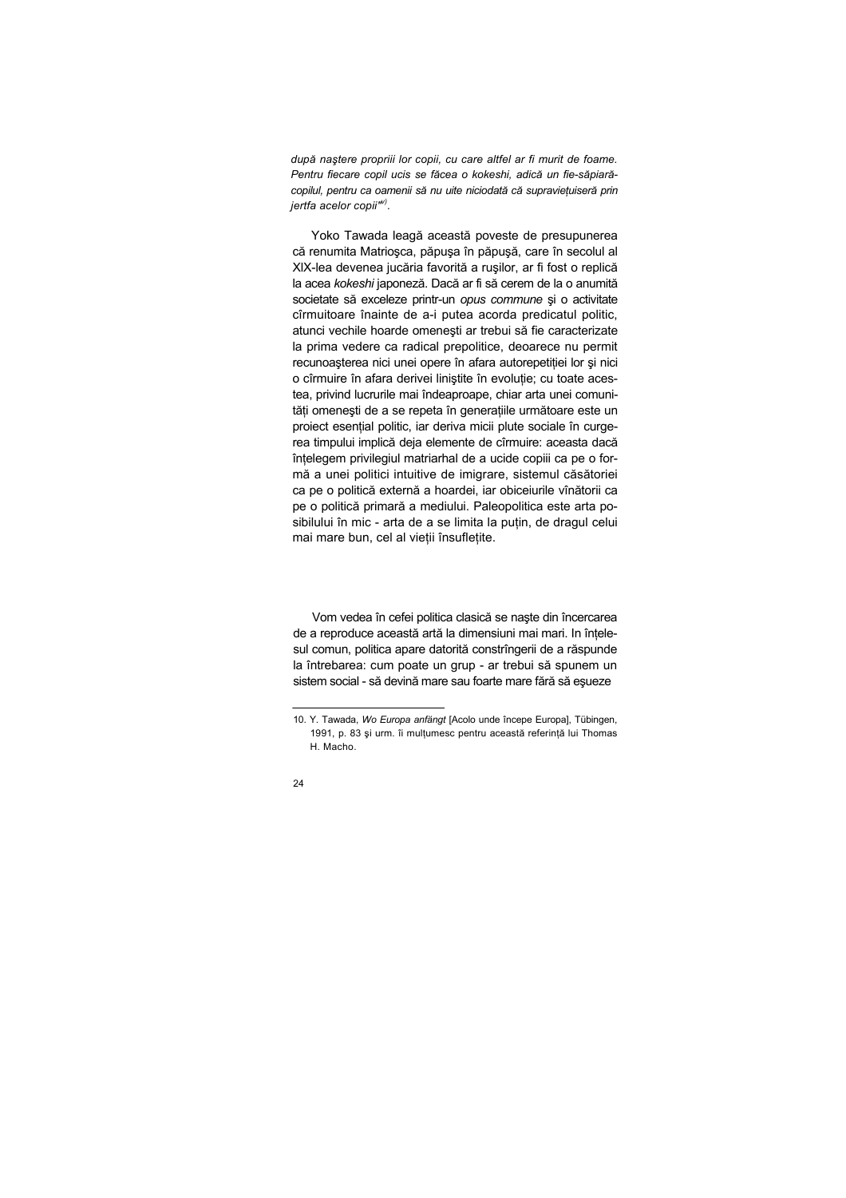*după naştere proprii lor copii, cu care altfel ar fi murit de foame. Pentru fiecare copil ucis se făcea o kokeshi, adică un fie-săpiară-copilul, pentru ca oamenii să nu uite niciodată că supravieţuiseră prin jertfa acelor copii"*[10].

Yoko Tawada leagă această poveste de presupunerea că renumita Matrioşca, păpuşa în păpuşă, care în secolul al XIX-lea devenea jucăria favorită a ruşilor, ar fi fost o replică la acea *kokeshi* japoneză. Dacă ar fi să cerem de la o anumită societate să exceleze printr-un *opus commune* şi o activitate cîrmuitoare înainte de a-i putea acorda predicatul politic, atunci vechile hoarde omeneşti ar trebui să fie caracterizate la prima vedere ca radical prepolitice, deoarece nu permit recunoaşterea nici unei opere în afara autorepetiției lor şi nici o cîrmuire în afara derivei liniştite în evoluție; cu toate acestea, privind lucrurile mai îndeaproape, chiar arta unei comunități omeneşti de a se repeta în generațiile următoare este un proiect esențial politic, iar deriva micii plute sociale în curgerea timpului implică deja elemente de cîrmuire: aceasta dacă înțelegem privilegiul matriarhal de a ucide copiii ca pe o formă a unei politici intuitive de imigrare, sistemul căsătoriei ca pe o politică externă a hoardei, iar obiceiurile vînătorii ca pe o politică primară a mediului. Paleopolitica este arta posibilului în mic - arta de a se limita la puțin, de dragul celui mai mare bun, cel al vieții însuflețite.

Vom vedea în cefei politica clasică se naşte din încercarea de a reproduce această artă la dimensiuni mai mari. In înțelesul comun, politica apare datorită constrîngerii de a răspunde la întrebarea: cum poate un grup - ar trebui să spunem un sistem social - să devină mare sau foarte mare fără să eşueze

---

10. Y. Tawada, *Wo Europa anfängt* [Acolo unde începe Europa], Tübingen, 1991, p. 83 şi urm. îi mulțumesc pentru această referință lui Thomas H. Macho.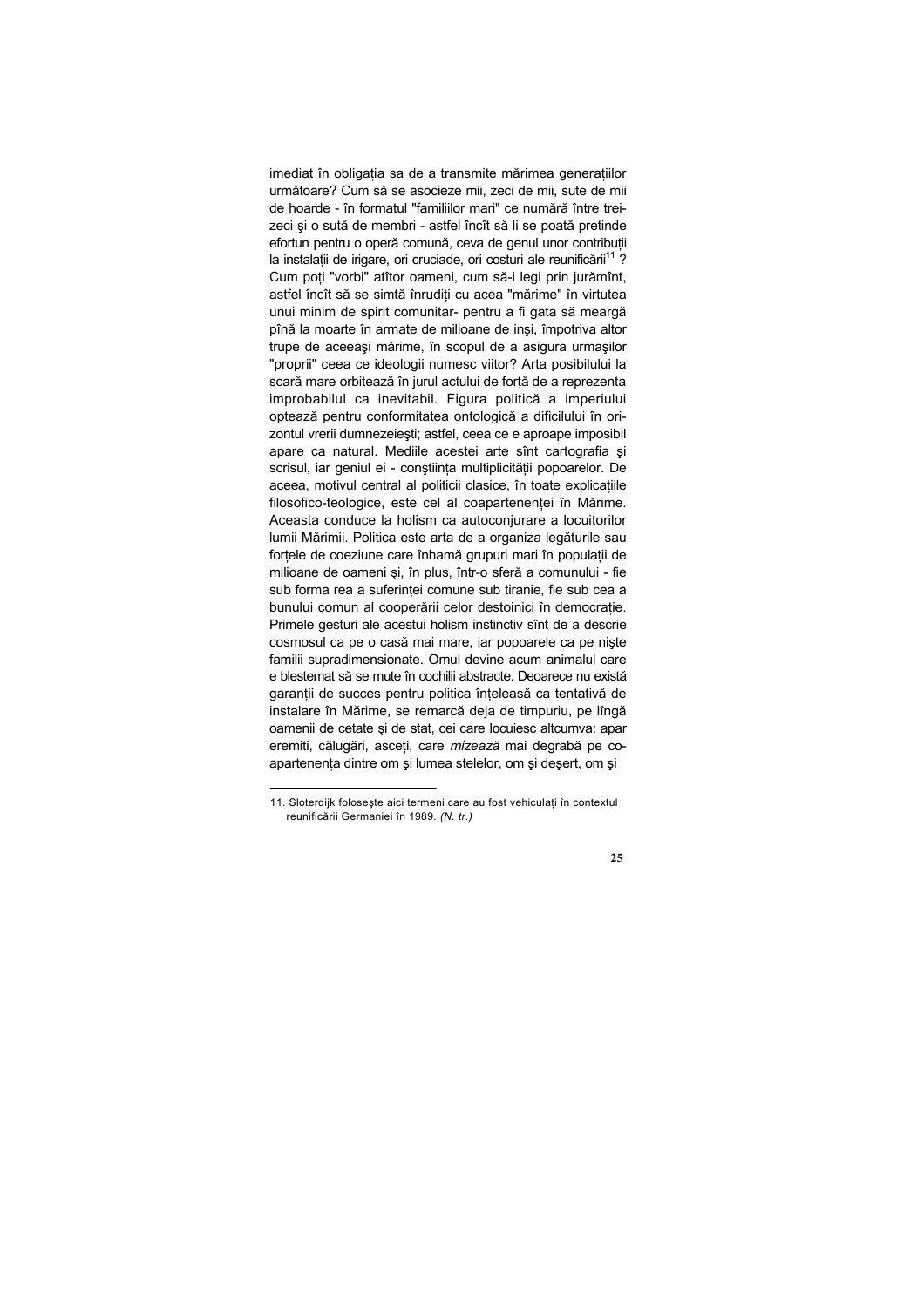imediat în obligația sa de a transmite mărimea generațiilor următoare? Cum să se asocieze mii, zeci de mii, sute de mii de hoarde - în formatul "familiilor mari" ce numără între treizeci și o sută de membri - astfel încît să li se poată pretinde efortun pentru o operă comună, ceva de genul unor contribuții la instalații de irigare, ori cruciade, ori costuri ale reunificării[11] ? Cum poți "vorbi" atîtor oameni, cum să-i legi prin jurămînt, astfel încît să se simtă înrudiți cu acea "mărime" în virtutea unui minim de spirit comunitar- pentru a fi gata să meargă pînă la moarte în armate de milioane de inși, împotriva altor trupe de aceeași mărime, în scopul de a asigura urmașilor "proprii" ceea ce ideologii numesc viitor? Arta posibilului la scară mare orbitează în jurul actului de forță de a reprezenta improbabilul ca inevitabil. Figura politică a imperiului optează pentru conformitatea ontologică a dificilului în orizontul vrerii dumnezeiești; astfel, ceea ce e aproape imposibil apare ca natural. Mediile acestei arte sînt cartografia și scrisul, iar geniul ei - conștiința multiplicității popoarelor. De aceea, motivul central al politicii clasice, în toate explicațiile filosofico-teologice, este cel al coapartenenței în Mărime. Aceasta conduce la holism ca autoconjurare a locuitorilor lumii Mărimii. Politica este arta de a organiza legăturile sau forțele de coeziune care înhamă grupuri mari în populații de milioane de oameni și, în plus, într-o sferă a comunului - fie sub forma rea a suferinței comune sub tiranie, fie sub cea a bunului comun al cooperării celor destoinici în democrație. Primele gesturi ale acestui holism instinctiv sînt de a descrie cosmosul ca pe o casă mai mare, iar popoarele ca pe niște familii supradimensionate. Omul devine acum animalul care e blestemat să se mute în cochilii abstracte. Deoarece nu există garanții de succes pentru politica înțeleasă ca tentativă de instalare în Mărime, se remarcă deja de timpuriu, pe lîngă oamenii de cetate și de stat, cei care locuiesc altcumva: apar eremiti, călugări, asceți, care *mizează* mai degrabă pe coapartenența dintre om și lumea stelelor, om și deșert, om și

---

11. Sloterdijk folosește aici termeni care au fost vehiculați în contextul reunificării Germaniei în 1989. *(N. tr.)*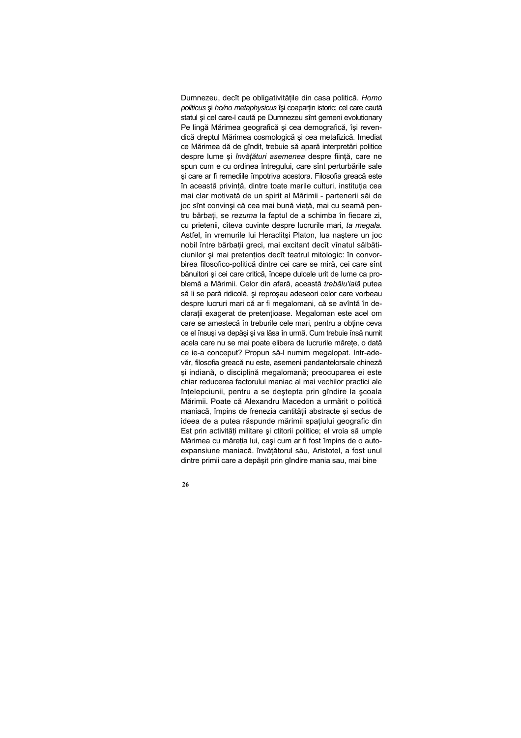Dumnezeu, decît pe obligativitățile din casa politică. *Homo politicus* şi *ho/no metaphysicus* îşi coaparțin istoric; cel care caută statul şi cel care-l caută pe Dumnezeu sînt gemeni evolutionary Pe lingă Mărimea geografică şi cea demografică, îşi revendică dreptul Mărimea cosmologică şi cea metafizică. Imediat ce Mărimea dă de gîndit, trebuie să apară interpretări politice despre lume şi *învățături asemenea* despre ființă, care ne spun cum e cu ordinea întregului, care sînt perturbările sale şi care ar fi remediile împotriva acestora. Filosofia greacă este în această privință, dintre toate marile culturi, instituția cea mai clar motivată de un spirit al Mărimii - partenerii săi de joc sînt convinşi că cea mai bună viață, mai cu seamă pentru bărbați, se *rezuma* la faptul de a schimba în fiecare zi, cu prietenii, cîteva cuvinte despre lucrurile mari, *ta megala.* Astfel, în vremurile lui Heraclitşi Platon, lua naştere un joc nobil între bărbații greci, mai excitant decît vînatul sălbăticiunilor şi mai pretențios decît teatrul mitologic: în convorbirea filosofico-politică dintre cei care se miră, cei care sînt bănuitori şi cei care critică, începe dulcele urit de lume ca problemă a Mărimii. Celor din afară, această *trebălu'ialâ* putea să li se pară ridicolă, şi reproşau adeseori celor care vorbeau despre lucruri mari că ar fi megalomani, că se avîntă în declarații exagerat de pretențioase. Megaloman este acel om care se amestecă în treburile cele mari, pentru a obține ceva ce el însuşi va depăşi şi va lăsa în urmă. Cum trebuie însă numit acela care nu se mai poate elibera de lucrurile mărețe, o dată ce ie-a conceput? Propun să-l numim megalopat. Intr-adevăr, filosofia greacă nu este, asemeni pandantelorsale chineză şi indiană, o disciplină megalomană; preocuparea ei este chiar reducerea factorului maniac al mai vechilor practici ale înțelepciunii, pentru a se deştepta prin gîndire la şcoala Mărimii. Poate că Alexandru Macedon a urmărit o politică maniacă, împins de frenezia cantității abstracte şi sedus de ideea de a putea răspunde mărimii spațiului geografic din Est prin activități militare şi ctitorii politice; el vroia să umple Mărimea cu măreția lui, caşi cum ar fi fost împins de o autoexpansiune maniacă. învățătorul său, Aristotel, a fost unul dintre primii care a depăşit prin gîndire mania sau, mai bine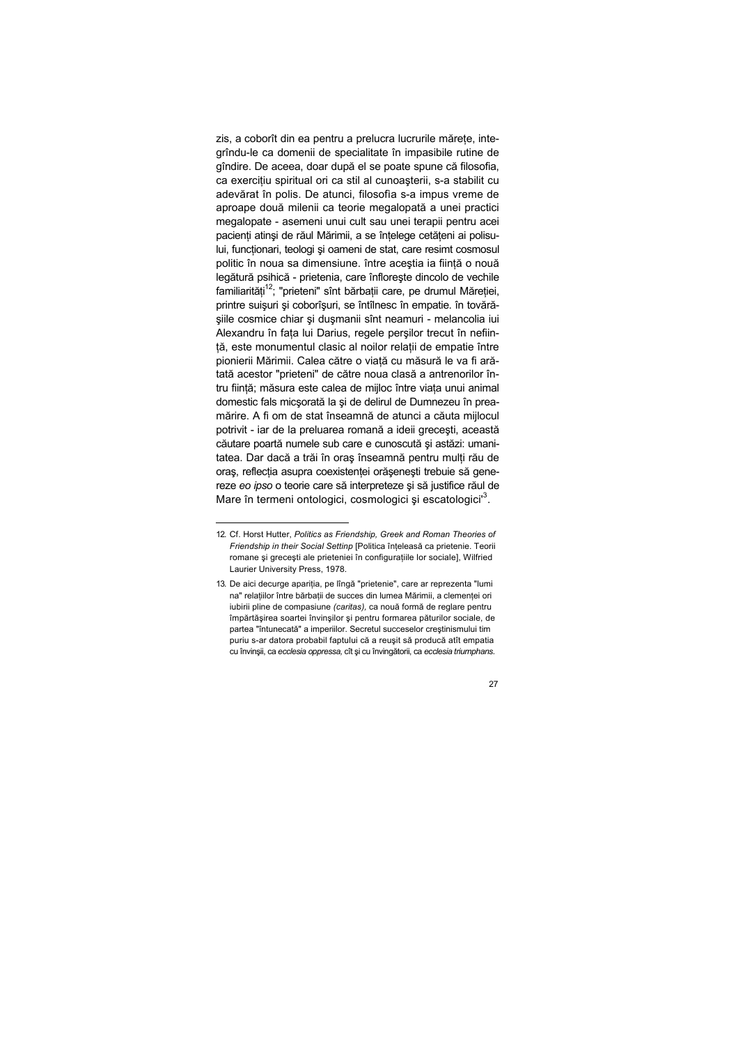zis, a coborît din ea pentru a prelucra lucrurile mărețe, integrîndu-le ca domenii de specialitate în impasibile rutine de gîndire. De aceea, doar după el se poate spune că filosofia, ca exercițiu spiritual ori ca stil al cunoașterii, s-a stabilit cu adevărat în polis. De atunci, filosofia s-a impus vreme de aproape două milenii ca teorie megalopată a unei practici megalopate - asemeni unui cult sau unei terapii pentru acei pacienți atinși de răul Mărimii, a se înțelege cetățeni ai polisului, funcționari, teologi și oameni de stat, care resimt cosmosul politic în noua sa dimensiune. între aceștia ia ființă o nouă legătură psihică - prietenia, care înflorește dincolo de vechile familiarități[12]; "prieteni" sînt bărbații care, pe drumul Măreției, printre suișuri și coborîșuri, se întîlnesc în empatie. în tovărășiile cosmice chiar și dușmanii sînt neamuri - melancolia iui Alexandru în fața lui Darius, regele perșilor trecut în neființă, este monumentul clasic al noilor relații de empatie între pionierii Mărimii. Calea către o viață cu măsură le va fi arătată acestor "prieteni" de către noua clasă a antrenorilor întru ființă; măsura este calea de mijloc între viața unui animal domestic fals micșorată la și de delirul de Dumnezeu în preamărire. A fi om de stat înseamnă de atunci a căuta mijlocul potrivit - iar de la preluarea romană a ideii grecești, această căutare poartă numele sub care e cunoscută și astăzi: umanitatea. Dar dacă a trăi în oraș înseamnă pentru mulți rău de oraș, reflecția asupra coexistenței orășenești trebuie să genereze *eo ipso* o teorie care să interpreteze și să justifice răul de Mare în termeni ontologici, cosmologici și escatologici[13].

---

12. Cf. Horst Hutter, *Politics as Friendship, Greek and Roman Theories of Friendship in their Social Settinp* [Politica înțeleasă ca prietenie. Teorii romane și grecești ale prieteniei în configurațiile lor sociale], Wilfried Laurier University Press, 1978.

13. De aici decurge apariția, pe lîngă "prietenie", care ar reprezenta "lumi na" relațiilor între bărbații de succes din lumea Mărimii, a clemenței ori iubirii pline de compasiune *(caritas)*, ca nouă formă de reglare pentru împărtășirea soartei învinșilor și pentru formarea păturilor sociale, de partea "întunecată" a imperiilor. Secretul succeselor creștinismului tim puriu s-ar datora probabil faptului că a reușit să producă atît empatia cu învinșii, ca *ecclesia oppressa*, cît și cu învingătorii, ca *ecclesia triumphans*.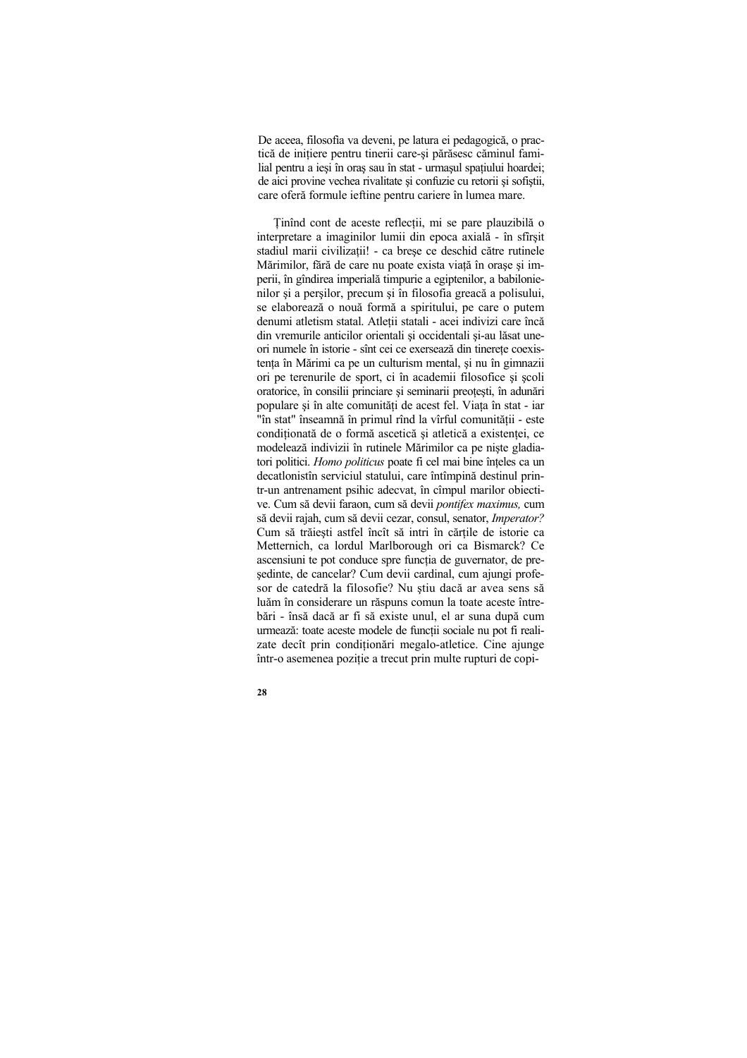De aceea, filosofia va deveni, pe latura ei pedagogică, o practică de inițiere pentru tinerii care-și părăsesc căminul familial pentru a ieși în oraș sau în stat - urmașul spațiului hoardei; de aici provine vechea rivalitate și confuzie cu retorii și sofiștii, care oferă formule ieftine pentru cariere în lumea mare.

Ținînd cont de aceste reflecții, mi se pare plauzibilă o interpretare a imaginilor lumii din epoca axială - în sfîrșit stadiul marii civilizații! - ca breșe ce deschid către rutinele Mărimilor, fără de care nu poate exista viață în orașe și imperii, în gîndirea imperială timpurie a egiptenilor, a babilonienilor și a perșilor, precum și în filosofia greacă a polisului, se elaborează o nouă formă a spiritului, pe care o putem denumi atletism statal. Atleții statali - acei indivizi care încă din vremurile anticilor orientali și occidentali și-au lăsat uneori numele în istorie - sînt cei ce exersează din tinerețe coexistența în Mărimi ca pe un culturism mental, și nu în gimnazii ori pe terenurile de sport, ci în academii filosofice și școli oratorice, în consilii princiare și seminarii preoțești, în adunări populare și în alte comunități de acest fel. Viața în stat - iar "în stat" înseamnă în primul rînd la vîrful comunității - este condiționată de o formă ascetică și atletică a existenței, ce modelează indivizii în rutinele Mărimilor ca pe niște gladiatori politici. *Homo politicus* poate fi cel mai bine înțeles ca un decatlonistîn serviciul statului, care întîmpină destinul printr-un antrenament psihic adecvat, în cîmpul marilor obiective. Cum să devii faraon, cum să devii *pontifex maximus,* cum să devii rajah, cum să devii cezar, consul, senator, *Imperator?* Cum să trăiești astfel încît să intri în cărțile de istorie ca Metternich, ca lordul Marlborough ori ca Bismarck? Ce ascensiuni te pot conduce spre funcția de guvernator, de președinte, de cancelar? Cum devii cardinal, cum ajungi profesor de catedră la filosofie? Nu știu dacă ar avea sens să luăm în considerare un răspuns comun la toate aceste întrebări - însă dacă ar fi să existe unul, el ar suna după cum urmează: toate aceste modele de funcții sociale nu pot fi realizate decît prin condiționări megalo-atletice. Cine ajunge într-o asemenea poziție a trecut prin multe rupturi de copi-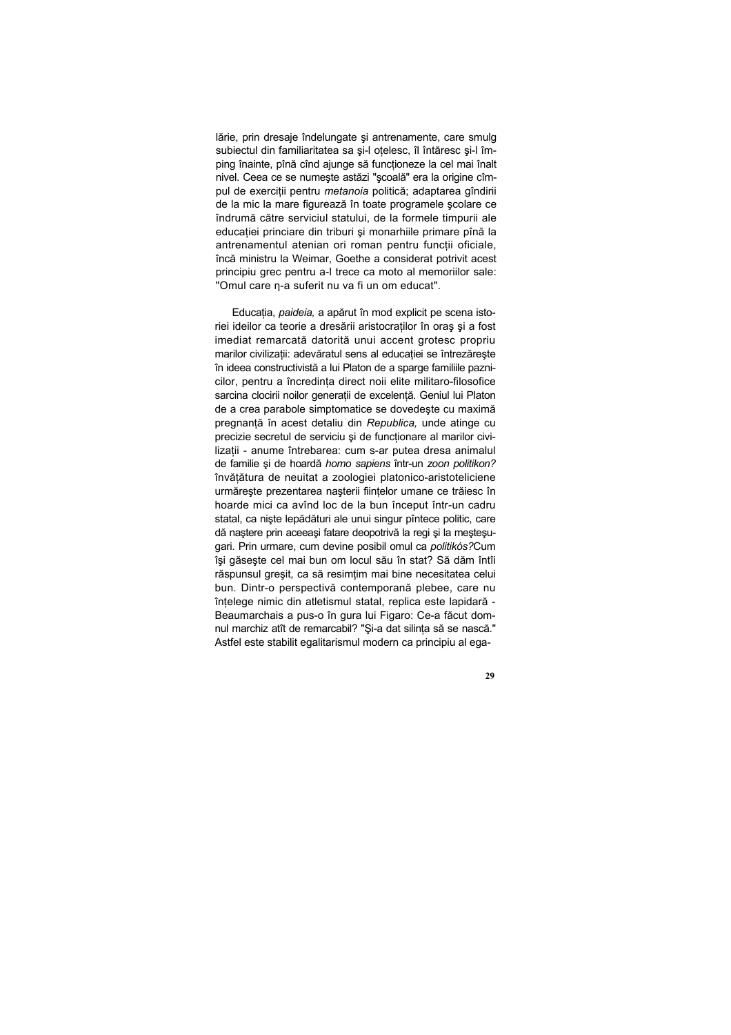lărie, prin dresaje îndelungate şi antrenamente, care smulg subiectul din familiaritatea sa şi-l oţelesc, îl întăresc şi-l împing înainte, pînă cînd ajunge să funcţioneze la cel mai înalt nivel. Ceea ce se numeşte astăzi "şcoală" era la origine cîmpul de exerciţii pentru *metanoia* politică; adaptarea gîndirii de la mic la mare figurează în toate programele şcolare ce îndrumă către serviciul statului, de la formele timpurii ale educaţiei princiare din triburi şi monarhiile primare pînă la antrenamentul atenian ori roman pentru funcţii oficiale, încă ministru la Weimar, Goethe a considerat potrivit acest principiu grec pentru a-l trece ca moto al memoriilor sale: "Omul care n-a suferit nu va fi un om educat".

Educaţia, *paideia,* a apărut în mod explicit pe scena istoriei ideilor ca teorie a dresării aristocraţilor în oraş şi a fost imediat remarcată datorită unui accent grotesc propriu marilor civilizaţii: adevăratul sens al educaţiei se întrezăreşte în ideea constructivistă a lui Platon de a sparge familiile paznicilor, pentru a încredinţa direct noii elite militaro-filosofice sarcina clocirii noilor generaţii de excelenţă. Geniul lui Platon de a crea parabole simptomatice se dovedeşte cu maximă pregnanţă în acest detaliu din *Republica,* unde atinge cu precizie secretul de serviciu şi de funcţionare al marilor civilizaţii - anume întrebarea: cum s-ar putea dresa animalul de familie şi de hoardă *homo sapiens* într-un *zoon politikon?* învăţătura de neuitat a zoologiei platonico-aristoteliciene urmăreşte prezentarea naşterii fiinţelor umane ce trăiesc în hoarde mici ca avînd loc de la bun început într-un cadru statal, ca nişte lepădături ale unui singur pîntece politic, care dă naştere prin aceeaşi fatare deopotrivă la regi şi la meşteşugari. Prin urmare, cum devine posibil omul ca *politikós?*Cum îşi găseşte cel mai bun om locul său în stat? Să dăm întîi răspunsul greşit, ca să resimţim mai bine necesitatea celui bun. Dintr-o perspectivă contemporană plebee, care nu înţelege nimic din atletismul statal, replica este lapidară - Beaumarchais a pus-o în gura lui Figaro: Ce-a făcut domnul marchiz atît de remarcabil? "Şi-a dat silinţa să se nască." Astfel este stabilit egalitarismul modern ca principiu al ega-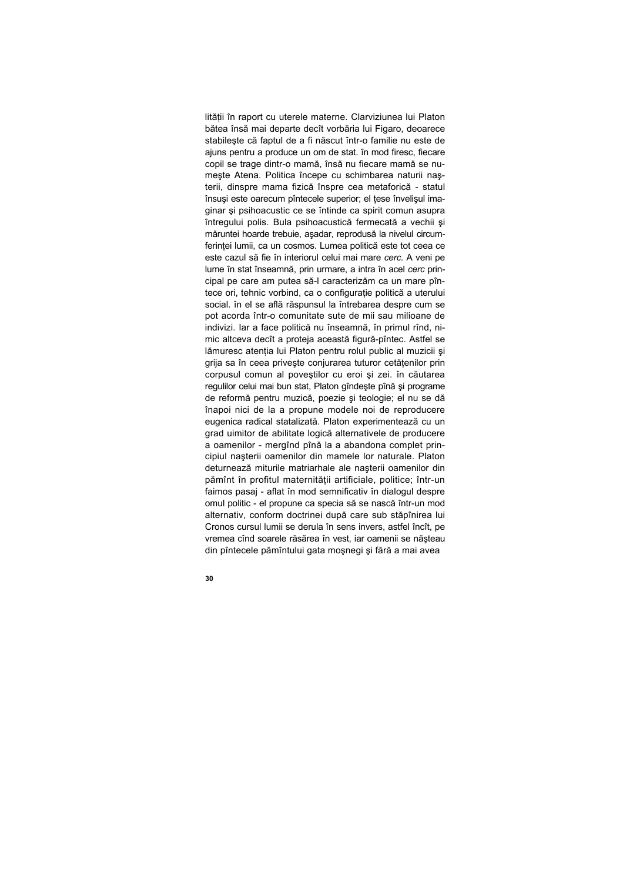lității în raport cu uterele materne. Clarviziunea lui Platon bătea însă mai departe decît vorbăria lui Figaro, deoarece stabilește că faptul de a fi născut într-o familie nu este de ajuns pentru a produce un om de stat. în mod firesc, fiecare copil se trage dintr-o mamă, însă nu fiecare mamă se numește Atena. Politica începe cu schimbarea naturii nașterii, dinspre mama fizică înspre cea metaforică - statul însuși este oarecum pîntecele superior; el țese învelișul imaginar și psihoacustic ce se întinde ca spirit comun asupra întregului polis. Bula psihoacustică fermecată a vechii și măruntei hoarde trebuie, așadar, reprodusă la nivelul circumferinței lumii, ca un cosmos. Lumea politică este tot ceea ce este cazul să fie în interiorul celui mai mare *cerc.* A veni pe lume în stat înseamnă, prin urmare, a intra în acel *cerc* principal pe care am putea să-l caracterizăm ca un mare pîntece ori, tehnic vorbind, ca o configurație politică a uterului social. în el se află răspunsul la întrebarea despre cum se pot acorda într-o comunitate sute de mii sau milioane de indivizi. Iar a face politică nu înseamnă, în primul rînd, nimic altceva decît a proteja această figură-pîntec. Astfel se lămuresc atenția lui Platon pentru rolul public al muzicii și grija sa în ceea privește conjurarea tuturor cetățenilor prin corpusul comun al poveștilor cu eroi și zei. în căutarea regulilor celui mai bun stat, Platon gîndește pînă și programe de reformă pentru muzică, poezie și teologie; el nu se dă înapoi nici de la a propune modele noi de reproducere eugenica radical statalizată. Platon experimentează cu un grad uimitor de abilitate logică alternativele de producere a oamenilor - mergînd pînă la a abandona complet principiul nașterii oamenilor din mamele lor naturale. Platon deturnează miturile matriarhale ale nașterii oamenilor din pămînt în profitul maternității artificiale, politice; într-un faimos pasaj - aflat în mod semnificativ în dialogul despre omul politic - el propune ca specia să se nască într-un mod alternativ, conform doctrinei după care sub stăpînirea lui Cronos cursul lumii se derula în sens invers, astfel încît, pe vremea cînd soarele răsărea în vest, iar oamenii se năşteau din pîntecele pămîntului gata moşnegi şi fără a mai avea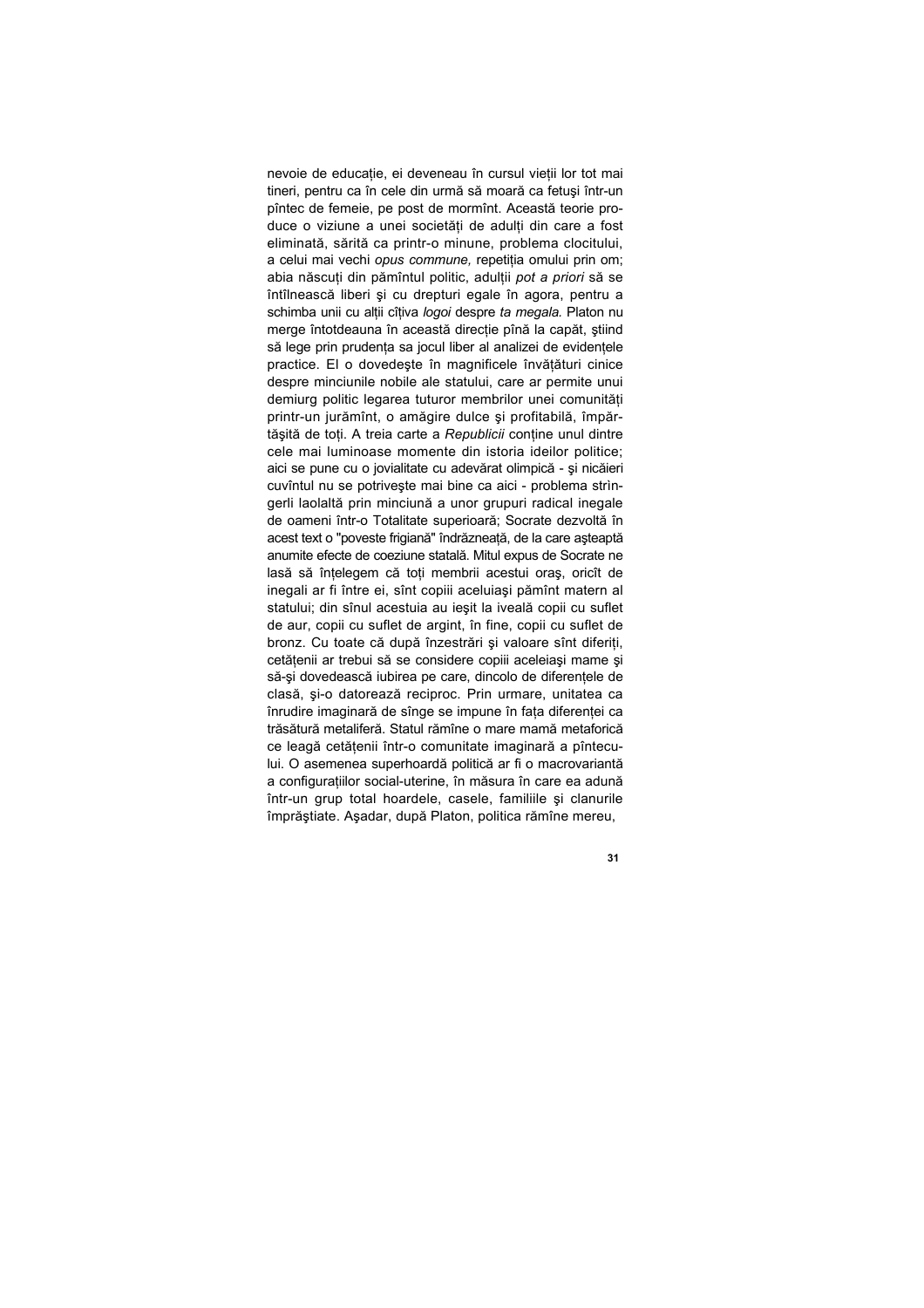nevoie de educație, ei deveneau în cursul vieții lor tot mai tineri, pentru ca în cele din urmă să moară ca fetuşi într-un pîntec de femeie, pe post de mormînt. Această teorie produce o viziune a unei societăți de adulți din care a fost eliminată, sărită ca printr-o minune, problema clocitului, a celui mai vechi *opus commune,* repetiția omului prin om; abia născuți din pămîntul politic, adulții *pot a priori* să se întîlnească liberi şi cu drepturi egale în agora, pentru a schimba unii cu alții cîțiva *logoi* despre *ta megala.* Platon nu merge întotdeauna în această direcție pînă la capăt, ştiind să lege prin prudența sa jocul liber al analizei de evidențele practice. El o dovedeşte în magnificele învățături cinice despre minciunile nobile ale statului, care ar permite unui demiurg politic legarea tuturor membrilor unei comunități printr-un jurămînt, o amăgire dulce şi profitabilă, împărtăşită de toți. A treia carte a *Republicii* conține unul dintre cele mai luminoase momente din istoria ideilor politice; aici se pune cu o jovialitate cu adevărat olimpică - şi nicăieri cuvîntul nu se potriveşte mai bine ca aici - problema strîngerli laolaltă prin minciună a unor grupuri radical inegale de oameni într-o Totalitate superioară; Socrate dezvoltă în acest text o "poveste frigiană" îndrăzneață, de la care aşteaptă anumite efecte de coeziune statală. Mitul expus de Socrate ne lasă să înțelegem că toți membrii acestui oraş, oricît de inegali ar fi între ei, sînt copiii aceluiaşi pămînt matern al statului; din sînul acestuia au ieşit la iveală copii cu suflet de aur, copii cu suflet de argint, în fine, copii cu suflet de bronz. Cu toate că după înzestrări şi valoare sînt diferiți, cetățenii ar trebui să se considere copiii aceleiaşi mame şi să-şi dovedească iubirea pe care, dincolo de diferențele de clasă, şi-o datorează reciproc. Prin urmare, unitatea ca înrudire imaginară de sînge se impune în fața diferenței ca trăsătură metaliferă. Statul rămîne o mare mamă metaforică ce leagă cetățenii într-o comunitate imaginară a pîntecului. O asemenea superhoardă politică ar fi o macrovariantă a configurațiilor social-uterine, în măsura în care ea adună într-un grup total hoardele, casele, familiile şi clanurile împrăştiate. Aşadar, după Platon, politica rămîne mereu,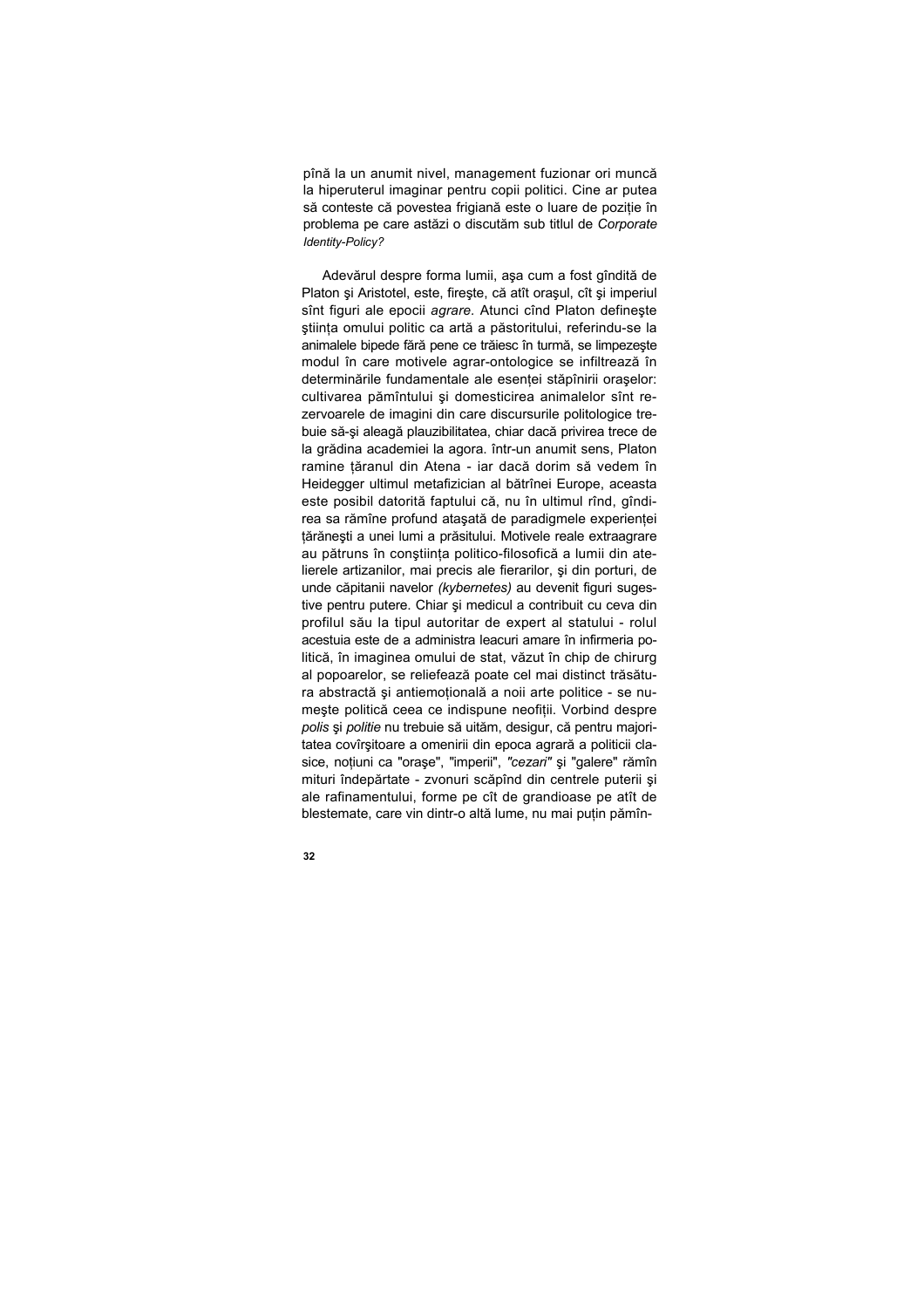pînă la un anumit nivel, management fuzionar ori muncă la hiperuterul imaginar pentru copii politici. Cine ar putea să conteste că povestea frigiană este o luare de poziție în problema pe care astăzi o discutăm sub titlul de *Corporate Identity-Policy?*

Adevărul despre forma lumii, aşa cum a fost gîndită de Platon şi Aristotel, este, fireşte, că atît oraşul, cît şi imperiul sînt figuri ale epocii *agrare*. Atunci cînd Platon defineşte ştiința omului politic ca artă a păstoritului, referindu-se la animalele bipede fără pene ce trăiesc în turmă, se limpezeşte modul în care motivele agrar-ontologice se infiltrează în determinările fundamentale ale esenței stăpînirii oraşelor: cultivarea pămîntului şi domesticirea animalelor sînt rezervoarele de imagini din care discursurile politologice trebuie să-şi aleagă plauzibilitatea, chiar dacă privirea trece de la grădina academiei la agora. într-un anumit sens, Platon ramine țăranul din Atena - iar dacă dorim să vedem în Heidegger ultimul metafizician al bătrînei Europe, aceasta este posibil datorită faptului că, nu în ultimul rînd, gîndirea sa rămîne profund ataşată de paradigmele experienței țărăneşti a unei lumi a prăsitului. Motivele reale extraagrare au pătruns în conştiința politico-filosofică a lumii din atelierele artizanilor, mai precis ale fierarilor, şi din porturi, de unde căpitanii navelor *(kybernetes)* au devenit figuri sugestive pentru putere. Chiar şi medicul a contribuit cu ceva din profilul său la tipul autoritar de expert al statului - rolul acestuia este de a administra leacuri amare în infirmeria politică, în imaginea omului de stat, văzut în chip de chirurg al popoarelor, se reliefează poate cel mai distinct trăsătura abstractă şi antiemoțională a noii arte politice - se numeşte politică ceea ce indispune neofiții. Vorbind despre *polis* şi *politie* nu trebuie să uităm, desigur, că pentru majoritatea covîrşitoare a omenirii din epoca agrară a politicii clasice, noțiuni ca "oraşe", "imperii", *"cezari"* şi "galere" rămîn mituri îndepărtate - zvonuri scăpînd din centrele puterii şi ale rafinamentului, forme pe cît de grandioase pe atît de blestemate, care vin dintr-o altă lume, nu mai puțin pămîn-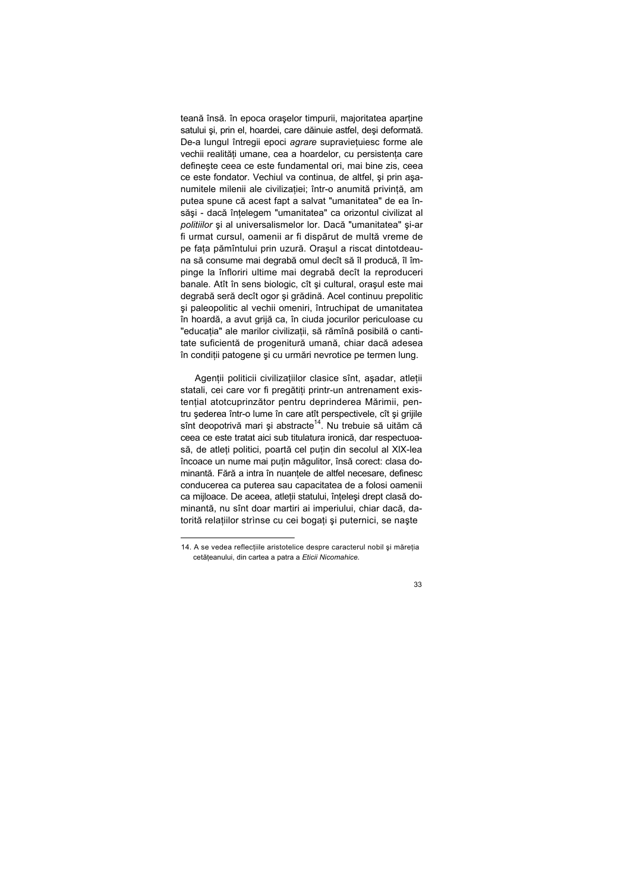teană însă. în epoca oraşelor timpurii, majoritatea aparţine satului şi, prin el, hoardei, care dăinuie astfel, deşi deformată. De-a lungul întregii epoci *agrare* supravieţuiesc forme ale vechii realităţi umane, cea a hoardelor, cu persistenţa care defineşte ceea ce este fundamental ori, mai bine zis, ceea ce este fondator. Vechiul va continua, de altfel, şi prin aşa-numitele milenii ale civilizaţiei; într-o anumită privinţă, am putea spune că acest fapt a salvat "umanitatea" de ea însăşi - dacă înţelegem "umanitatea" ca orizontul civilizat al *politiilor* şi al universalismelor lor. Dacă "umanitatea" şi-ar fi urmat cursul, oamenii ar fi dispărut de multă vreme de pe faţa pămîntului prin uzură. Oraşul a riscat dintotdeauna să consume mai degrabă omul decît să îl producă, îl împinge la înfloriri ultime mai degrabă decît la reproduceri banale. Atît în sens biologic, cît şi cultural, oraşul este mai degrabă seră decît ogor şi grădină. Acel continuu prepolitic şi paleopolitic al vechii omeniri, întruchipat de umanitatea în hoardă, a avut grijă ca, în ciuda jocurilor periculoase cu "educaţia" ale marilor civilizaţii, să rămînă posibilă o cantitate suficientă de progenitură umană, chiar dacă adesea în condiţii patogene şi cu urmări nevrotice pe termen lung.

Agenţii politicii civilizaţiilor clasice sînt, aşadar, atleţii statali, cei care vor fi pregătiţi printr-un antrenament existenţial atotcuprinzător pentru deprinderea Mărimii, pentru şederea într-o lume în care atît perspectivele, cît şi grijile sînt deopotrivă mari şi abstracte[14]. Nu trebuie să uităm că ceea ce este tratat aici sub titulatura ironică, dar respectuoasă, de atleţi politici, poartă cel puţin din secolul al XIX-lea încoace un nume mai puţin măgulitor, însă corect: clasa dominantă. Fără a intra în nuanţele de altfel necesare, definesc conducerea ca puterea sau capacitatea de a folosi oamenii ca mijloace. De aceea, atleţii statului, înţeleşi drept clasă dominantă, nu sînt doar martiri ai imperiului, chiar dacă, datorită relaţiilor strînse cu cei bogaţi şi puternici, se naşte

---

14. A se vedea reflecţiile aristotelice despre caracterul nobil şi măreţia cetăţeanului, din cartea a patra a *Eticii Nicomahice*.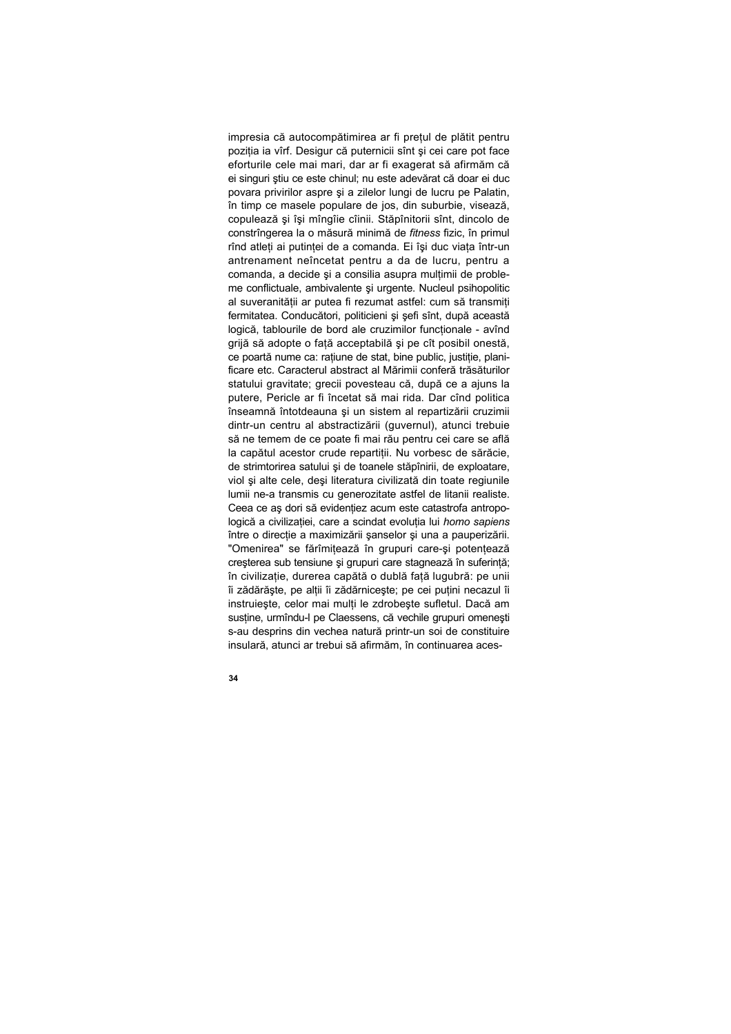impresia că autocompătimirea ar fi prețul de plătit pentru poziția ia vîrf. Desigur că puternicii sînt și cei care pot face eforturile cele mai mari, dar ar fi exagerat să afirmăm că ei singuri știu ce este chinul; nu este adevărat că doar ei duc povara privirilor aspre și a zilelor lungi de lucru pe Palatin, în timp ce masele populare de jos, din suburbie, visează, copulează și își mîngîie cîinii. Stăpînitorii sînt, dincolo de constrîngerea la o măsură minimă de *fitness* fizic, în primul rînd atleți ai putinței de a comanda. Ei își duc viața într-un antrenament neîncetat pentru a da de lucru, pentru a comanda, a decide și a consilia asupra mulțimii de probleme conflictuale, ambivalente și urgente. Nucleul psihopolitic al suveranității ar putea fi rezumat astfel: cum să transmiți fermitatea. Conducători, politicieni și șefi sînt, după această logică, tablourile de bord ale cruzimilor funcționale - avînd grijă să adopte o față acceptabilă și pe cît posibil onestă, ce poartă nume ca: rațiune de stat, bine public, justiție, planificare etc. Caracterul abstract al Mărimii conferă trăsăturilor statului gravitate; grecii povesteau că, după ce a ajuns la putere, Pericle ar fi încetat să mai rida. Dar cînd politica înseamnă întotdeauna și un sistem al repartizării cruzimii dintr-un centru al abstractizării (guvernul), atunci trebuie să ne temem de ce poate fi mai rău pentru cei care se află la capătul acestor crude repartiții. Nu vorbesc de sărăcie, de strimtorirea satului și de toanele stăpînirii, de exploatare, viol și alte cele, deși literatura civilizată din toate regiunile lumii ne-a transmis cu generozitate astfel de litanii realiste. Ceea ce aș dori să evidențiez acum este catastrofa antropologică a civilizației, care a scindat evoluția lui *homo sapiens* între o direcție a maximizării șanselor și una a pauperizării. "Omenirea" se fărîmițează în grupuri care-și potențează creșterea sub tensiune și grupuri care stagnează în suferință; în civilizație, durerea capătă o dublă față lugubră: pe unii îi zădărăște, pe alții îi zădărnicește; pe cei puțini necazul îi instruiește, celor mai mulți le zdrobește sufletul. Dacă am susține, urmîndu-l pe Claessens, că vechile grupuri omenești s-au desprins din vechea natură printr-un soi de constituire insulară, atunci ar trebui să afirmăm, în continuarea aces-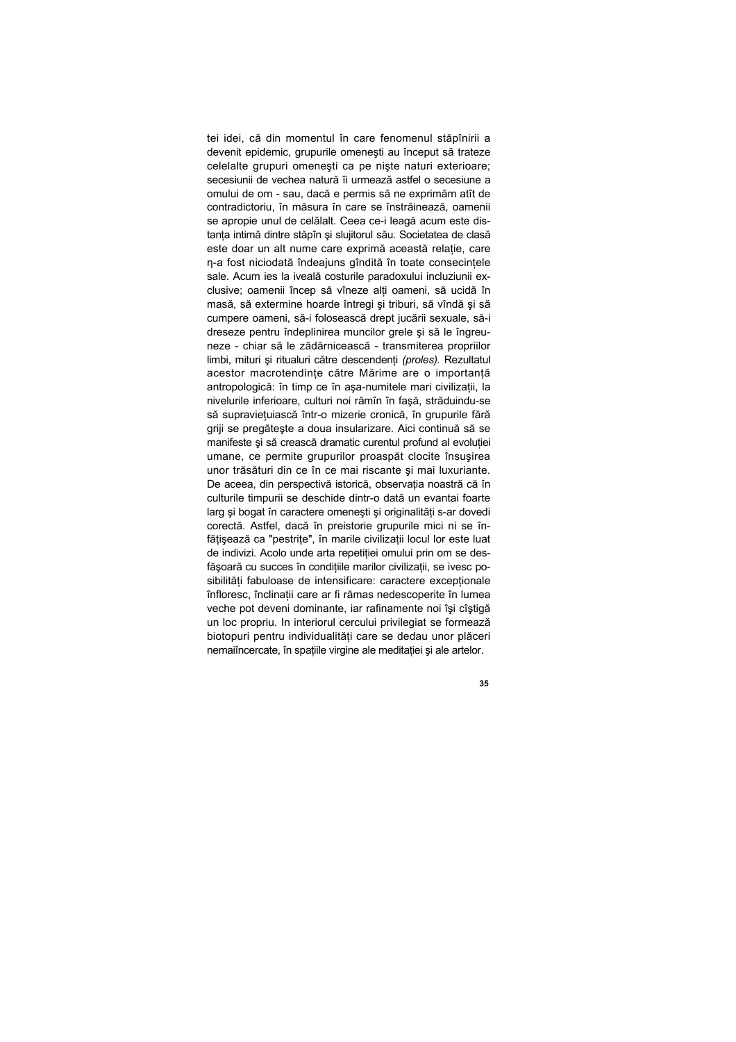tei idei, că din momentul în care fenomenul stăpînirii a devenit epidemic, grupurile omeneşti au început să trateze celelalte grupuri omeneşti ca pe nişte naturi exterioare; secesiunii de vechea natură îi urmează astfel o secesiune a omului de om - sau, dacă e permis să ne exprimăm atît de contradictoriu, în măsura în care se înstrăinează, oamenii se apropie unul de celălalt. Ceea ce-i leagă acum este distanța intimă dintre stăpîn şi slujitorul său. Societatea de clasă este doar un alt nume care exprimă această relație, care ŋ-a fost niciodată îndeajuns gîndită în toate consecințele sale. Acum ies la iveală costurile paradoxului incluziunii exclusive; oamenii încep să vîneze alți oameni, să ucidă în masă, să extermine hoarde întregi şi triburi, să vîndă şi să cumpere oameni, să-i folosească drept jucării sexuale, să-i dreseze pentru îndeplinirea muncilor grele şi să le îngreuneze - chiar să le zădărnicească - transmiterea propriilor limbi, mituri şi ritualuri către descendenți *(proles).* Rezultatul acestor macrotendințe către Mărime are o importanță antropologică: în timp ce în aşa-numitele mari civilizații, la nivelurile inferioare, culturi noi rămîn în faşă, străduindu-se să supraviețuiască într-o mizerie cronică, în grupurile fără griji se pregăteşte a doua insularizare. Aici continuă să se manifeste şi să crească dramatic curentul profund al evoluției umane, ce permite grupurilor proaspăt clocite însuşirea unor trăsături din ce în ce mai riscante şi mai luxuriante. De aceea, din perspectivă istorică, observația noastră că în culturile timpurii se deschide dintr-o dată un evantai foarte larg şi bogat în caractere omeneşti şi originalități s-ar dovedi corectă. Astfel, dacă în preistorie grupurile mici ni se înfățişează ca "pestrițe", în marile civilizații locul lor este luat de indivizi. Acolo unde arta repetiției omului prin om se desfăşoară cu succes în condițiile marilor civilizații, se ivesc posibilități fabuloase de intensificare: caractere excepționale înfloresc, înclinații care ar fi rămas nedescoperite în lumea veche pot deveni dominante, iar rafinamente noi îşi cîştigă un loc propriu. In interiorul cercului privilegiat se formează biotopuri pentru individualități care se dedau unor plăceri nemaiîncercate, în spațiile virgine ale meditației şi ale artelor.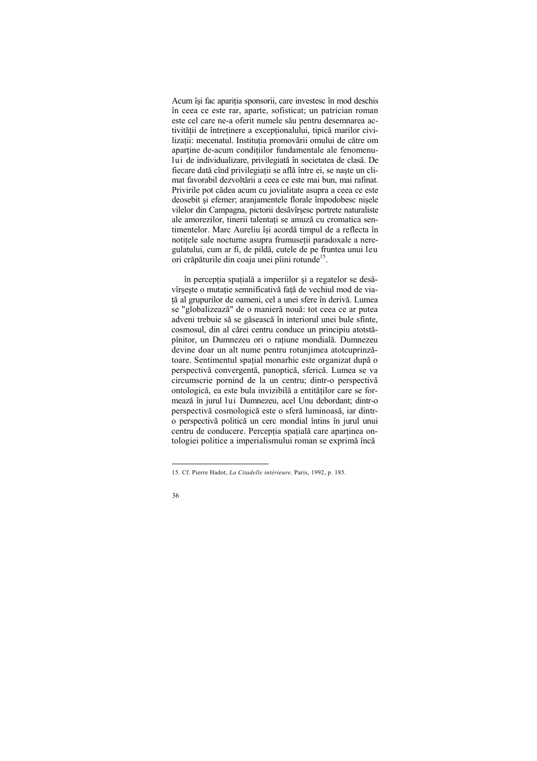Acum își fac apariția sponsorii, care investesc în mod deschis în ceea ce este rar, aparte, sofisticat; un patrician roman este cel care ne-a oferit numele său pentru desemnarea activității de întreținere a excepționalului, tipică marilor civilizații: mecenatul. Instituția promovării omului de către om aparține de-acum condițiilor fundamentale ale fenomenului de individualizare, privilegiată în societatea de clasă. De fiecare dată cînd privilegiații se află între ei, se naște un climat favorabil dezvoltării a ceea ce este mai bun, mai rafinat. Privirile pot cădea acum cu jovialitate asupra a ceea ce este deosebit și efemer; aranjamentele florale împodobesc nișele vilelor din Campagna, pictorii desăvîrșesc portrete naturaliste ale amorezilor, tinerii talentați se amuză cu cromatica sentimentelor. Marc Aureliu își acordă timpul de a reflecta în notițele sale nocturne asupra frumuseții paradoxale a neregulatului, cum ar fi, de pildă, cutele de pe fruntea unui leu ori crăpăturile din coaja unei pîini rotunde[15].

în percepția spațială a imperiilor și a regatelor se desăvîrșește o mutație semnificativă față de vechiul mod de viață al grupurilor de oameni, cel a unei sfere în derivă. Lumea se "globalizează" de o manieră nouă: tot ceea ce ar putea adveni trebuie să se găsească în interiorul unei bule sfinte, cosmosul, din al cărei centru conduce un principiu atotstăpînitor, un Dumnezeu ori o rațiune mondială. Dumnezeu devine doar un alt nume pentru rotunjimea atotcuprinzătoare. Sentimentul spațial monarhic este organizat după o perspectivă convergentă, panoptică, sferică. Lumea se va circumscrie pornind de la un centru; dintr-o perspectivă ontologică, ea este bula invizibilă a entităților care se formează în jurul lui Dumnezeu, acel Unu debordant; dintr-o perspectivă cosmologică este o sferă luminoasă, iar dintr-o perspectivă politică un cerc mondial întins în jurul unui centru de conducere. Percepția spațială care aparținea ontologiei politice a imperialismului roman se exprimă încă

---

15. Cf. Pierre Hadot, *La Citadelle intérieure,* Paris, 1992, p. 185.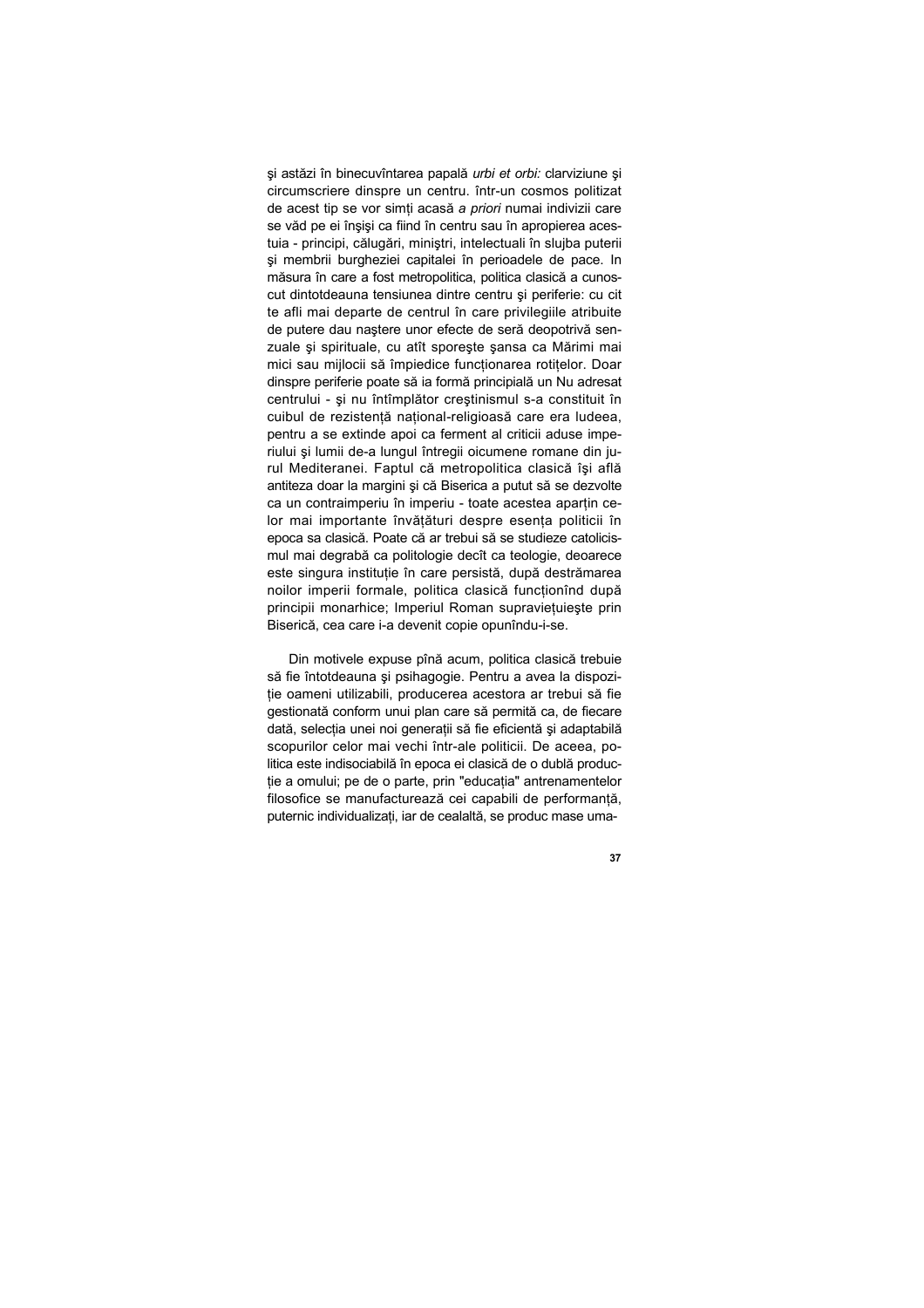şi astăzi în binecuvîntarea papală *urbi et orbi:* clarviziune şi circumscriere dinspre un centru. într-un cosmos politizat de acest tip se vor simți acasă *a priori* numai indivizii care se văd pe ei înşişi ca fiind în centru sau în apropierea acestuia - principi, călugări, miniştri, intelectuali în slujba puterii şi membrii burgheziei capitalei în perioadele de pace. In măsura în care a fost metropolitica, politica clasică a cunoscut dintotdeauna tensiunea dintre centru şi periferie: cu cit te afli mai departe de centrul în care privilegiile atribuite de putere dau naştere unor efecte de seră deopotrivă senzuale şi spirituale, cu atît sporeşte şansa ca Mărimi mai mici sau mijlocii să împiedice funcționarea rotițelor. Doar dinspre periferie poate să ia formă principială un Nu adresat centrului - şi nu întîmplător creştinismul s-a constituit în cuibul de rezistență național-religioasă care era Iudeea, pentru a se extinde apoi ca ferment al criticii aduse imperiului şi lumii de-a lungul întregii oicumene romane din jurul Mediteranei. Faptul că metropolitica clasică îşi află antiteza doar la margini şi că Biserica a putut să se dezvolte ca un contraimperiu în imperiu - toate acestea aparțin celor mai importante învățături despre esența politicii în epoca sa clasică. Poate că ar trebui să se studieze catolicismul mai degrabă ca politologie decît ca teologie, deoarece este singura instituție în care persistă, după destrămarea noilor imperii formale, politica clasică funcționînd după principii monarhice; Imperiul Roman supraviețuieşte prin Biserică, cea care i-a devenit copie opunîndu-i-se.

Din motivele expuse pînă acum, politica clasică trebuie să fie întotdeauna şi psihagogie. Pentru a avea la dispoziție oameni utilizabili, producerea acestora ar trebui să fie gestionată conform unui plan care să permită ca, de fiecare dată, selecția unei noi generații să fie eficientă şi adaptabilă scopurilor celor mai vechi într-ale politicii. De aceea, politica este indisociabilă în epoca ei clasică de o dublă producție a omului; pe de o parte, prin "educația" antrenamentelor filosofice se manufacturează cei capabili de performanță, puternic individualizați, iar de cealaltă, se produc mase uma-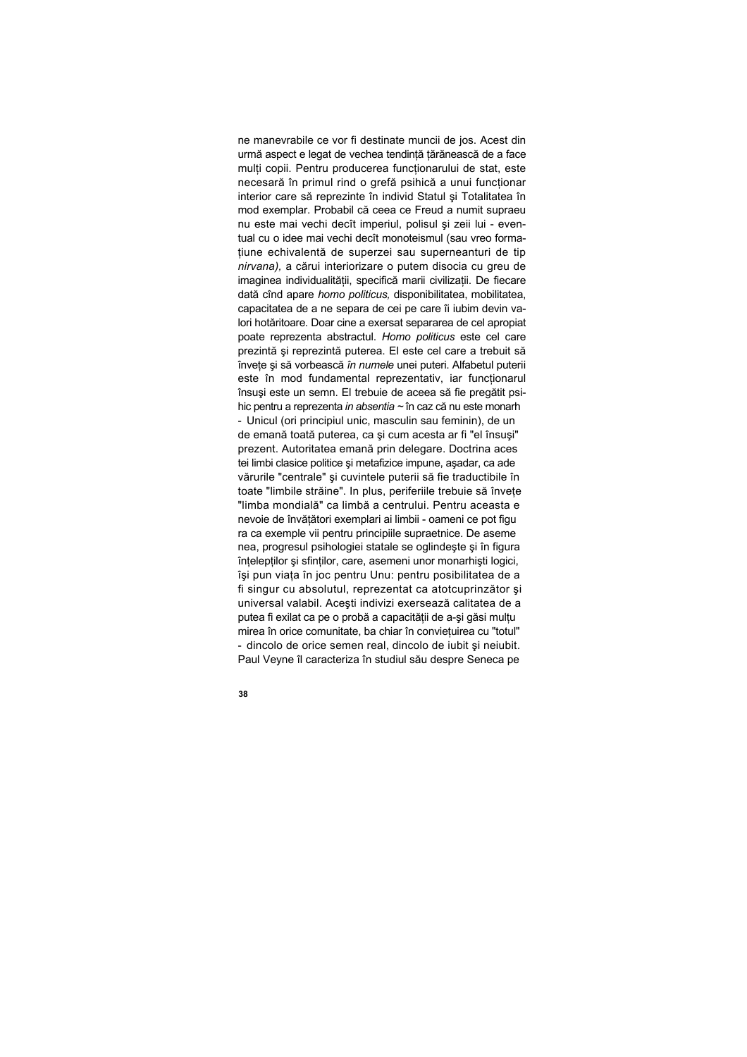ne manevrabile ce vor fi destinate muncii de jos. Acest din urmă aspect e legat de vechea tendință țărănească de a face mulți copii. Pentru producerea funcționarului de stat, este necesară în primul rînd o grefă psihică a unui funcționar interior care să reprezinte în individ Statul şi Totalitatea în mod exemplar. Probabil că ceea ce Freud a numit supraeu nu este mai vechi decît imperiul, polisul şi zeii lui - eventual cu o idee mai veche decît monoteismul (sau vreo formațiune echivalentă de superzei sau superneanturi de tip *nirvana),* a cărui interiorizare o putem disocia cu greu de imaginea individualității, specifică marii civilizații. De fiecare dată cînd apare *homo politicus,* disponibilitatea, mobilitatea, capacitatea de a ne separa de cei pe care îi iubim devin valori hotărîtoare. Doar cine a exersat separarea de cel apropiat poate reprezenta abstractul. *Homo politicus* este cel care prezintă şi reprezintă puterea. El este cel care a trebuit să învețe şi să vorbească *în numele* unei puteri. Alfabetul puterii este în mod fundamental reprezentativ, iar funcționarul însuşi este un semn. El trebuie de aceea să fie pregătit psihic pentru a reprezenta *in absentia* ~ în caz că nu este monarh - Unicul (ori principiul unic, masculin sau feminin), de un de emană toată puterea, ca şi cum acesta ar fi "el însuşi" prezent. Autoritatea emană prin delegare. Doctrina aces tei limbi clasice politice şi metafizice impune, aşadar, ca ade vărurile "centrale" şi cuvintele puterii să fie traductibile în toate "limbile străine". In plus, periferiile trebuie să învețe "limba mondială" ca limbă a centrului. Pentru aceasta e nevoie de învățători exemplari ai limbii - oameni ce pot figu ra ca exemple vii pentru principiile supraetnice. De aseme nea, progresul psihologiei statale se oglindeşte şi în figura înțelepților şi sfinților, care, asemeni unor monarhişti logici, îşi pun viața în joc pentru Unu: pentru posibilitatea de a fi singur cu absolutul, reprezentat ca atotcuprinzător şi universal valabil. Aceşti indivizi exersează calitatea de a putea fi exilat ca pe o probă a capacității de a-şi găsi mulțu mirea în orice comunitate, ba chiar în conviețuirea cu "totul" - dincolo de orice semen real, dincolo de iubit şi neiubit. Paul Veyne îl caracteriza în studiul său despre Seneca pe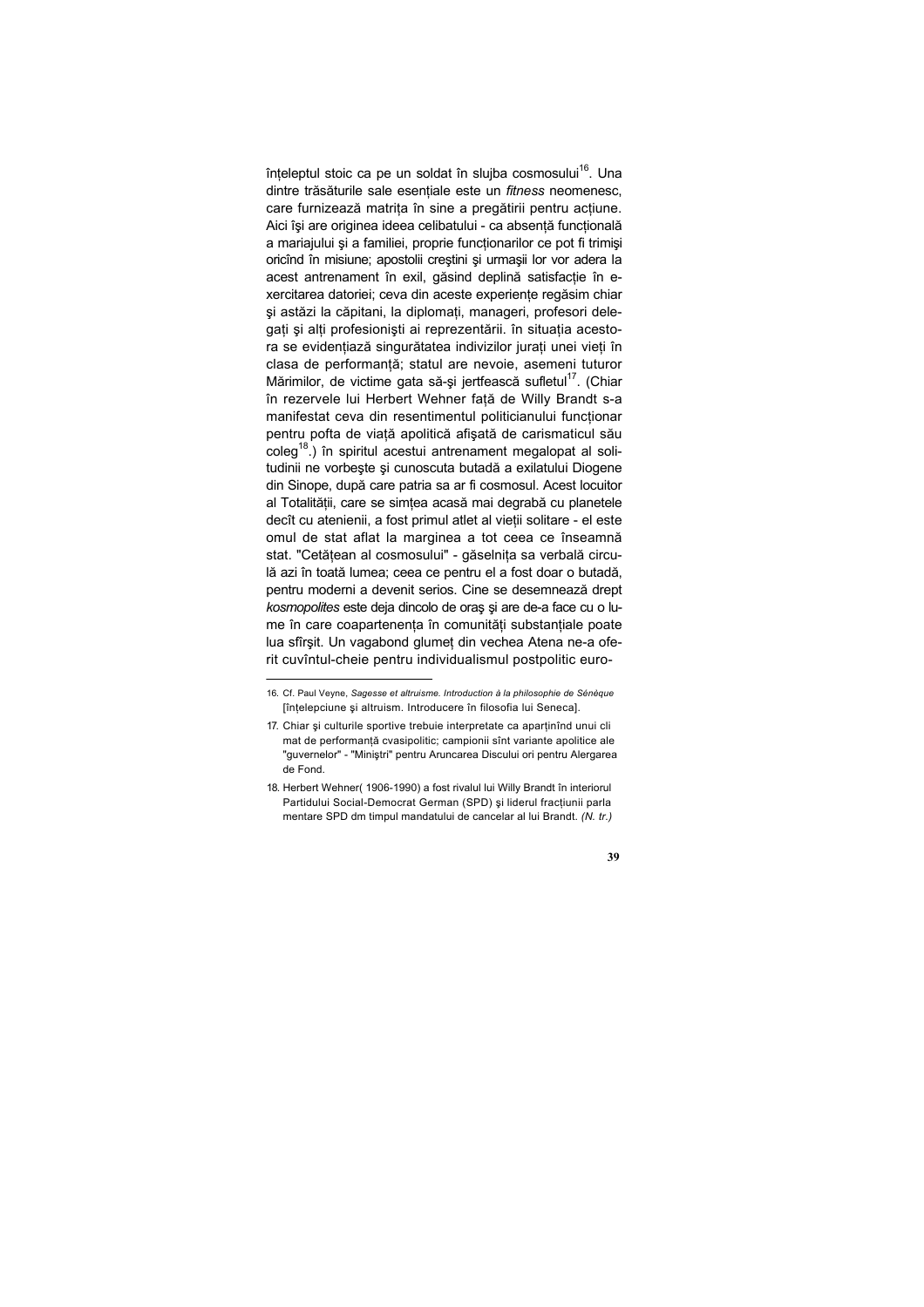înțeleptul stoic ca pe un soldat în slujba cosmosului[16]. Una dintre trăsăturile sale esențiale este un *fitness* neomenesc, care furnizează matrița în sine a pregătirii pentru acțiune. Aici își are originea ideea celibatului - ca absență funcțională a mariajului și a familiei, proprie funcționarilor ce pot fi trimiși oricînd în misiune; apostolii creștini și urmașii lor vor adera la acest antrenament în exil, găsind deplină satisfacție în exercitarea datoriei; ceva din aceste experiențe regăsim chiar și astăzi la căpitani, la diplomați, manageri, profesori delegați și alți profesioniști ai reprezentării. în situația acestora se evidențiază singurătatea indivizilor jurați unei vieți în clasa de performanță; statul are nevoie, asemeni tuturor Mărimilor, de victime gata să-și jertfească sufletul[17]. (Chiar în rezervele lui Herbert Wehner față de Willy Brandt s-a manifestat ceva din resentimentul politicianului funcționar pentru pofta de viață apolitică afișată de carismaticul său coleg[18].) în spiritul acestui antrenament megalopat al solitudinii ne vorbește și cunoscuta butadă a exilatului Diogene din Sinope, după care patria sa ar fi cosmosul. Acest locuitor al Totalității, care se simțea acasă mai degrabă cu planetele decît cu atenienii, a fost primul atlet al vieții solitare - el este omul de stat aflat la marginea a tot ceea ce înseamnă stat. "Cetățean al cosmosului" - găselnița sa verbală circulă azi în toată lumea; ceea ce pentru el a fost doar o butadă, pentru moderni a devenit serios. Cine se desemnează drept *kosmopolites* este deja dincolo de oraș și are de-a face cu o lume în care coapartenența în comunități substanțiale poate lua sfîrșit. Un vagabond glumeț din vechea Atena ne-a oferit cuvîntul-cheie pentru individualismul postpolitic euro-

---

16. Cf. Paul Veyne, *Sagesse et altruisme. Introduction à la philosophie de Sénèque* [Înțelepciune și altruism. Introducere în filosofia lui Seneca].

17. Chiar și culturile sportive trebuie interpretate ca aparținînd unui climat de performanță cvasipolitic; campionii sînt variante apolitice ale "guvernelor" - "Miniștri" pentru Aruncarea Discului ori pentru Alergarea de Fond.

18. Herbert Wehner( 1906-1990) a fost rivalul lui Willy Brandt în interiorul Partidului Social-Democrat German (SPD) și liderul fracțiunii parlamentare SPD dm timpul mandatului de cancelar al lui Brandt. *(N. tr.)*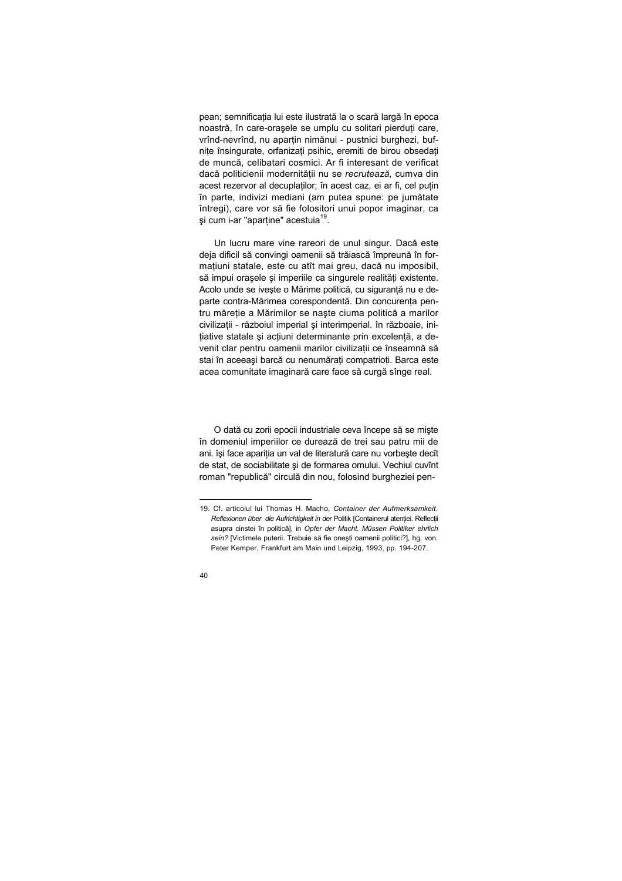pean; semnificația lui este ilustrată la o scară largă în epoca noastră, în care-orașele se umplu cu solitari pierduți care, vrînd-nevrînd, nu aparțin nimănui - pustnici burghezi, bufnițe însingurate, orfanizați psihic, eremiți de birou obsedați de muncă, celibatari cosmici. Ar fi interesant de verificat dacă politicienii modernității nu se *recrutează,* cumva din acest rezervor al decuplaților; în acest caz, ei ar fi, cel puțin în parte, indivizi mediani (am putea spune: pe jumătate întregi), care vor să fie folositori unui popor imaginar, ca și cum i-ar "aparține" acestuia[19].

Un lucru mare vine rareori de unul singur. Dacă este deja dificil să convingi oamenii să trăiască împreună în formațiuni statale, este cu atît mai greu, dacă nu imposibil, să impui orașele și imperiile ca singurele realități existente. Acolo unde se ivește o Mărime politică, cu siguranță nu e departe contra-Mărimea corespondentă. Din concurența pentru măreție a Mărimilor se naște ciuma politică a marilor civilizații - războiul imperial și interimperial. în războaie, inițiative statale și acțiuni determinante prin excelență, a devenit clar pentru oamenii marilor civilizații ce înseamnă să stai în aceeași barcă cu nenumărați compatrioți. Barca este acea comunitate imaginară care face să curgă sînge real.

O dată cu zorii epocii industriale ceva începe să se miște în domeniul imperiilor ce durează de trei sau patru mii de ani. își face apariția un val de literatură care nu vorbește decît de stat, de sociabilitate și de formarea omului. Vechiul cuvînt roman "republică" circulă din nou, folosind burgheziei pen-

---

19. Cf. articolul lui Thomas H. Macho, *Container der Aufmerksamkeit. Reflexionen über die Aufrichtigkeit in der* Politik [Containerul atenției. Reflecții asupra cinstei în politică], in *Opfer der Macht. Müssen Politiker ehrlich sein?* [Victimele puterii. Trebuie să fie onești oamenii politici?], hg. von. Peter Kemper, Frankfurt am Main und Leipzig, 1993, pp. 194-207.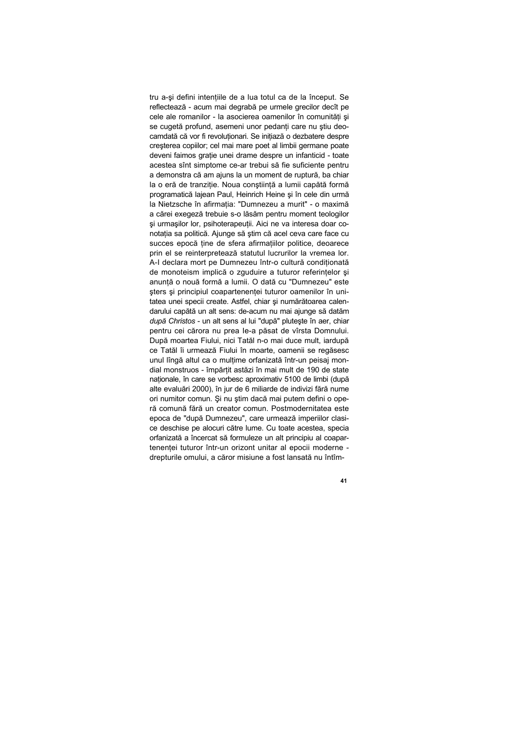tru a-şi defini intențiile de a lua totul ca de la început. Se reflectează - acum mai degrabă pe urmele grecilor decît pe cele ale romanilor - la asocierea oamenilor în comunități şi se cugetă profund, asemeni unor pedanți care nu ştiu deocamdată că vor fi revoluționari. Se inițiază o dezbatere despre creşterea copiilor; cel mai mare poet al limbii germane poate deveni faimos grație unei drame despre un infanticid - toate acestea sînt simptome ce-ar trebui să fie suficiente pentru a demonstra că am ajuns la un moment de ruptură, ba chiar la o eră de tranziție. Noua conştiință a lumii capătă formă programatică lajean Paul, Heinrich Heine şi în cele din urmă la Nietzsche în afirmația: "Dumnezeu a murit" - o maximă a cărei exegeză trebuie s-o lăsăm pentru moment teologilor şi urmaşilor lor, psihoterapeuții. Aici ne va interesa doar conotația sa politică. Ajunge să ştim că acel ceva care face cu succes epocă ține de sfera afirmațiilor politice, deoarece prin el se reinterpretează statutul lucrurilor la vremea lor. A-l declara mort pe Dumnezeu într-o cultură condiționată de monoteism implică o zguduire a tuturor referințelor şi anunță o nouă formă a lumii. O dată cu "Dumnezeu" este şters şi principiul coapartenenței tuturor oamenilor în unitatea unei specii create. Astfel, chiar şi numărătoarea calendarului capătă un alt sens: de-acum nu mai ajunge să datăm *după Christos* - un alt sens al lui "după" pluteşte în aer, chiar pentru cei cărora nu prea le-a păsat de vîrsta Domnului. După moartea Fiului, nici Tatăl n-o mai duce mult, iardupă ce Tatăl îi urmează Fiului în moarte, oamenii se regăsesc unul lîngă altul ca o mulțime orfanizată într-un peisaj mondial monstruos - împărțit astăzi în mai mult de 190 de state naționale, în care se vorbesc aproximativ 5100 de limbi (după alte evaluări 2000), în jur de 6 miliarde de indivizi fără nume ori numitor comun. Şi nu ştim dacă mai putem defini o operă comună fără un creator comun. Postmodernitatea este epoca de "după Dumnezeu", care urmează imperiilor clasice deschise pe alocuri către lume. Cu toate acestea, specia orfanizată a încercat să formuleze un alt principiu al coapartenenței tuturor într-un orizont unitar al epocii moderne - drepturile omului, a căror misiune a fost lansată nu întîm-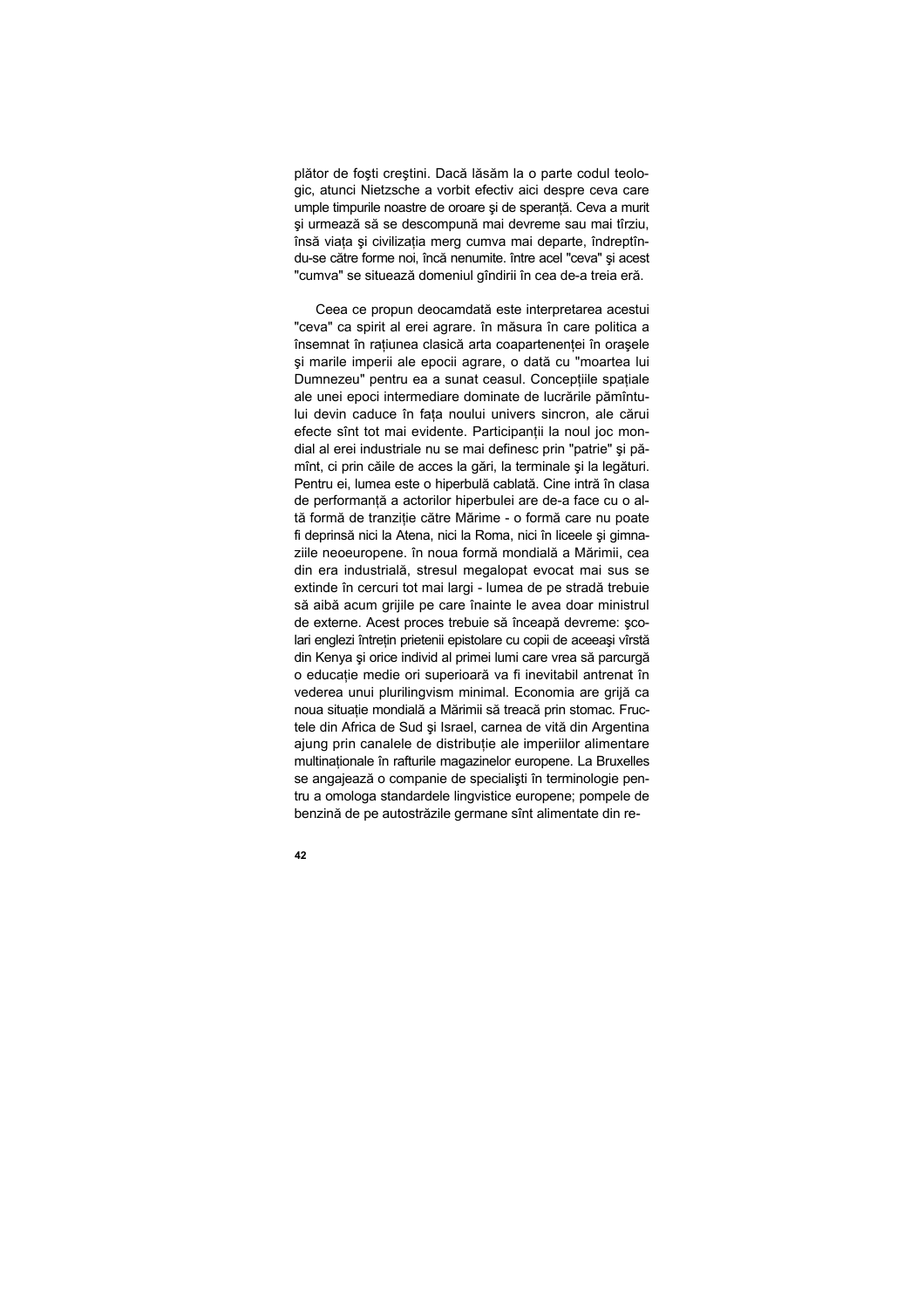plător de foşti creştini. Dacă lăsăm la o parte codul teologic, atunci Nietzsche a vorbit efectiv aici despre ceva care umple timpurile noastre de oroare şi de speranţă. Ceva a murit şi urmează să se descompună mai devreme sau mai tîrziu, însă viaţa şi civilizaţia merg cumva mai departe, îndreptîndu-se către forme noi, încă nenumite. între acel "ceva" şi acest "cumva" se situează domeniul gîndirii în cea de-a treia eră.

Ceea ce propun deocamdată este interpretarea acestui "ceva" ca spirit al erei agrare. în măsura în care politica a însemnat în raţiunea clasică arta coapartenenţei în oraşele şi marile imperii ale epocii agrare, o dată cu "moartea lui Dumnezeu" pentru ea a sunat ceasul. Concepţiile spaţiale ale unei epoci intermediare dominate de lucrările pămîntului devin caduce în faţa noului univers sincron, ale cărui efecte sînt tot mai evidente. Participanţii la noul joc mondial al erei industriale nu se mai definesc prin "patrie" şi pămînt, ci prin căile de acces la gări, la terminale şi la legături. Pentru ei, lumea este o hiperbulă cablată. Cine intră în clasa de performanţă a actorilor hiperbulei are de-a face cu o altă formă de tranziţie către Mărime - o formă care nu poate fi deprinsă nici la Atena, nici la Roma, nici în liceele şi gimnaziile neoeuropene. în noua formă mondială a Mărimii, cea din era industrială, stresul megalopat evocat mai sus se extinde în cercuri tot mai largi - lumea de pe stradă trebuie să aibă acum grijile pe care înainte le avea doar ministrul de externe. Acest proces trebuie să înceapă devreme: şcolari englezi întreţin prietenii epistolare cu copii de aceeaşi vîrstă din Kenya şi orice individ al primei lumi care vrea să parcurgă o educaţie medie ori superioară va fi inevitabil antrenat în vederea unui plurilingvism minimal. Economia are grijă ca noua situaţie mondială a Mărimii să treacă prin stomac. Fructele din Africa de Sud şi Israel, carnea de vită din Argentina ajung prin canalele de distribuţie ale imperiilor alimentare multinaţionale în rafturile magazinelor europene. La Bruxelles se angajează o companie de specialişti în terminologie pentru a omologa standardele lingvistice europene; pompele de benzină de pe autostrăzile germane sînt alimentate din re-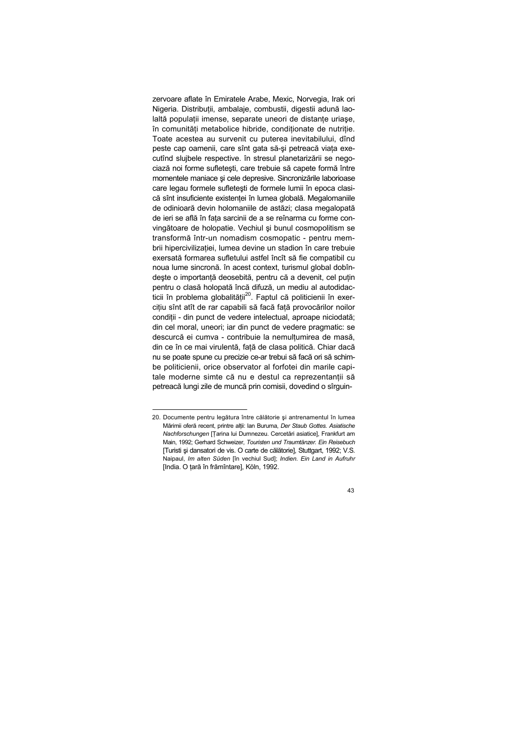zervoare aflate în Emiratele Arabe, Mexic, Norvegia, Irak ori Nigeria. Distribuții, ambalaje, combustii, digestii adună laolaltă populații imense, separate uneori de distanțe uriaşe, în comunități metabolice hibride, condiționate de nutriție. Toate acestea au survenit cu puterea inevitabilului, dînd peste cap oamenii, care sînt gata să-şi petreacă viața executînd slujbele respective. în stresul planetarizării se negociază noi forme sufleteşti, care trebuie să capete formă între momentele maniace şi cele depresive. Sincronizările laborioase care legau formele sufleteşti de formele lumii în epoca clasică sînt insuficiente existenței în lumea globală. Megalomaniile de odinioară devin holomaniile de astăzi; clasa megalopată de ieri se află în fața sarcinii de a se reînarma cu forme convingătoare de holopatie. Vechiul şi bunul cosmopolitism se transformă într-un nomadism cosmopatic - pentru membrii hipercivilizației, lumea devine un stadion în care trebuie exersată formarea sufletului astfel încît să fie compatibil cu noua lume sincronă. în acest context, turismul global dobîndeşte o importanță deosebită, pentru că a devenit, cel puțin pentru o clasă holopată încă difuză, un mediu al autodidacticii în problema globalității[20]. Faptul că politicienii în exercițiu sînt atît de rar capabili să facă față provocărilor noilor condiții - din punct de vedere intelectual, aproape niciodată; din cel moral, uneori; iar din punct de vedere pragmatic: se descurcă ei cumva - contribuie la nemulțumirea de masă, din ce în ce mai virulentă, față de clasa politică. Chiar dacă nu se poate spune cu precizie ce-ar trebui să facă ori să schimbe politicienii, orice observator al forfotei din marile capitale moderne simte că nu e destul ca reprezentanții să petreacă lungi zile de muncă prin comisii, dovedind o sîrguin-

---

20. Documente pentru legătura între călătorie şi antrenamentul în lumea Mărimii oferă recent, printre alții: Ian Buruma, *Der Staub Gottes. Asiatische Nachforschungen* [Țarina lui Dumnezeu. Cercetări asiatice], Frankfurt am Main, 1992; Gerhard Schweizer, *Touristen und Traumtänzer. Ein Reisebuch* [Turisti şi dansatori de vis. O carte de călătorie], Stuttgart, 1992; V.S. Naipaul, *Im alten Süden* [în vechiul Sud]; *Indien. Ein Land in Aufruhr* [India. O țară în frămîntare], Köln, 1992.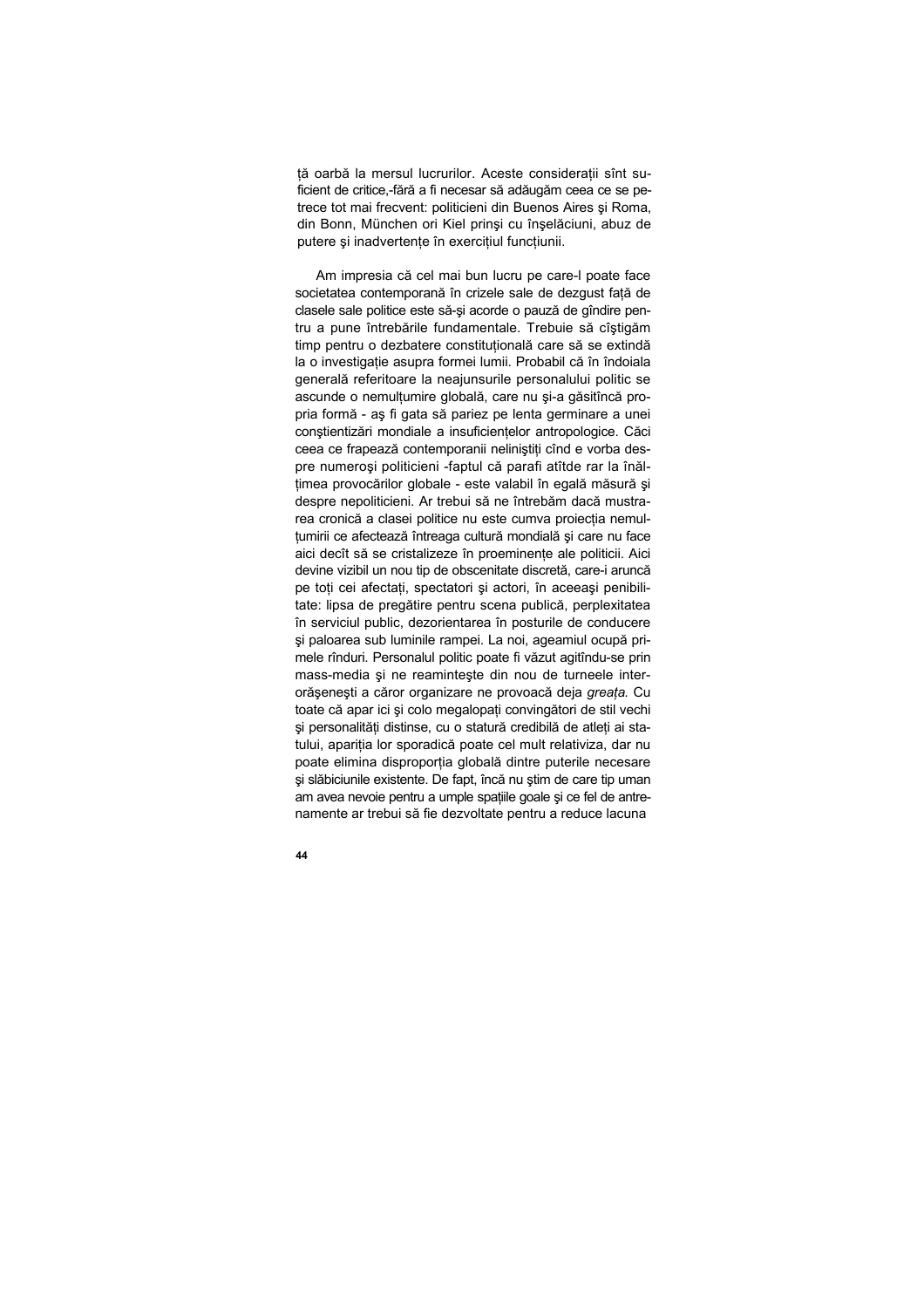ță oarbă la mersul lucrurilor. Aceste considerații sînt suficient de critice,-fără a fi necesar să adăugăm ceea ce se petrece tot mai frecvent: politicieni din Buenos Aires și Roma, din Bonn, München ori Kiel prinși cu înșelăciuni, abuz de putere și inadvertențe în exercițiul funcțiunii.

Am impresia că cel mai bun lucru pe care-l poate face societatea contemporană în crizele sale de dezgust față de clasele sale politice este să-și acorde o pauză de gîndire pentru a pune întrebările fundamentale. Trebuie să cîștigăm timp pentru o dezbatere constituțională care să se extindă la o investigație asupra formei lumii. Probabil că în îndoiala generală referitoare la neajunsurile personalului politic se ascunde o nemulțumire globală, care nu și-a găsitîncă propria formă - aș fi gata să pariez pe lenta germinare a unei conștientizări mondiale a insuficiențelor antropologice. Căci ceea ce frapează contemporanii neliniștiți cînd e vorba despre numeroși politicieni -faptul că parafi atîtde rar la înălțimea provocărilor globale - este valabil în egală măsură și despre nepoliticieni. Ar trebui să ne întrebăm dacă mustrarea cronică a clasei politice nu este cumva proiecția nemulțumirii ce afectează întreaga cultură mondială și care nu face aici decît să se cristalizeze în proeminențe ale politicii. Aici devine vizibil un nou tip de obscenitate discretă, care-i aruncă pe toți cei afectați, spectatori și actori, în aceeași penibilitate: lipsa de pregătire pentru scena publică, perplexitatea în serviciul public, dezorientarea în posturile de conducere și paloarea sub luminile rampei. La noi, ageamiul ocupă primele rînduri. Personalul politic poate fi văzut agitîndu-se prin mass-media și ne reamintește din nou de turneele interorășenești a căror organizare ne provoacă deja *greața.* Cu toate că apar ici și colo megalopați convingători de stil vechi și personalități distinse, cu o statură credibilă de atleți ai statului, apariția lor sporadică poate cel mult relativiza, dar nu poate elimina disproporția globală dintre puterile necesare și slăbiciunile existente. De fapt, încă nu știm de care tip uman am avea nevoie pentru a umple spațiile goale și ce fel de antrenamente ar trebui să fie dezvoltate pentru a reduce lacuna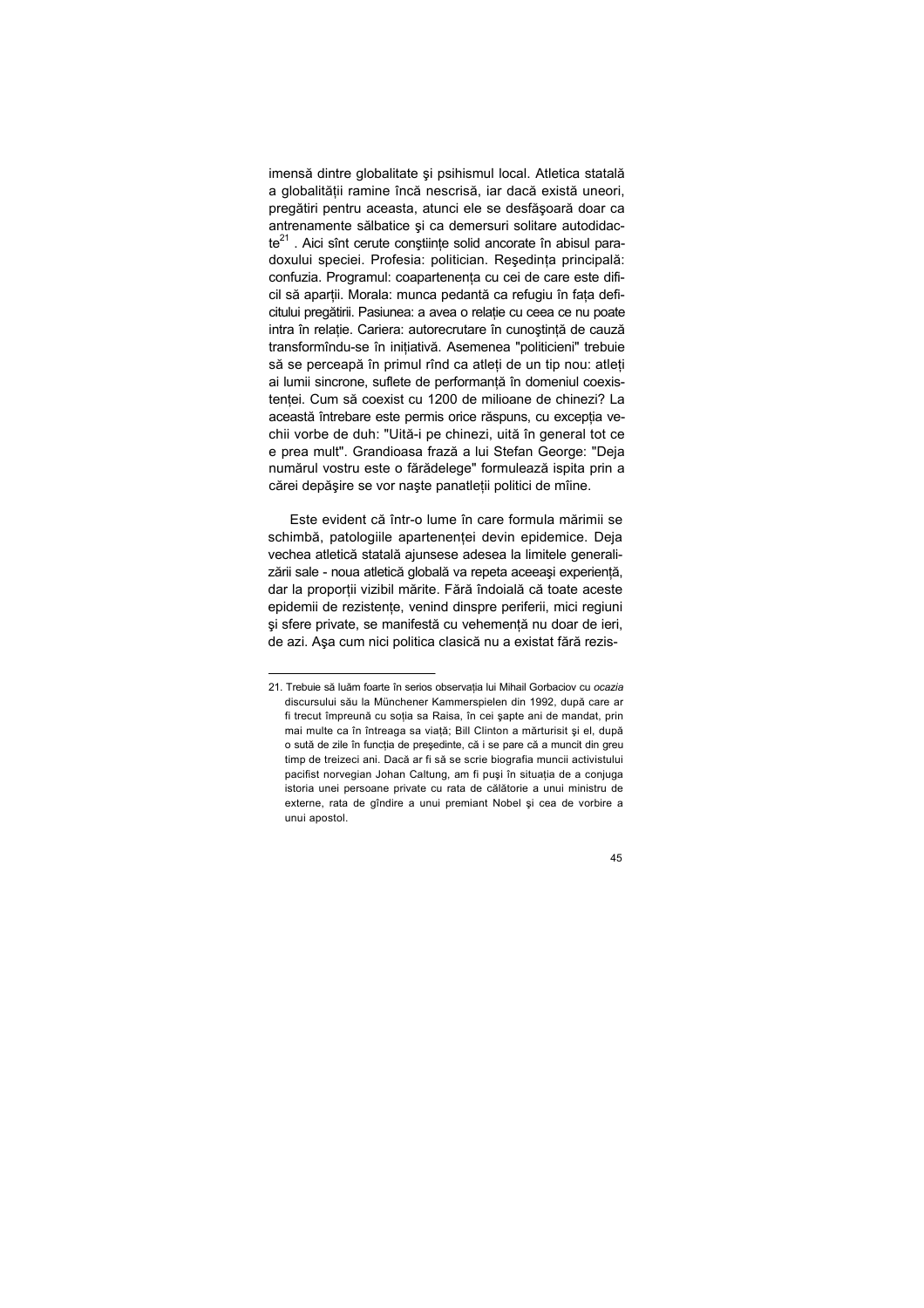imensă dintre globalitate şi psihismul local. Atletica statală a globalității ramine încă nescrisă, iar dacă există uneori, pregătiri pentru aceasta, atunci ele se desfăşoară doar ca antrenamente sălbatice şi ca demersuri solitare autodidacte[21] . Aici sînt cerute conştiințe solid ancorate în abisul paradoxului speciei. Profesia: politician. Reşedința principală: confuzia. Programul: coapartenența cu cei de care este dificil să aparții. Morala: munca pedantă ca refugiu în fața deficitului pregătirii. Pasiunea: a avea o relație cu ceea ce nu poate intra în relație. Cariera: autorecrutare în cunoştință de cauză transformîndu-se în inițiativă. Asemenea "politicieni" trebuie să se perceapă în primul rînd ca atleți de un tip nou: atleți ai lumii sincrone, suflete de performanță în domeniul coexistenței. Cum să coexist cu 1200 de milioane de chinezi? La această întrebare este permis orice răspuns, cu excepția vechii vorbe de duh: "Uită-i pe chinezi, uită în general tot ce e prea mult". Grandioasa frază a lui Stefan George: "Deja numărul vostru este o fărădelege" formulează ispita prin a cărei depăşire se vor naşte panatleții politici de mîine.

Este evident că într-o lume în care formula mărimii se schimbă, patologiile apartenenței devin epidemice. Deja vechea atletică statală ajunsese adesea la limitele generalizării sale - noua atletică globală va repeta aceeaşi experiență, dar la proporții vizibil mărite. Fără îndoială că toate aceste epidemii de rezistențe, venind dinspre periferii, mici regiuni şi sfere private, se manifestă cu vehemență nu doar de ieri, de azi. Aşa cum nici politica clasică nu a existat fără rezis-

---

21. Trebuie să luăm foarte în serios observația lui Mihail Gorbaciov cu *ocazia* discursului său la Münchener Kammerspielen din 1992, după care ar fi trecut împreună cu soția sa Raisa, în cei şapte ani de mandat, prin mai multe ca în întreaga sa viață; Bill Clinton a mărturisit şi el, după o sută de zile în funcția de preşedinte, că i se pare că a muncit din greu timp de treizeci ani. Dacă ar fi să se scrie biografia muncii activistului pacifist norvegian Johan Caltung, am fi puşi în situația de a conjuga istoria unei persoane private cu rata de călătorie a unui ministru de externe, rata de gîndire a unui premiant Nobel şi cea de vorbire a unui apostol.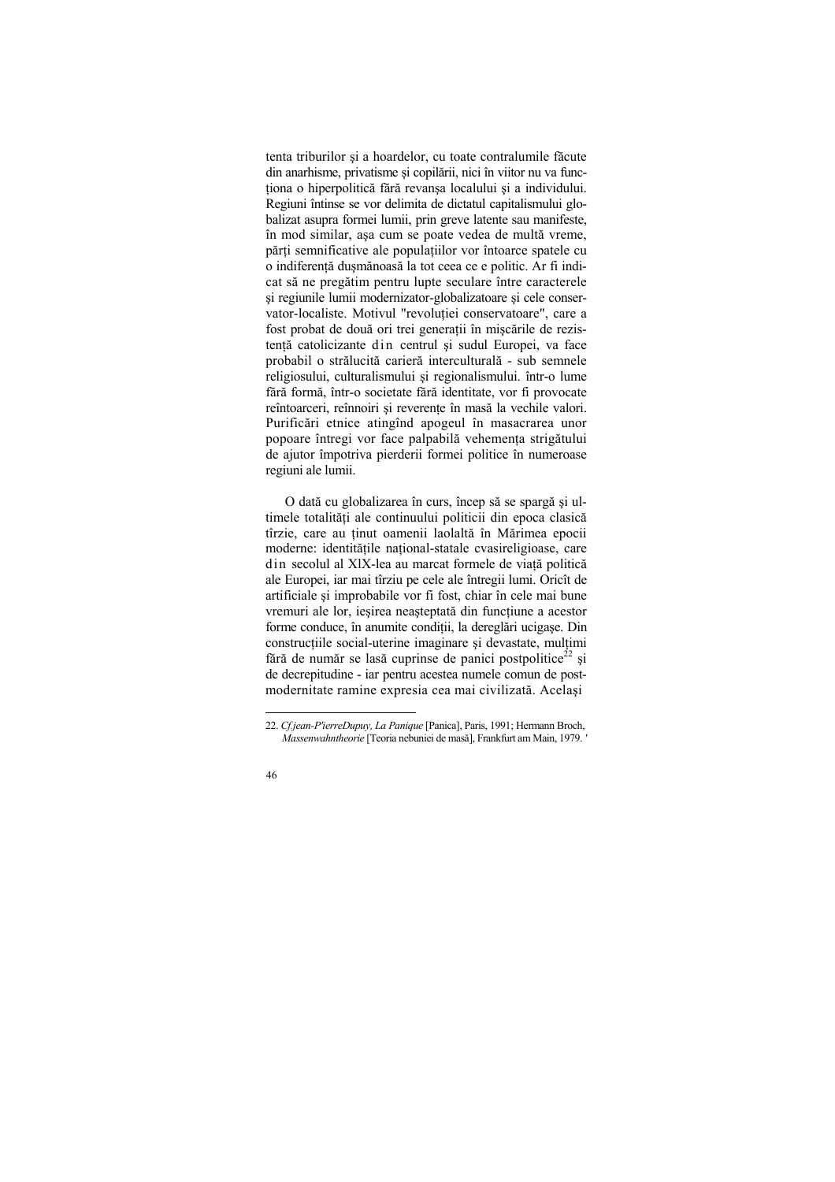tenta triburilor și a hoardelor, cu toate contralumile făcute din anarhisme, privatisme și copilării, nici în viitor nu va funcționa o hiperpolitică fără revanșa localului și a individului. Regiuni întinse se vor delimita de dictatul capitalismului globalizat asupra formei lumii, prin greve latente sau manifeste, în mod similar, așa cum se poate vedea de multă vreme, părți semnificative ale populațiilor vor întoarce spatele cu o indiferență dușmănoasă la tot ceea ce e politic. Ar fi indicat să ne pregătim pentru lupte seculare între caracterele și regiunile lumii modernizator-globalizatoare și cele conservator-localiste. Motivul "revoluției conservatoare", care a fost probat de două ori trei generații în mișcările de rezistență catolicizante din centrul și sudul Europei, va face probabil o strălucită carieră interculturală - sub semnele religiosului, culturalismului și regionalismului. într-o lume fără formă, într-o societate fără identitate, vor fi provocate reîntoarceri, reînnoiri și reverențe în masă la vechile valori. Purificări etnice atingînd apogeul în masacrarea unor popoare întregi vor face palpabilă vehemența strigătului de ajutor împotriva pierderii formei politice în numeroase regiuni ale lumii.

O dată cu globalizarea în curs, încep să se spargă și ultimele totalități ale continuului politicii din epoca clasică tîrzie, care au ținut oamenii laolaltă în Mărimea epocii moderne: identitățile național-statale cvasireligioase, care din secolul al XIX-lea au marcat formele de viață politică ale Europei, iar mai tîrziu pe cele ale întregii lumi. Oricît de artificiale și improbabile vor fi fost, chiar în cele mai bune vremuri ale lor, ieșirea neașteptată din funcțiune a acestor forme conduce, în anumite condiții, la dereglări ucigașe. Din construcțiile social-uterine imaginare și devastate, mulțimi fără de număr se lasă cuprinse de panici postpolitice[22] și de decrepitudine - iar pentru acestea numele comun de postmodernitate ramine expresia cea mai civilizată. Același

---

22. *Cf.jean-P'ierreDupuy, La Panique* [Panica], Paris, 1991; Hermann Broch, *Massenwahntheorie* [Teoria nebuniei de masă], Frankfurt am Main, 1979.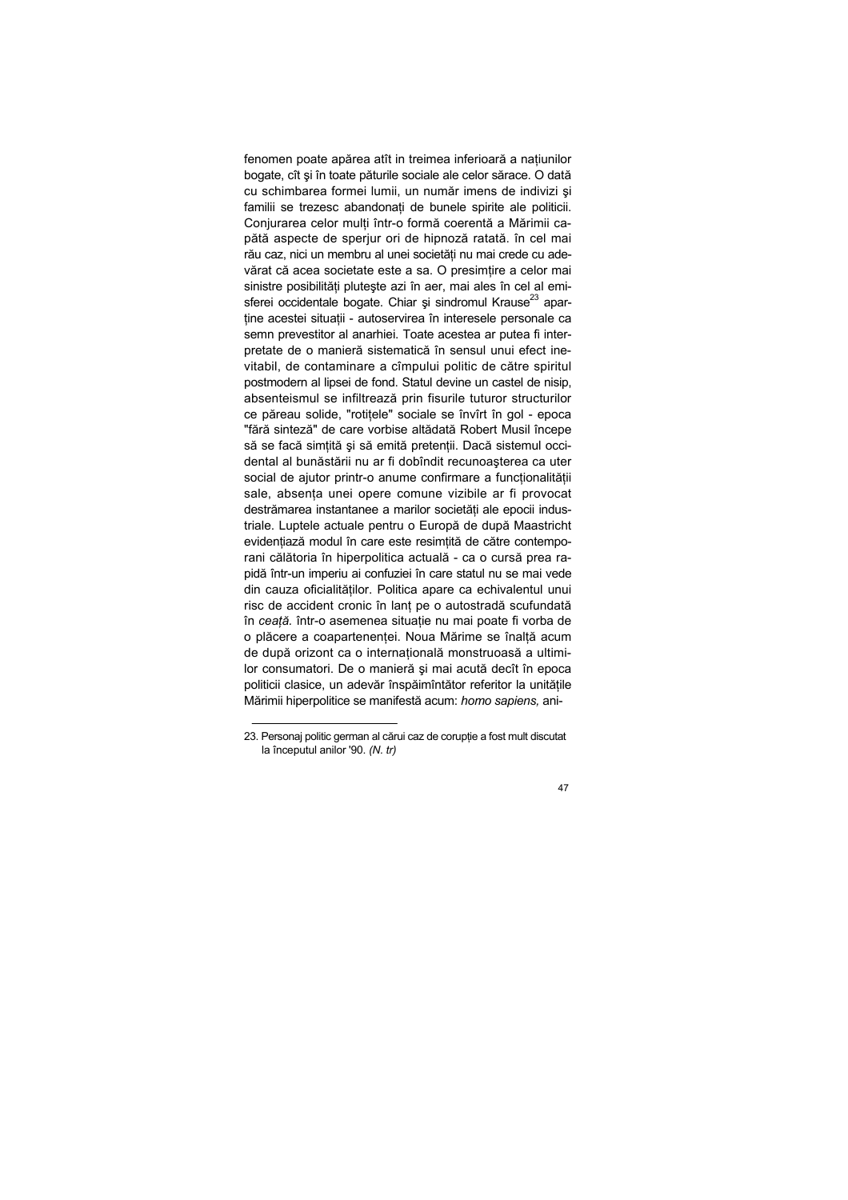fenomen poate apărea atît in treimea inferioară a națiunilor bogate, cît şi în toate păturile sociale ale celor sărace. O dată cu schimbarea formei lumii, un număr imens de indivizi şi familii se trezesc abandonați de bunele spirite ale politicii. Conjurarea celor mulți într-o formă coerentă a Mărimii capătă aspecte de sperjur ori de hipnoză ratată. în cel mai rău caz, nici un membru al unei societăți nu mai crede cu adevărat că acea societate este a sa. O presimțire a celor mai sinistre posibilități plutește azi în aer, mai ales în cel al emisferei occidentale bogate. Chiar şi sindromul Krause[23] aparține acestei situații - autoservirea în interesele personale ca semn prevestitor al anarhiei. Toate acestea ar putea fi interpretate de o manieră sistematică în sensul unui efect inevitabil, de contaminare a cîmpului politic de către spiritul postmodern al lipsei de fond. Statul devine un castel de nisip, absenteismul se infiltrează prin fisurile tuturor structurilor ce păreau solide, "rotițele" sociale se învîrt în gol - epoca "fără sinteză" de care vorbise altădată Robert Musil începe să se facă simțită şi să emită pretenții. Dacă sistemul occidental al bunăstării nu ar fi dobîndit recunoaşterea ca uter social de ajutor printr-o anume confirmare a funcționalității sale, absența unei opere comune vizibile ar fi provocat destrămarea instantanee a marilor societăți ale epocii industriale. Luptele actuale pentru o Europă de după Maastricht evidențiază modul în care este resimțită de către contemporani călătoria în hiperpolitica actuală - ca o cursă prea rapidă într-un imperiu ai confuziei în care statul nu se mai vede din cauza oficialităților. Politica apare ca echivalentul unui risc de accident cronic în lanț pe o autostradă scufundată în *ceață.* într-o asemenea situație nu mai poate fi vorba de o plăcere a coapartenenței. Noua Mărime se înalță acum de după orizont ca o internațională monstruoasă a ultimilor consumatori. De o manieră şi mai acută decît în epoca politicii clasice, un adevăr înspăimîntător referitor la unitățile Mărimii hiperpolitice se manifestă acum: *homo sapiens,* ani-

---

23. Personaj politic german al cărui caz de corupție a fost mult discutat la începutul anilor '90. *(N. tr)*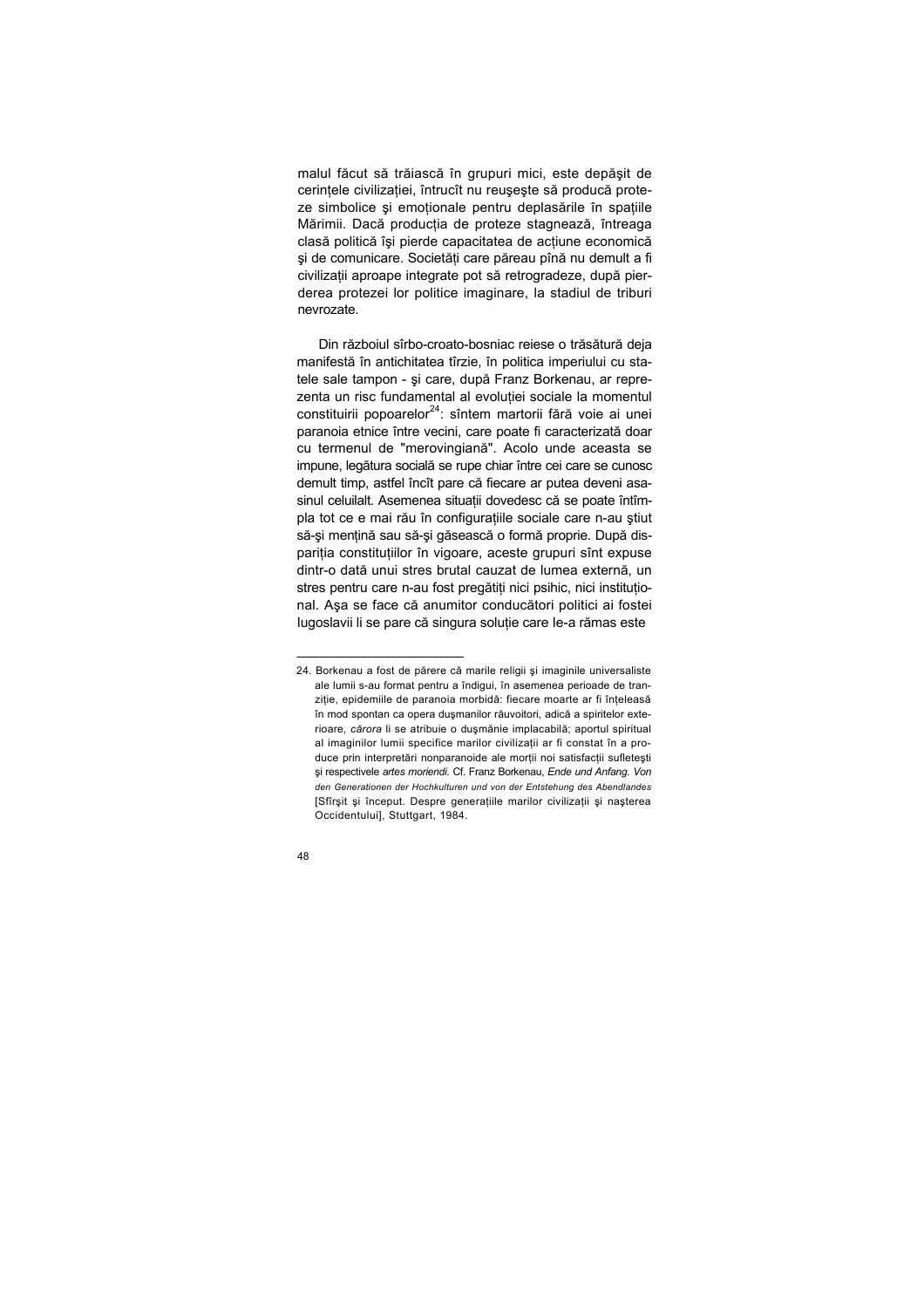malul făcut să trăiască în grupuri mici, este depăşit de cerinţele civilizaţiei, întrucît nu reuşeşte să producă proteze simbolice şi emoţionale pentru deplasările în spaţiile Mărimii. Dacă producţia de proteze stagnează, întreaga clasă politică îşi pierde capacitatea de acţiune economică şi de comunicare. Societăţi care păreau pînă nu demult a fi civilizaţii aproape integrate pot să retrogradeze, după pierderea protezei lor politice imaginare, la stadiul de triburi nevrozate.

Din războiul sîrbo-croato-bosniac reiese o trăsătură deja manifestă în antichitatea tîrzie, în politica imperiului cu statele sale tampon - şi care, după Franz Borkenau, ar reprezenta un risc fundamental al evoluţiei sociale la momentul constituirii popoarelor[24]: sîntem martorii fără voie ai unei paranoia etnice între vecini, care poate fi caracterizată doar cu termenul de "merovingiană". Acolo unde aceasta se impune, legătura socială se rupe chiar între cei care se cunosc demult timp, astfel încît pare că fiecare ar putea deveni asasinul celuilalt. Asemenea situaţii dovedesc că se poate întîmpla tot ce e mai rău în configuraţiile sociale care n-au ştiut să-şi menţină sau să-şi găsească o formă proprie. După dispariţia constituţiilor în vigoare, aceste grupuri sînt expuse dintr-o dată unui stres brutal cauzat de lumea externă, un stres pentru care n-au fost pregătiţi nici psihic, nici instituţional. Aşa se face că anumitor conducători politici ai fostei Iugoslavii li se pare că singura soluţie care le-a rămas este

---

24. Borkenau a fost de părere că marile religii şi imaginile universaliste ale lumii s-au format pentru a îndigui, în asemenea perioade de tranziţie, epidemiile de paranoia morbidă: fiecare moarte ar fi înţeleasă în mod spontan ca opera duşmanilor răuvoitori, adică a spiritelor exterioare, *cărora* li se atribuie o duşmănie implacabilă; aportul spiritual al imaginilor lumii specifice marilor civilizaţii ar fi constat în a produce prin interpretări nonparanoide ale morţii noi satisfacţii sufleteşti şi respectivele *artes moriendi*. Cf. Franz Borkenau, *Ende und Anfang. Von den Generationen der Hochkulturen und von der Entstehung des Abendlandes* [Sfîrşit şi început. Despre generaţiile marilor civilizaţii şi naşterea Occidentului], Stuttgart, 1984.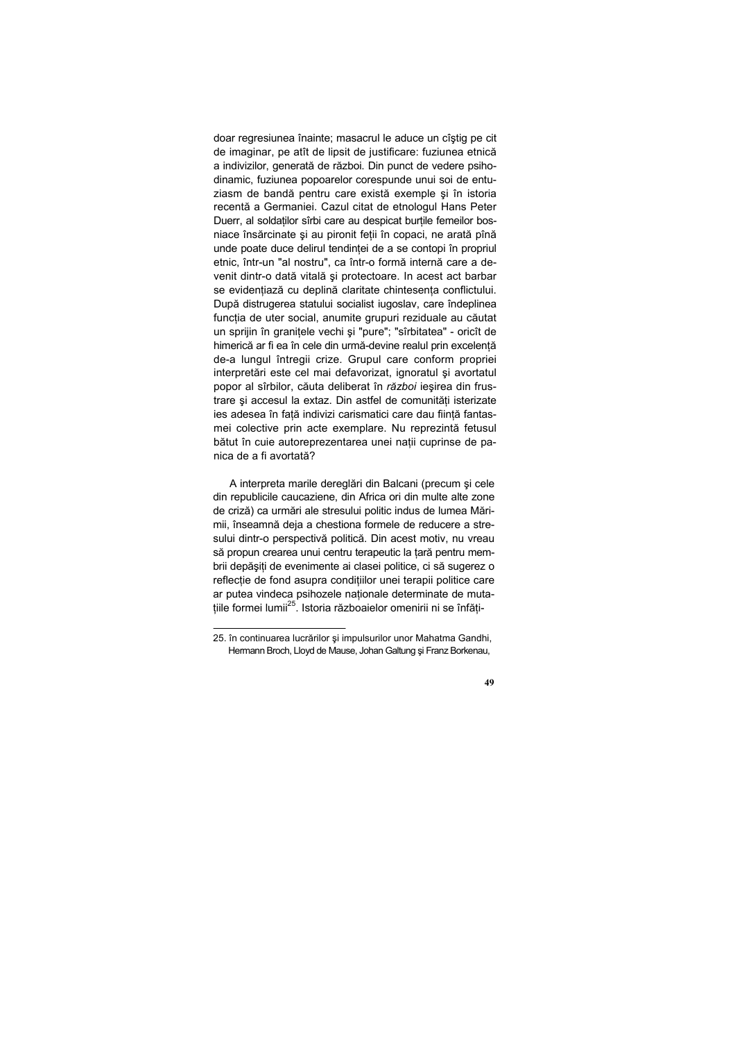doar regresiunea înainte; masacrul le aduce un cîştig pe cit de imaginar, pe atît de lipsit de justificare: fuziunea etnică a indivizilor, generată de război. Din punct de vedere psihodinamic, fuziunea popoarelor corespunde unui soi de entuziasm de bandă pentru care există exemple şi în istoria recentă a Germaniei. Cazul citat de etnologul Hans Peter Duerr, al soldaților sîrbi care au despicat burțile femeilor bosniace însărcinate şi au pironit feții în copaci, ne arată pînă unde poate duce delirul tendinței de a se contopi în propriul etnic, într-un "al nostru", ca într-o formă internă care a devenit dintr-o dată vitală şi protectoare. In acest act barbar se evidențiază cu deplină claritate chintesența conflictului. După distrugerea statului socialist iugoslav, care îndeplinea funcția de uter social, anumite grupuri reziduale au căutat un sprijin în granițele vechi şi "pure"; "sîrbitatea" - oricît de himerică ar fi ea în cele din urmă-devine realul prin excelență de-a lungul întregii crize. Grupul care conform propriei interpretări este cel mai defavorizat, ignoratul şi avortatul popor al sîrbilor, căuta deliberat în *război* ieşirea din frustrare şi accesul la extaz. Din astfel de comunități isterizate ies adesea în față indivizi carismatici care dau ființă fantasmei colective prin acte exemplare. Nu reprezintă fetusul bătut în cuie autoreprezentarea unei nații cuprinse de panica de a fi avortată?

A interpreta marile dereglări din Balcani (precum şi cele din republicile caucaziene, din Africa ori din multe alte zone de criză) ca urmări ale stresului politic indus de lumea Mărimii, înseamnă deja a chestiona formele de reducere a stresului dintr-o perspectivă politică. Din acest motiv, nu vreau să propun crearea unui centru terapeutic la țară pentru membrii depăşiți de evenimente ai clasei politice, ci să sugerez o reflecție de fond asupra condițiilor unei terapii politice care ar putea vindeca psihozele naționale determinate de mutațiile formei lumii[25]. Istoria războaielor omenirii ni se înfăți-

---

25. în continuarea lucrărilor şi impulsurilor unor Mahatma Gandhi, Hermann Broch, Lloyd de Mause, Johan Galtung şi Franz Borkenau,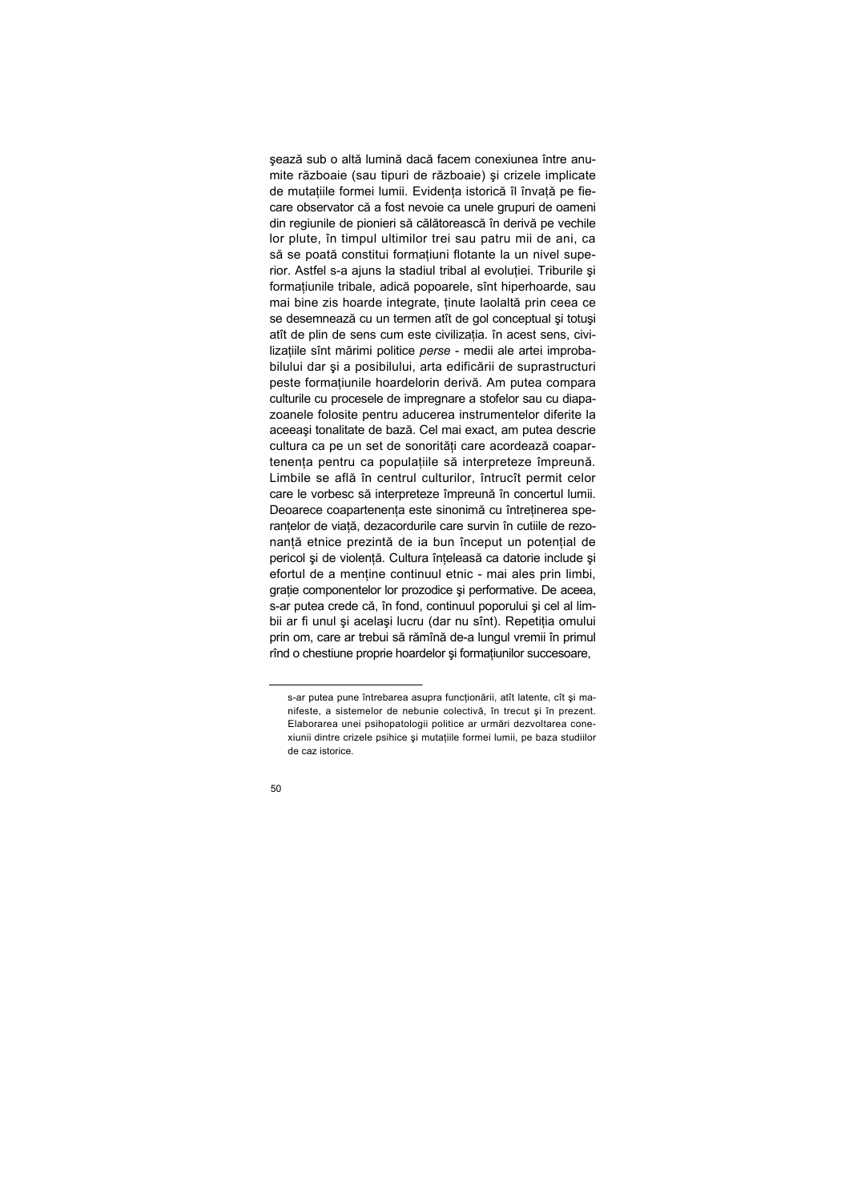şează sub o altă lumină dacă facem conexiunea între anumite războaie (sau tipuri de războaie) şi crizele implicate de mutaţiile formei lumii. Evidenţa istorică îl învaţă pe fiecare observator că a fost nevoie ca unele grupuri de oameni din regiunile de pionieri să călătorească în derivă pe vechile lor plute, în timpul ultimilor trei sau patru mii de ani, ca să se poată constitui formaţiuni flotante la un nivel superior. Astfel s-a ajuns la stadiul tribal al evoluţiei. Triburile şi formaţiunile tribale, adică popoarele, sînt hiperhoarde, sau mai bine zis hoarde integrate, ţinute laolaltă prin ceea ce se desemnează cu un termen atît de gol conceptual şi totuşi atît de plin de sens cum este civilizaţia. în acest sens, civilizaţiile sînt mărimi politice *perse* - medii ale artei improbabilului dar şi a posibilului, arta edificării de suprastructuri peste formaţiunile hoardelorin derivă. Am putea compara culturile cu procesele de impregnare a stofelor sau cu diapazoanele folosite pentru aducerea instrumentelor diferite la aceeaşi tonalitate de bază. Cel mai exact, am putea descrie cultura ca pe un set de sonorităţi care acordează coapartenenţa pentru ca populaţiile să interpreteze împreună. Limbile se află în centrul culturilor, întrucît permit celor care le vorbesc să interpreteze împreună în concertul lumii. Deoarece coapartenenţa este sinonimă cu întreţinerea speranţelor de viaţă, dezacordurile care survin în cutiile de rezonanţă etnice prezintă de ia bun început un potenţial de pericol şi de violenţă. Cultura înţeleasă ca datorie include şi efortul de a menţine continuul etnic - mai ales prin limbi, graţie componentelor lor prozodice şi performative. De aceea, s-ar putea crede că, în fond, continuul poporului şi cel al limbii ar fi unul şi acelaşi lucru (dar nu sînt). Repetiţia omului prin om, care ar trebui să rămînă de-a lungul vremii în primul rînd o chestiune proprie hoardelor şi formaţiunilor succesoare,

---

s-ar putea pune întrebarea asupra funcţionării, atît latente, cît şi manifeste, a sistemelor de nebunie colectivă, în trecut şi în prezent. Elaborarea unei psihopatologii politice ar urmări dezvoltarea conexiunii dintre crizele psihice şi mutaţiile formei lumii, pe baza studiilor de caz istorice.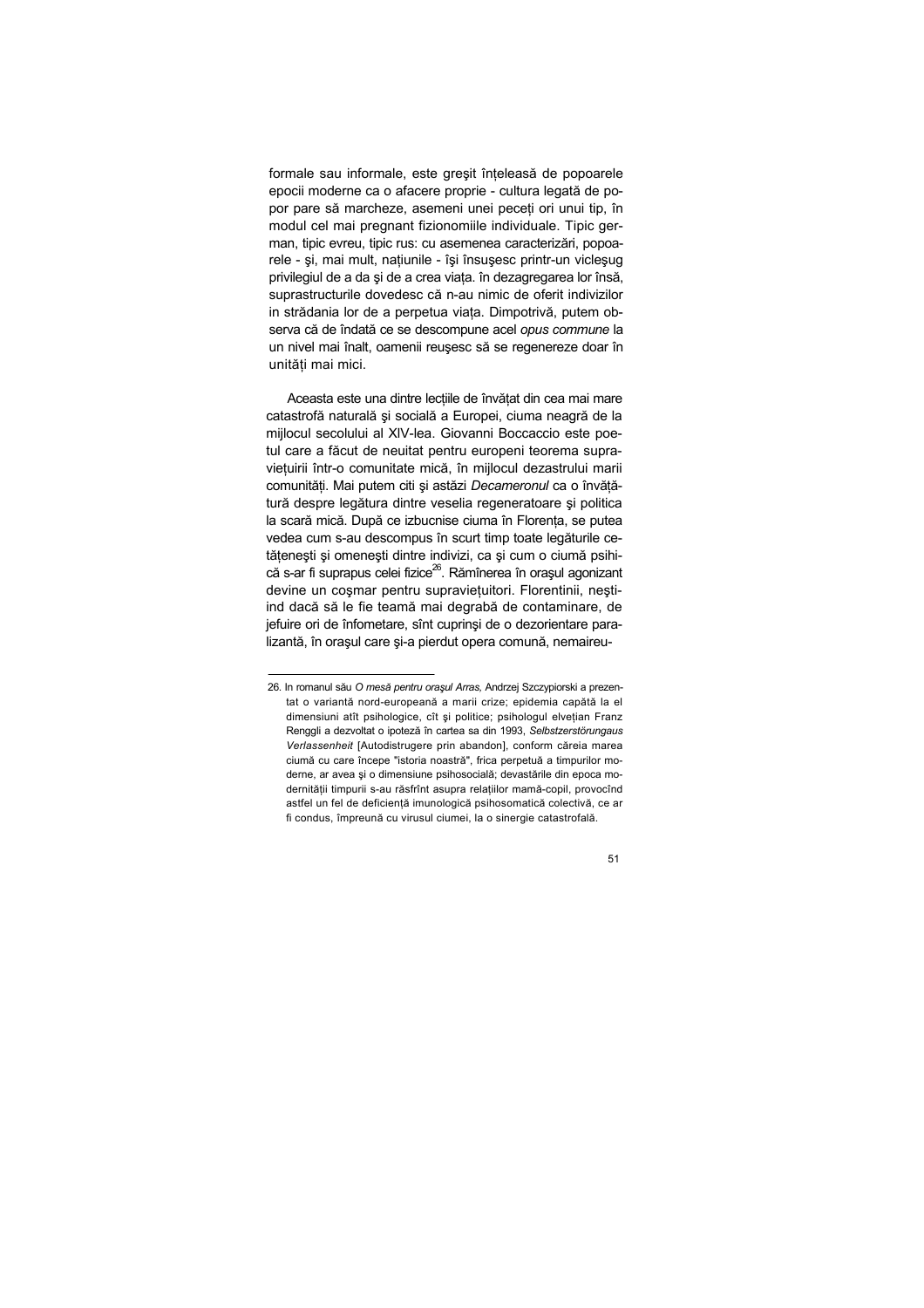formale sau informale, este greşit înţeleasă de popoarele epocii moderne ca o afacere proprie - cultura legată de popor pare să marcheze, asemeni unei peceţi ori unui tip, în modul cel mai pregnant fizionomiile individuale. Tipic german, tipic evreu, tipic rus: cu asemenea caracterizări, popoarele - şi, mai mult, naţiunile - îşi însuşesc printr-un vicleşug privilegiul de a da şi de a crea viaţa. în dezagregarea lor însă, suprastructurile dovedesc că n-au nimic de oferit indivizilor in strădania lor de a perpetua viaţa. Dimpotrivă, putem observa că de îndată ce se descompune acel *opus commune* la un nivel mai înalt, oamenii reuşesc să se regenereze doar în unităţi mai mici.

Aceasta este una dintre lecţiile de învăţat din cea mai mare catastrofă naturală şi socială a Europei, ciuma neagră de la mijlocul secolului al XIV-lea. Giovanni Boccaccio este poetul care a făcut de neuitat pentru europeni teorema supravieţuirii într-o comunitate mică, în mijlocul dezastrului marii comunităţi. Mai putem citi şi astăzi *Decameronul* ca o învăţătură despre legătura dintre veselia regeneratoare şi politica la scară mică. După ce izbucnise ciuma în Florenţa, se putea vedea cum s-au descompus în scurt timp toate legăturile cetăţeneşti şi omeneşti dintre indivizi, ca şi cum o ciumă psihică s-ar fi suprapus celei fizice[26]. Rămînerea în oraşul agonizant devine un coşmar pentru supravieţuitori. Florentinii, neştiind dacă să le fie teamă mai degrabă de contaminare, de jefuire ori de înfometare, sînt cuprinşi de o dezorientare paralizantă, în oraşul care şi-a pierdut opera comună, nemaireu-

---

26. In romanul său *O masă pentru oraşul Arras,* Andrzej Szczypiorski a prezentat o variantă nord-europeană a marii crize; epidemia capătă la el dimensiuni atît psihologice, cît şi politice; psihologul elveţian Franz Renggli a dezvoltat o ipoteză în cartea sa din 1993, *Selbstzerstörungaus Verlassenheit* [Autodistrugere prin abandon], conform căreia marea ciumă cu care începe "istoria noastră", frica perpetuă a timpurilor moderne, ar avea şi o dimensiune psihosocială; devastările din epoca modernităţii timpurii s-au răsfrînt asupra relaţiilor mamă-copil, provocînd astfel un fel de deficienţă imunologică psihosomatică colectivă, ce ar fi condus, împreună cu virusul ciumei, la o sinergie catastrofală.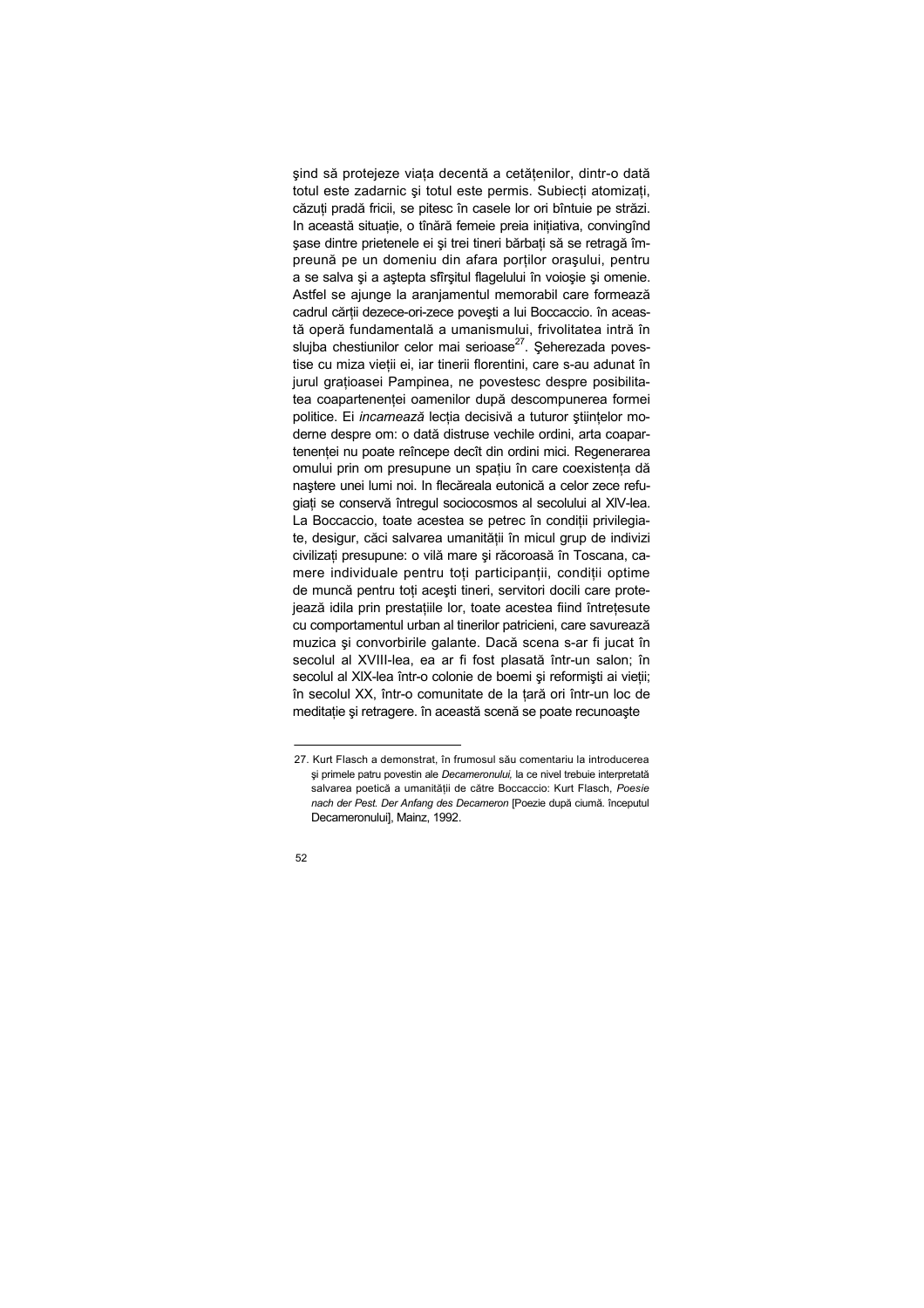şind să protejeze viaţa decentă a cetăţenilor, dintr-o dată totul este zadarnic şi totul este permis. Subiecţi atomizaţi, căzuţi pradă fricii, se pitesc în casele lor ori bîntuie pe străzi. In această situaţie, o tînără femeie preia iniţiativa, convingînd şase dintre prietenele ei şi trei tineri bărbaţi să se retragă împreună pe un domeniu din afara porţilor oraşului, pentru a se salva şi a aştepta sfîrşitul flagelului în voioşie şi omenie. Astfel se ajunge la aranjamentul memorabil care formează cadrul cărţii dezece-ori-zece poveşti a lui Boccaccio. în această operă fundamentală a umanismului, frivolitatea intră în slujba chestiunilor celor mai serioase[27]. Şeherezada povestise cu miza vieţii ei, iar tinerii florentini, care s-au adunat în jurul graţioasei Pampinea, ne povestesc despre posibilitatea coapartenenţei oamenilor după descompunerea formei politice. Ei *incarnează* lecţia decisivă a tuturor ştiinţelor moderne despre om: o dată distruse vechile ordini, arta coapartenenţei nu poate reîncepe decît din ordini mici. Regenerarea omului prin om presupune un spaţiu în care coexistenţa dă naştere unei lumi noi. In flecăreala eutonică a celor zece refugiaţi se conservă întregul sociocosmos al secolului al XIV-lea. La Boccaccio, toate acestea se petrec în condiţii privilegiate, desigur, căci salvarea umanităţii în micul grup de indivizi civilizaţi presupune: o vilă mare şi răcoroasă în Toscana, camere individuale pentru toţi participanţii, condiţii optime de muncă pentru toţi aceşti tineri, servitori docili care protejează idila prin prestaţiile lor, toate acestea fiind întreţesute cu comportamentul urban al tinerilor patricieni, care savurează muzica şi convorbirile galante. Dacă scena s-ar fi jucat în secolul al XVIII-lea, ea ar fi fost plasată într-un salon; în secolul al XIX-lea într-o colonie de boemi şi reformişti ai vieţii; în secolul XX, într-o comunitate de la ţară ori într-un loc de meditaţie şi retragere. în această scenă se poate recunoaşte

---

27. Kurt Flasch a demonstrat, în frumosul său comentariu la introducerea şi primele patru povestin ale *Decameronului,* la ce nivel trebuie interpretată salvarea poetică a umanităţii de către Boccaccio: Kurt Flasch, *Poesie nach der Pest. Der Anfang des Decameron* [Poezie după ciumă. începutul Decameronului], Mainz, 1992.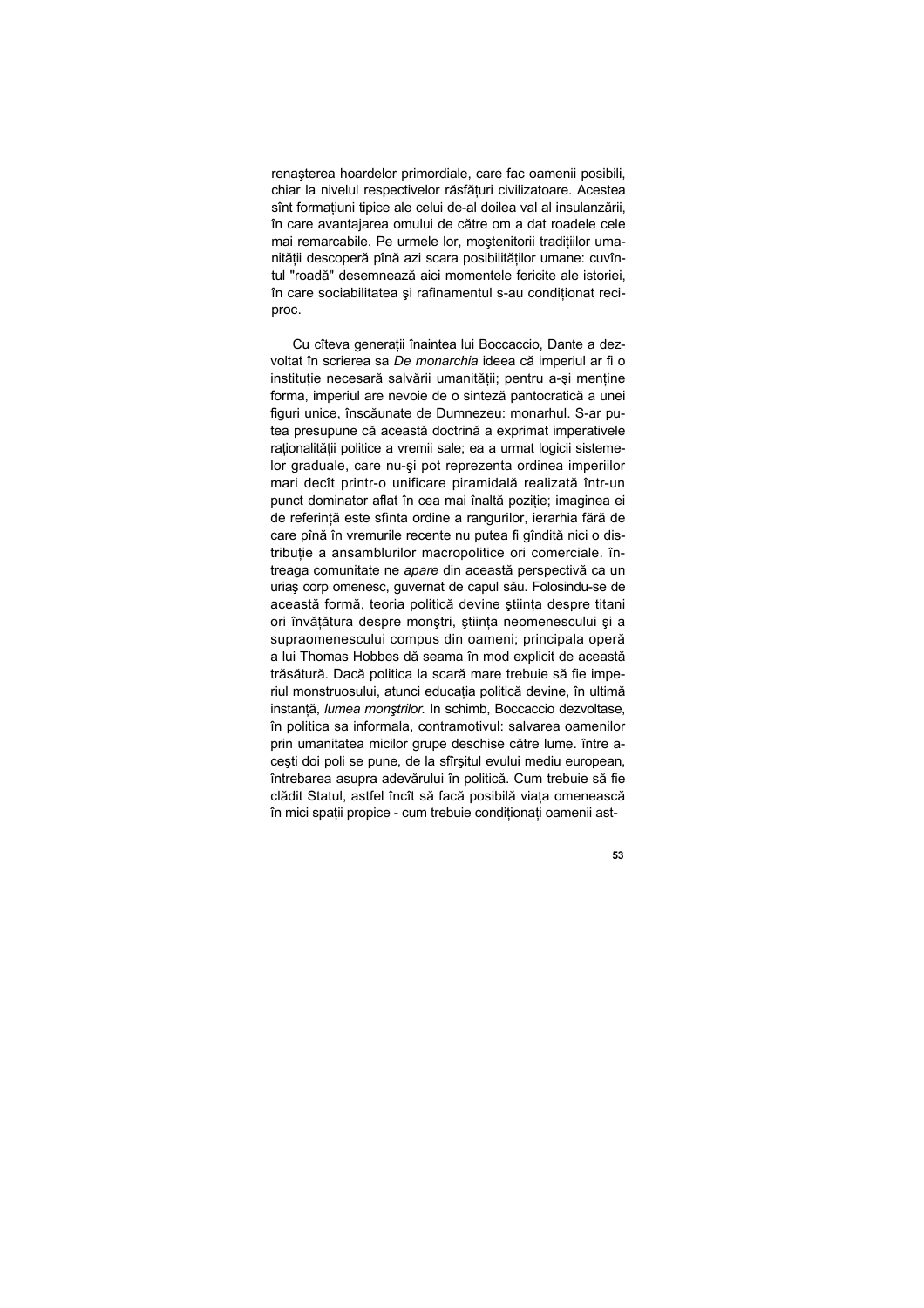renaşterea hoardelor primordiale, care fac oamenii posibili, chiar la nivelul respectivelor răsfăţuri civilizatoare. Acestea sînt formaţiuni tipice ale celui de-al doilea val al insulanzării, în care avantajarea omului de către om a dat roadele cele mai remarcabile. Pe urmele lor, moştenitorii tradiţiilor umanităţii descoperă pînă azi scara posibilităţilor umane: cuvîntul "roadă" desemnează aici momentele fericite ale istoriei, în care sociabilitatea şi rafinamentul s-au condiţionat reciproc.

Cu cîteva generaţii înaintea lui Boccaccio, Dante a dezvoltat în scrierea sa *De monarchia* ideea că imperiul ar fi o instituţie necesară salvării umanităţii; pentru a-şi menţine forma, imperiul are nevoie de o sinteză pantocratică a unei figuri unice, înscăunate de Dumnezeu: monarhul. S-ar putea presupune că această doctrină a exprimat imperativele raţionalităţii politice a vremii sale; ea a urmat logicii sistemelor graduale, care nu-şi pot reprezenta ordinea imperiilor mari decît printr-o unificare piramidală realizată într-un punct dominator aflat în cea mai înaltă poziţie; imaginea ei de referinţă este sfînta ordine a rangurilor, ierarhia fără de care pînă în vremurile recente nu putea fi gîndită nici o distribuţie a ansamblurilor macropolitice ori comerciale. întreaga comunitate ne *apare* din această perspectivă ca un uriaş corp omenesc, guvernat de capul său. Folosindu-se de această formă, teoria politică devine ştiinţa despre titani ori învăţătura despre monştri, ştiinţa neomenescului şi a supraomenescului compus din oameni; principala operă a lui Thomas Hobbes dă seama în mod explicit de această trăsătură. Dacă politica la scară mare trebuie să fie imperiul monstruosului, atunci educaţia politică devine, în ultimă instanţă, *lumea monştrilor.* In schimb, Boccaccio dezvoltase, în politica sa informala, contramotivul: salvarea oamenilor prin umanitatea micilor grupe deschise către lume. între aceşti doi poli se pune, de la sfîrşitul evului mediu european, întrebarea asupra adevărului în politică. Cum trebuie să fie clădit Statul, astfel încît să facă posibilă viaţa omenească în mici spaţii propice - cum trebuie condiţionaţi oamenii ast-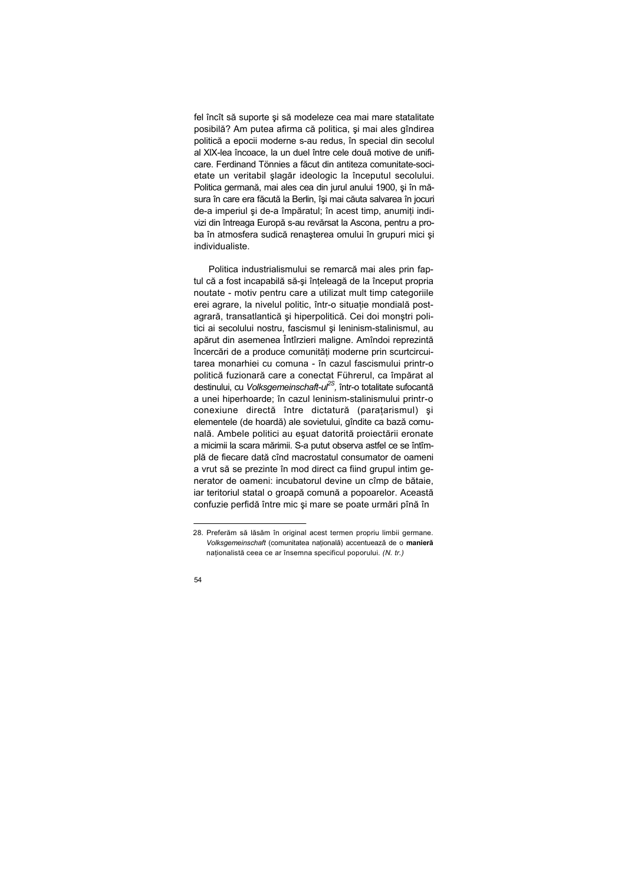fel încît să suporte şi să modeleze cea mai mare statalitate posibilă? Am putea afirma că politica, şi mai ales gîndirea politică a epocii moderne s-au redus, în special din secolul al XIX-lea încoace, la un duel între cele două motive de unificare. Ferdinand Tönnies a făcut din antiteza comunitate-societate un veritabil şlagăr ideologic la începutul secolului. Politica germană, mai ales cea din jurul anului 1900, şi în măsura în care era făcută la Berlin, îşi mai căuta salvarea în jocuri de-a imperiul şi de-a împăratul; în acest timp, anumiți indivizi din întreaga Europă s-au revărsat la Ascona, pentru a proba în atmosfera sudică renaşterea omului în grupuri mici şi individualiste.

Politica industrialismului se remarcă mai ales prin faptul că a fost incapabilă să-şi înțeleagă de la început propria noutate - motiv pentru care a utilizat mult timp categoriile erei agrare, la nivelul politic, într-o situație mondială postagrară, transatlantică şi hiperpolitică. Cei doi monştri politici ai secolului nostru, fascismul şi leninism-stalinismul, au apărut din asemenea întîrzieri maligne. Amîndoi reprezintă încercări de a produce comunități moderne prin scurtcircuitarea monarhiei cu comuna - în cazul fascismului printr-o politică fuzionară care a conectat Führerul, ca împărat al destinului, cu *Volksgemeinschaft-ul*[28], într-o totalitate sufocantă a unei hiperhoarde; în cazul leninism-stalinismului printr-o conexiune directă între dictatură (parațarismul) şi elementele (de hoardă) ale sovietului, gîndite ca bază comunală. Ambele politici au eşuat datorită proiectării eronate a micimii la scara mărimii. S-a putut observa astfel ce se întîmplă de fiecare dată cînd macrostatul consumator de oameni a vrut să se prezinte în mod direct ca fiind grupul intim generator de oameni: incubatorul devine un cîmp de bătaie, iar teritoriul statal o groapă comună a popoarelor. Această confuzie perfidă între mic şi mare se poate urmări pînă în

---

28. Preferăm să lăsăm în original acest termen propriu limbii germane. *Volksgemeinschaft* (comunitatea națională) accentuează de o **manieră** naționalistă ceea ce ar însemna specificul poporului. *(N. tr.)*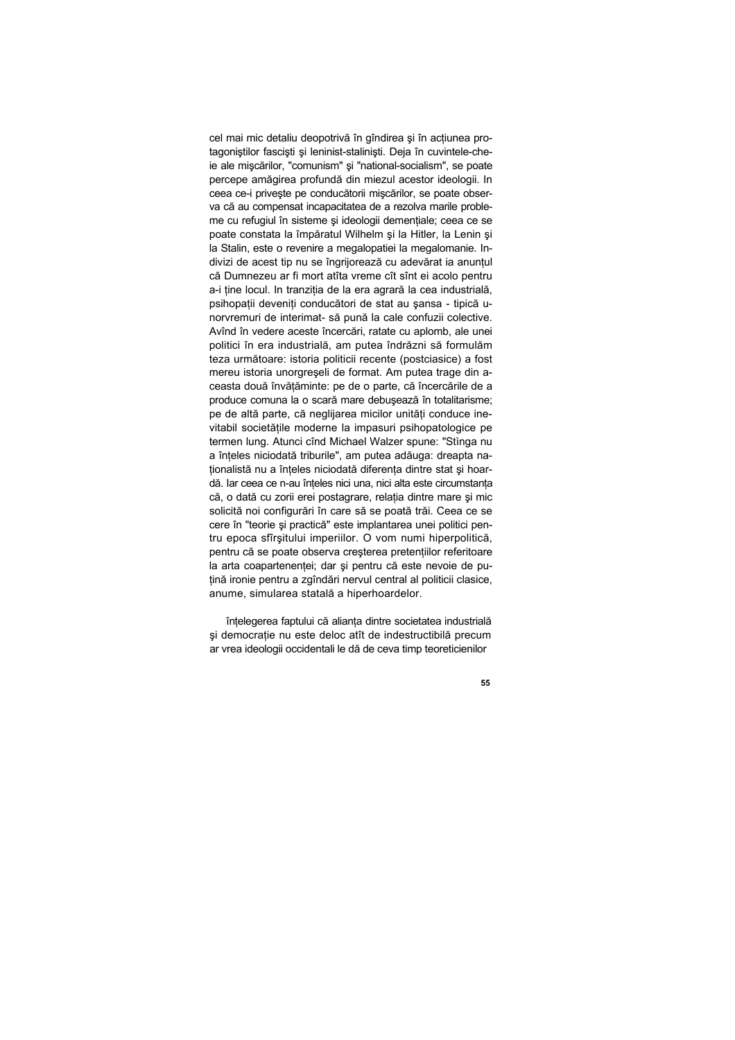cel mai mic detaliu deopotrivă în gîndirea şi în acțiunea protagoniştilor fascişti şi leninist-stalinişti. Deja în cuvintele-cheie ale mişcărilor, "comunism" şi "national-socialism", se poate percepe amăgirea profundă din miezul acestor ideologii. In ceea ce-i priveşte pe conducătorii mişcărilor, se poate observa că au compensat incapacitatea de a rezolva marile probleme cu refugiul în sisteme şi ideologii demențiale; ceea ce se poate constata la împăratul Wilhelm şi la Hitler, la Lenin şi la Stalin, este o revenire a megalopatiei la megalomanie. Indivizi de acest tip nu se îngrijorează cu adevărat ia anunțul că Dumnezeu ar fi mort atîta vreme cît sînt ei acolo pentru a-i ține locul. In tranziția de la era agrară la cea industrială, psihopații deveniți conducători de stat au şansa - tipică unorvremuri de interimat- să pună la cale confuzii colective. Avînd în vedere aceste încercări, ratate cu aplomb, ale unei politici în era industrială, am putea îndrăzni să formulăm teza următoare: istoria politicii recente (postciasice) a fost mereu istoria unorgreşeli de format. Am putea trage din aceasta două învățăminte: pe de o parte, că încercările de a produce comuna la o scară mare debuşează în totalitarisme; pe de altă parte, că neglijarea micilor unități conduce inevitabil societățile moderne la impasuri psihopatologice pe termen lung. Atunci cînd Michael Walzer spune: "Stinga nu a înțeles niciodată triburile", am putea adăuga: dreapta naționalistă nu a înțeles niciodată diferența dintre stat şi hoardă. Iar ceea ce n-au înțeles nici una, nici alta este circumstanța că, o dată cu zorii erei postagrare, relația dintre mare şi mic solicită noi configurări în care să se poată trăi. Ceea ce se cere în "teorie şi practică" este implantarea unei politici pentru epoca sfîrşitului imperiilor. O vom numi hiperpolitică, pentru că se poate observa creşterea pretențiilor referitoare la arta coapartenenței; dar şi pentru că este nevoie de puțină ironie pentru a zgîndări nervul central al politicii clasice, anume, simularea statală a hiperhoardelor.

înțelegerea faptului că alianța dintre societatea industrială şi democrație nu este deloc atît de indestructibilă precum ar vrea ideologii occidentali le dă de ceva timp teoreticienilor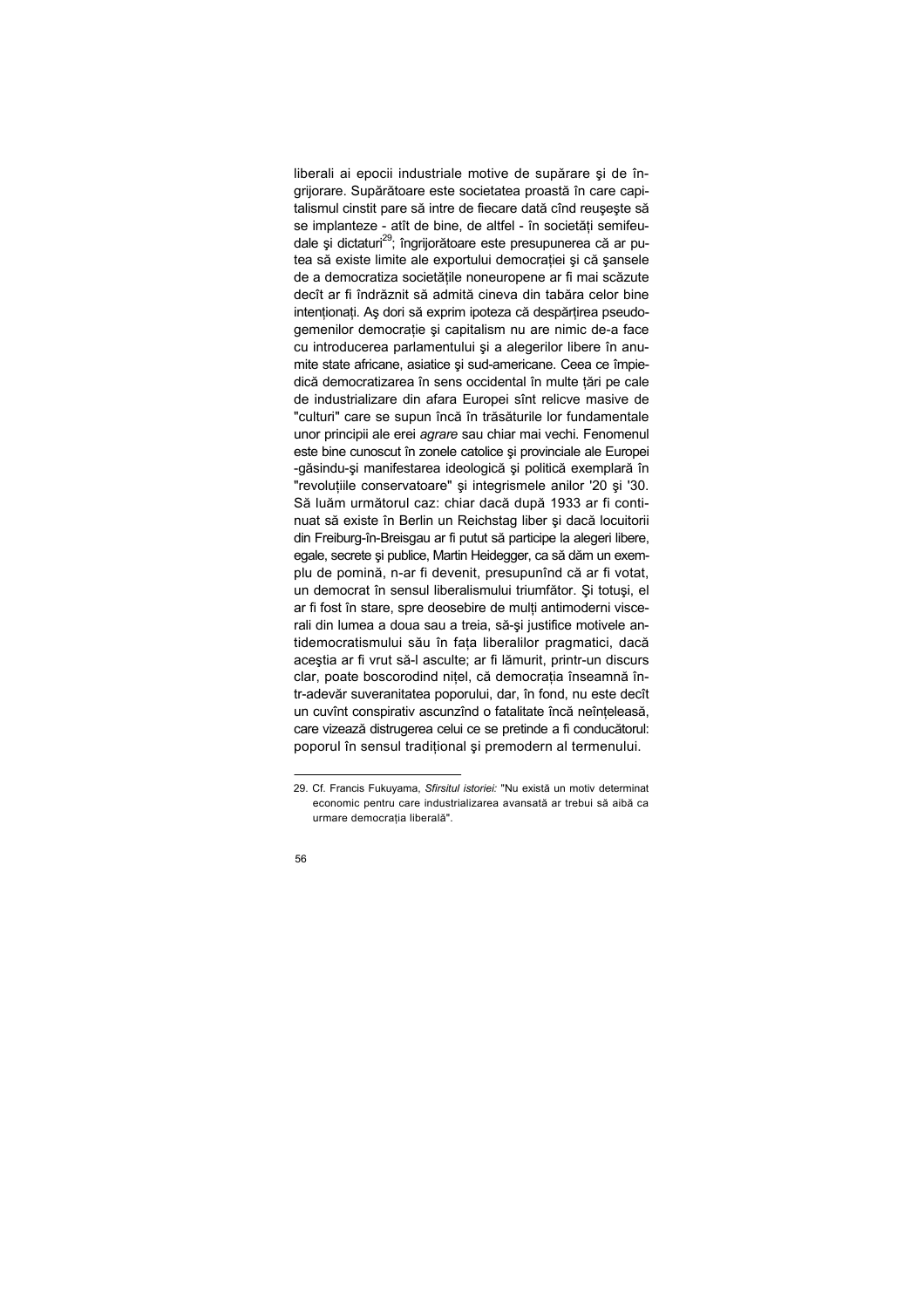liberali ai epocii industriale motive de supărare şi de îngrijorare. Supărătoare este societatea proastă în care capitalismul cinstit pare să intre de fiecare dată cînd reuşeşte să se implanteze - atît de bine, de altfel - în societăţi semifeudale şi dictaturi[29]; îngrijorătoare este presupunerea că ar putea să existe limite ale exportului democraţiei şi că şansele de a democratiza societăţile noneuropene ar fi mai scăzute decît ar fi îndrăznit să admită cineva din tabăra celor bine intenţionaţi. Aş dori să exprim ipoteza că despărţirea pseudogemenilor democraţie şi capitalism nu are nimic de-a face cu introducerea parlamentului şi a alegerilor libere în anumite state africane, asiatice şi sud-americane. Ceea ce împiedică democratizarea în sens occidental în multe ţări pe cale de industrializare din afara Europei sînt relicve masive de "culturi" care se supun încă în trăsăturile lor fundamentale unor principii ale erei *agrare* sau chiar mai vechi. Fenomenul este bine cunoscut în zonele catolice şi provinciale ale Europei -găsindu-şi manifestarea ideologică şi politică exemplară în "revoluţiile conservatoare" şi integrismele anilor '20 şi '30. Să luăm următorul caz: chiar dacă după 1933 ar fi continuat să existe în Berlin un Reichstag liber şi dacă locuitorii din Freiburg-în-Breisgau ar fi putut să participe la alegeri libere, egale, secrete şi publice, Martin Heidegger, ca să dăm un exemplu de pomină, n-ar fi devenit, presupunînd că ar fi votat, un democrat în sensul liberalismului triumfător. Şi totuşi, el ar fi fost în stare, spre deosebire de mulţi antimoderni viscerali din lumea a doua sau a treia, să-şi justifice motivele antidemocratismului său în faţa liberalilor pragmatici, dacă aceştia ar fi vrut să-l asculte; ar fi lămurit, printr-un discurs clar, poate boscorodind niţel, că democraţia înseamnă într-adevăr suveranitatea poporului, dar, în fond, nu este decît un cuvînt conspirativ ascunzînd o fatalitate încă neînţeleasă, care vizează distrugerea celui ce se pretinde a fi conducătorul: poporul în sensul tradiţional şi premodern al termenului.

---

29. Cf. Francis Fukuyama, *Sfirsitul istoriei:* "Nu există un motiv determinat economic pentru care industrializarea avansată ar trebui să aibă ca urmare democraţia liberală".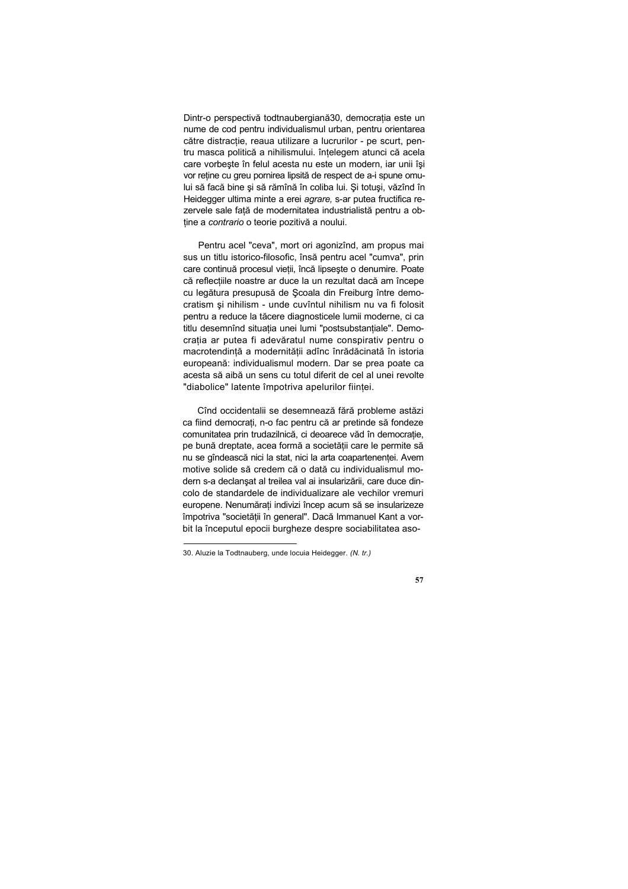Dintr-o perspectivă todtnaubergiană[30], democrația este un nume de cod pentru individualismul urban, pentru orientarea către distracție, reaua utilizare a lucrurilor - pe scurt, pentru masca politică a nihilismului. înțelegem atunci că acela care vorbeşte în felul acesta nu este un modern, iar unii îşi vor reține cu greu pornirea lipsită de respect de a-i spune omului să facă bine şi să rămînă în coliba lui. Şi totuşi, văzînd în Heidegger ultima minte a erei *agrare,* s-ar putea fructifica rezervele sale față de modernitatea industrialistă pentru a obține a *contrario* o teorie pozitivă a noului.

Pentru acel "ceva", mort ori agonizînd, am propus mai sus un titlu istorico-filosofic, însă pentru acel "cumva", prin care continuă procesul vieții, încă lipseşte o denumire. Poate că reflecțiile noastre ar duce la un rezultat dacă am începe cu legătura presupusă de Şcoala din Freiburg între democratism şi nihilism - unde cuvîntul nihilism nu va fi folosit pentru a reduce la tăcere diagnosticele lumii moderne, ci ca titlu desemnînd situația unei lumi "postsubstanțiale". Democrația ar putea fi adevăratul nume conspirativ pentru o macrotendință a modernității adînc înrădăcinată în istoria europeană: individualismul modern. Dar se prea poate ca acesta să aibă un sens cu totul diferit de cel al unei revolte "diabolice" latente împotriva apelurilor ființei.

Cînd occidentalii se desemnează fără probleme astăzi ca fiind democrați, n-o fac pentru că ar pretinde să fondeze comunitatea prin trudazilnică, ci deoarece văd în democrație, pe bună dreptate, acea formă a societății care le permite să nu se gîndească nici la stat, nici la arta coapartenenței. Avem motive solide să credem că o dată cu individualismul modern s-a declanşat al treilea val ai insularizării, care duce dincolo de standardele de individualizare ale vechilor vremuri europene. Nenumărați indivizi încep acum să se insularizeze împotriva "societății în general". Dacă Immanuel Kant a vorbit la începutul epocii burgheze despre sociabilitatea aso-

---

30. Aluzie la Todtnauberg, unde locuia Heidegger. *(N. tr.)*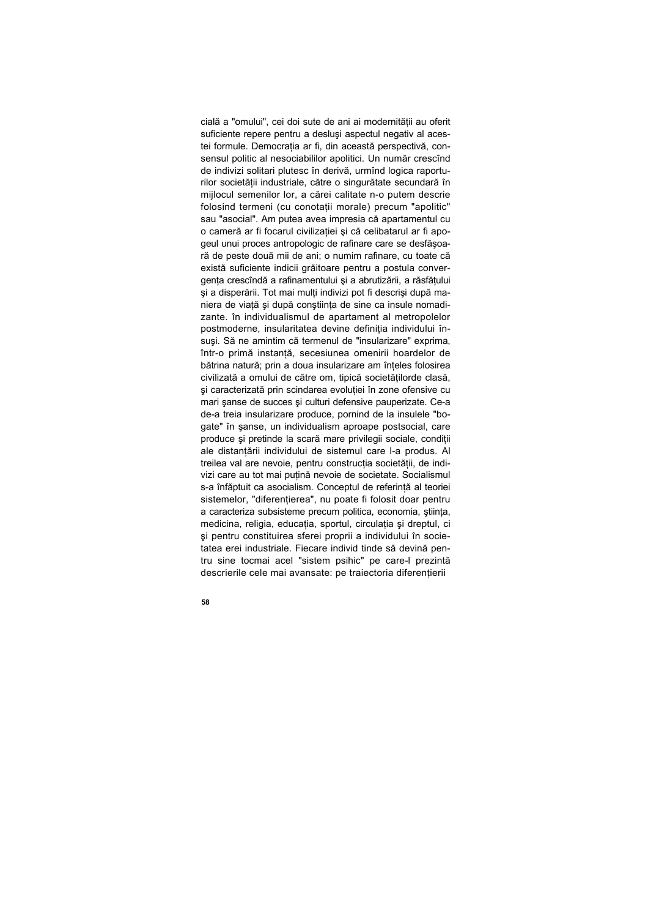cială a "omului", cei doi sute de ani ai modernității au oferit suficiente repere pentru a desluşi aspectul negativ al acestei formule. Democrația ar fi, din această perspectivă, consensul politic al nesociabililor apolitici. Un număr crescînd de indivizi solitari plutesc în derivă, urmînd logica raporturilor societății industriale, către o singurătate secundară în mijlocul semenilor lor, a cărei calitate n-o putem descrie folosind termeni (cu conotații morale) precum "apolitic" sau "asocial". Am putea avea impresia că apartamentul cu o cameră ar fi focarul civilizației şi că celibatarul ar fi apogeul unui proces antropologic de rafinare care se desfăşoară de peste două mii de ani; o numim rafinare, cu toate că există suficiente indicii grăitoare pentru a postula convergența crescîndă a rafinamentului şi a abrutizării, a răsfățului şi a disperării. Tot mai mulți indivizi pot fi descrişi după maniera de viață şi după conştiința de sine ca insule nomadizante. în individualismul de apartament al metropolelor postmoderne, insularitatea devine definiția individului însuşi. Să ne amintim că termenul de "insularizare" exprima, într-o primă instanță, secesiunea omenirii hoardelor de bătrina natură; prin a doua insularizare am înțeles folosirea civilizată a omului de către om, tipică societățilorde clasă, şi caracterizată prin scindarea evoluției în zone ofensive cu mari şanse de succes şi culturi defensive pauperizate. Ce-a de-a treia insularizare produce, pornind de la insulele "bogate" în şanse, un individualism aproape postsocial, care produce şi pretinde la scară mare privilegii sociale, condiții ale distanțării individului de sistemul care l-a produs. Al treilea val are nevoie, pentru construcția societății, de indivizi care au tot mai puțină nevoie de societate. Socialismul s-a înfăptuit ca asocialism. Conceptul de referință al teoriei sistemelor, "diferențierea", nu poate fi folosit doar pentru a caracteriza subsisteme precum politica, economia, ştiința, medicina, religia, educația, sportul, circulația şi dreptul, ci şi pentru constituirea sferei proprii a individului în societatea erei industriale. Fiecare individ tinde să devină pentru sine tocmai acel "sistem psihic" pe care-l prezintă descrierile cele mai avansate: pe traiectoria diferențierii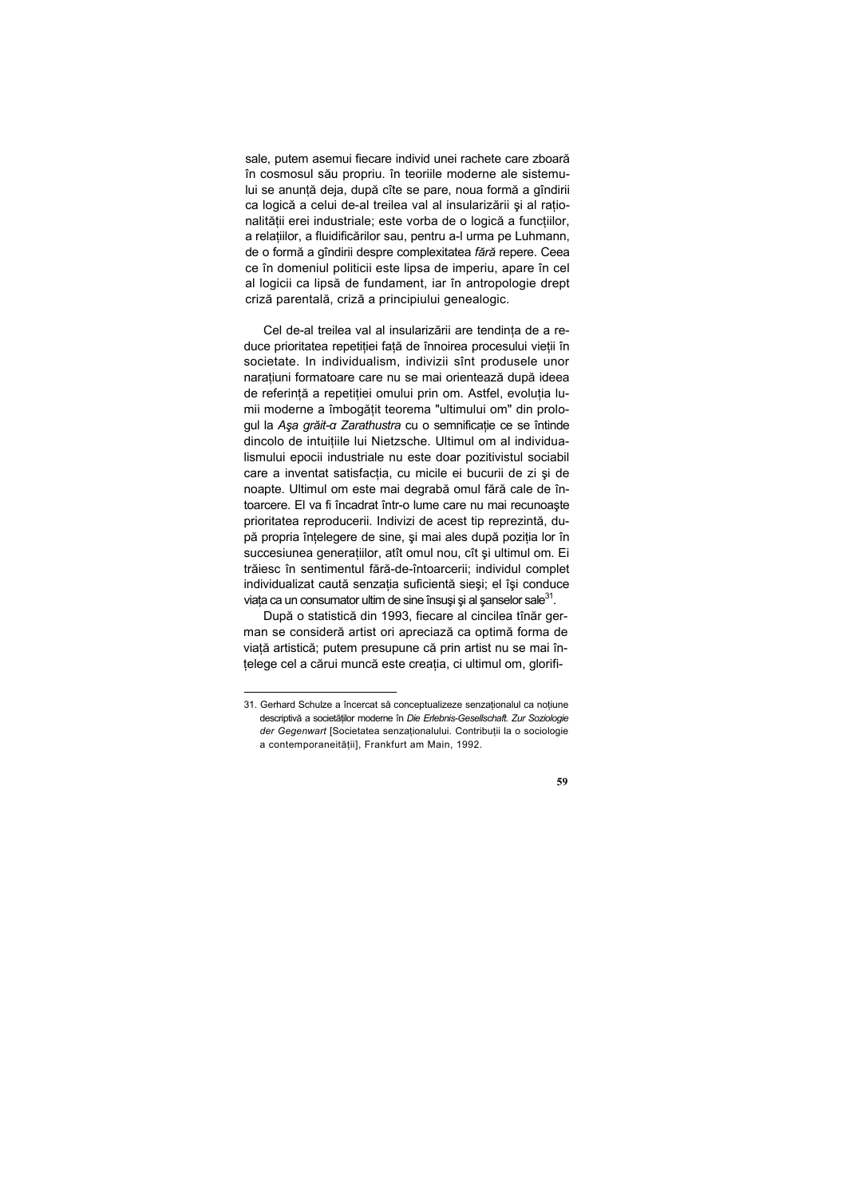sale, putem asemui fiecare individ unei rachete care zboară în cosmosul său propriu. în teoriile moderne ale sistemului se anunță deja, după cîte se pare, noua formă a gîndirii ca logică a celui de-al treilea val al insularizării și al raționalității erei industriale; este vorba de o logică a funcțiilor, a relațiilor, a fluidificărilor sau, pentru a-l urma pe Luhmann, de o formă a gîndirii despre complexitatea *fără* repere. Ceea ce în domeniul politicii este lipsa de imperiu, apare în cel al logicii ca lipsă de fundament, iar în antropologie drept criză parentală, criză a principiului genealogic.

Cel de-al treilea val al insularizării are tendința de a reduce prioritatea repetiției față de înnoirea procesului vieții în societate. In individualism, indivizii sînt produsele unor narațiuni formatoare care nu se mai orientează după ideea de referință a repetiției omului prin om. Astfel, evoluția lumii moderne a îmbogățit teorema "ultimului om" din prologul la *Așa grăit-a Zarathustra* cu o semnificație ce se întinde dincolo de intuițiile lui Nietzsche. Ultimul om al individualismului epocii industriale nu este doar pozitivistul sociabil care a inventat satisfacția, cu micile ei bucurii de zi și de noapte. Ultimul om este mai degrabă omul fără cale de întoarcere. El va fi încadrat într-o lume care nu mai recunoaște prioritatea reproducerii. Indivizi de acest tip reprezintă, după propria înțelegere de sine, și mai ales după poziția lor în succesiunea generațiilor, atît omul nou, cît și ultimul om. Ei trăiesc în sentimentul fără-de-întoarcerii; individul complet individualizat caută senzația suficientă sieși; el își conduce viața ca un consumator ultim de sine însuși și al șanselor sale[31].

După o statistică din 1993, fiecare al cincilea tînăr german se consideră artist ori apreciază ca optimă forma de viață artistică; putem presupune că prin artist nu se mai înțelege cel a cărui muncă este creația, ci ultimul om, glorifi-

---

31. Gerhard Schulze a încercat să conceptualizeze senzaționalul ca noțiune descriptivă a societăților moderne în *Die Erlebnis-Gesellschaft. Zur Soziologie der Gegenwart* [Societatea senzaționalului. Contribuții la o sociologie a contemporaneității], Frankfurt am Main, 1992.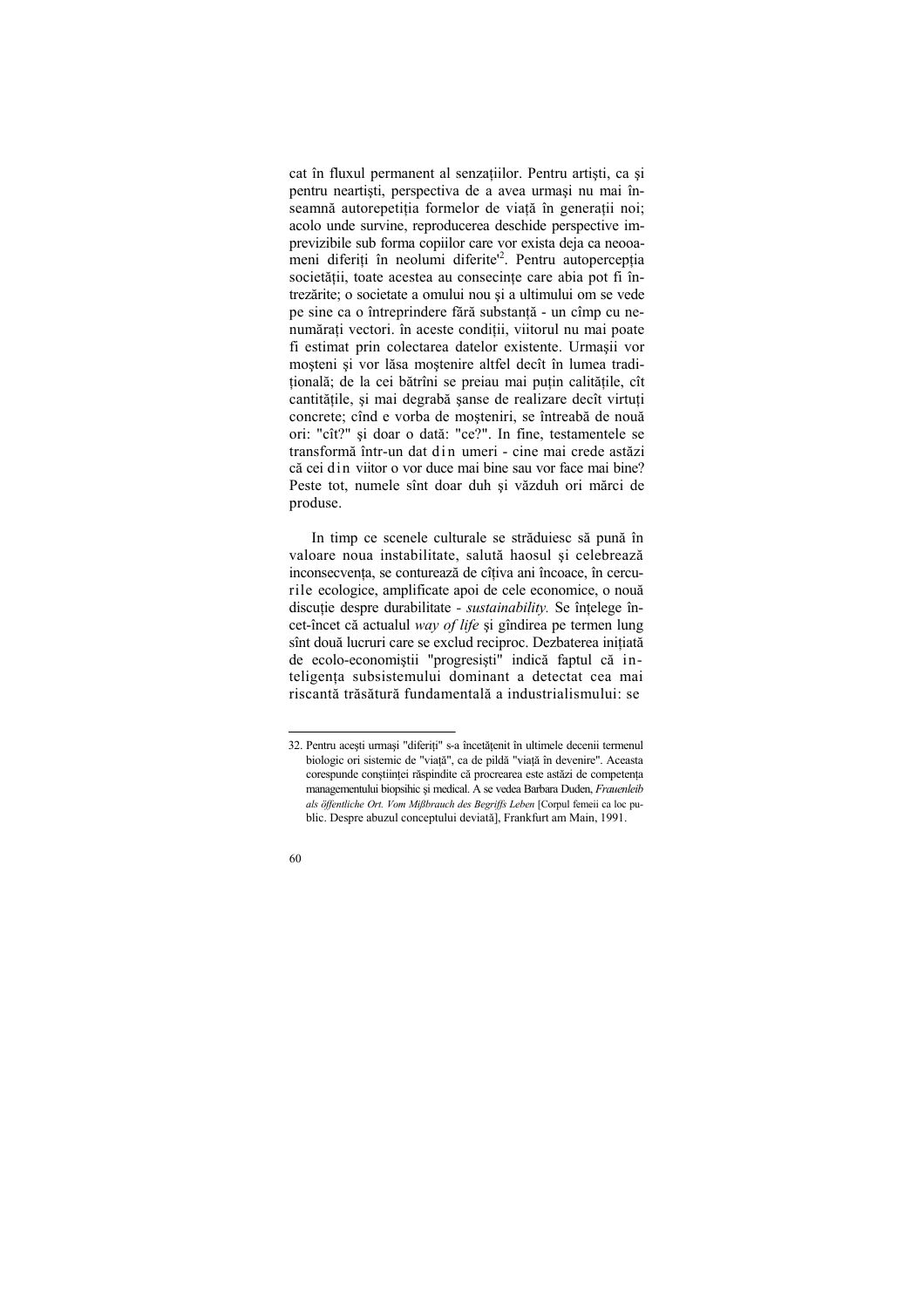cat în fluxul permanent al senzațiilor. Pentru artiști, ca și pentru neartiști, perspectiva de a avea urmași nu mai înseamnă autorepetiția formelor de viață în generații noi; acolo unde survine, reproducerea deschide perspective imprevizibile sub forma copiilor care vor exista deja ca neooameni diferiți în neolumi diferite[32]. Pentru autopercepția societății, toate acestea au consecințe care abia pot fi întrezărite; o societate a omului nou și a ultimului om se vede pe sine ca o întreprindere fără substanță - un cîmp cu nenumărați vectori. în aceste condiții, viitorul nu mai poate fi estimat prin colectarea datelor existente. Urmașii vor moșteni și vor lăsa moștenire altfel decît în lumea tradițională; de la cei bătrîni se preiau mai puțin calitățile, cît cantitățile, și mai degrabă șanse de realizare decît virtuți concrete; cînd e vorba de moșteniri, se întreabă de nouă ori: "cît?" și doar o dată: "ce?". In fine, testamentele se transformă într-un dat din umeri - cine mai crede astăzi că cei din viitor o vor duce mai bine sau vor face mai bine? Peste tot, numele sînt doar duh și văzduh ori mărci de produse.

In timp ce scenele culturale se străduiesc să pună în valoare noua instabilitate, salută haosul și celebrează inconsecvența, se conturează de cîțiva ani încoace, în cercurile ecologice, amplificate apoi de cele economice, o nouă discuție despre durabilitate - *sustainability.* Se înțelege încet-încet că actualul *way of life* și gîndirea pe termen lung sînt două lucruri care se exclud reciproc. Dezbaterea inițiată de ecolo-economiștii "progresiști" indică faptul că inteligența subsistemului dominant a detectat cea mai riscantă trăsătură fundamentală a industrialismului: se

---

32. Pentru acești urmași "diferiți" s-a încetățenit în ultimele decenii termenul biologic ori sistemic de "viață", ca de pildă "viață în devenire". Aceasta corespunde conștiinței răspindite că procrearea este astăzi de competența managementului biopsihic și medical. A se vedea Barbara Duden, *Frauenleib als öffentliche Ort. Vom Mißbrauch des Begriffs Leben* [Corpul femeii ca loc public. Despre abuzul conceptului deviață], Frankfurt am Main, 1991.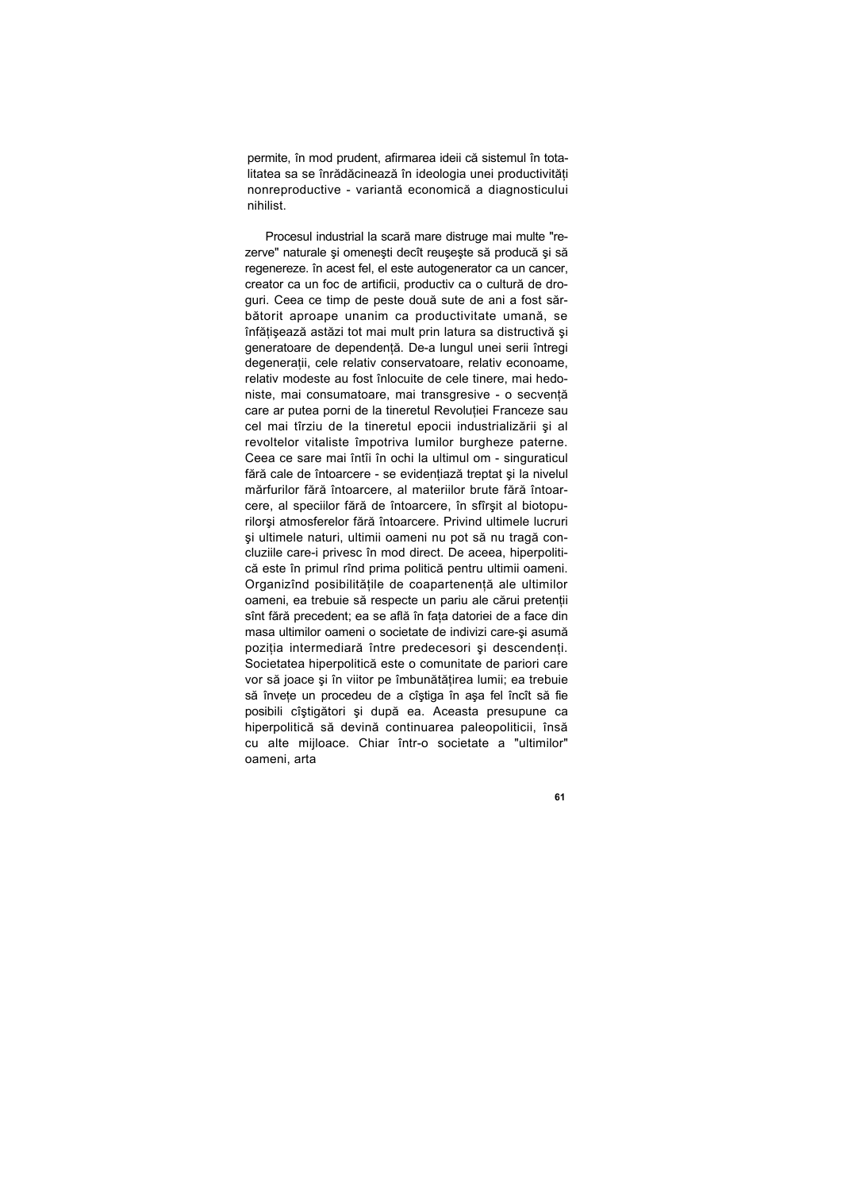permite, în mod prudent, afirmarea ideii că sistemul în totalitatea sa se înrădăcinează în ideologia unei productivități nonreproductive - variantă economică a diagnosticului nihilist.

Procesul industrial la scară mare distruge mai multe "rezerve" naturale şi omeneşti decît reuşeşte să producă şi să regenereze. în acest fel, el este autogenerator ca un cancer, creator ca un foc de artificii, productiv ca o cultură de droguri. Ceea ce timp de peste două sute de ani a fost sărbătorit aproape unanim ca productivitate umană, se înfăţişează astăzi tot mai mult prin latura sa distructivă şi generatoare de dependență. De-a lungul unei serii întregi degenerații, cele relativ conservatoare, relativ econoame, relativ modeste au fost înlocuite de cele tinere, mai hedoniste, mai consumatoare, mai transgresive - o secvență care ar putea porni de la tineretul Revoluției Franceze sau cel mai tîrziu de la tineretul epocii industrializării şi al revoltelor vitaliste împotriva lumilor burgheze paterne. Ceea ce sare mai întîi în ochi la ultimul om - singuraticul fără cale de întoarcere - se evidențiază treptat şi la nivelul mărfurilor fără întoarcere, al materiilor brute fără întoarcere, al speciilor fără de întoarcere, în sfîrşit al biotopurilorşi atmosferelor fără întoarcere. Privind ultimele lucruri şi ultimele naturi, ultimii oameni nu pot să nu tragă concluziile care-i privesc în mod direct. De aceea, hiperpolitică este în primul rînd prima politică pentru ultimii oameni. Organizînd posibilitățile de coapartenență ale ultimilor oameni, ea trebuie să respecte un pariu ale cărui pretenții sînt fără precedent; ea se află în fața datoriei de a face din masa ultimilor oameni o societate de indivizi care-şi asumă poziția intermediară între predecesori şi descendenți. Societatea hiperpolitică este o comunitate de pariori care vor să joace şi în viitor pe îmbunătățirea lumii; ea trebuie să învețe un procedeu de a cîştiga în aşa fel încît să fie posibili cîştigători şi după ea. Aceasta presupune ca hiperpolitică să devină continuarea paleopoliticii, însă cu alte mijloace. Chiar într-o societate a "ultimilor" oameni, arta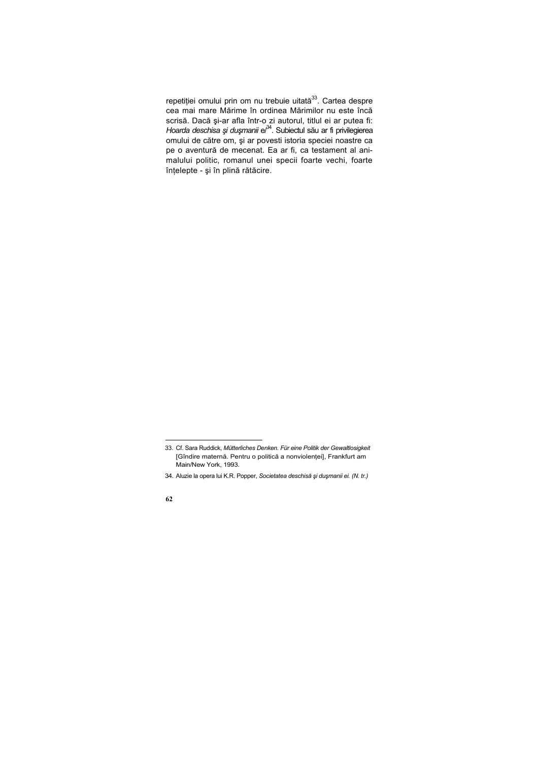repetiției omului prin om nu trebuie uitată[33]. Cartea despre cea mai mare Mărime în ordinea Mărimilor nu este încă scrisă. Dacă și-ar afla într-o zi autorul, titlul ei ar putea fi: *Hoarda deschisa și dușmanii ei*[34]. Subiectul său ar fi privilegierea omului de către om, și ar povesti istoria speciei noastre ca pe o aventură de mecenat. Ea ar fi, ca testament al animalului politic, romanul unei specii foarte vechi, foarte înțelepte - și în plină rătăcire.

---

33. Cf. Sara Ruddick, *Mütterliches Denken. Für eine Politik der Gewaltlosigkeit* [Gîndire maternă. Pentru o politică a nonviolenței], Frankfurt am Main/New York, 1993.

34. Aluzie la opera lui K.R. Popper, *Societatea deschisă și dușmanii ei. (N. tr.)*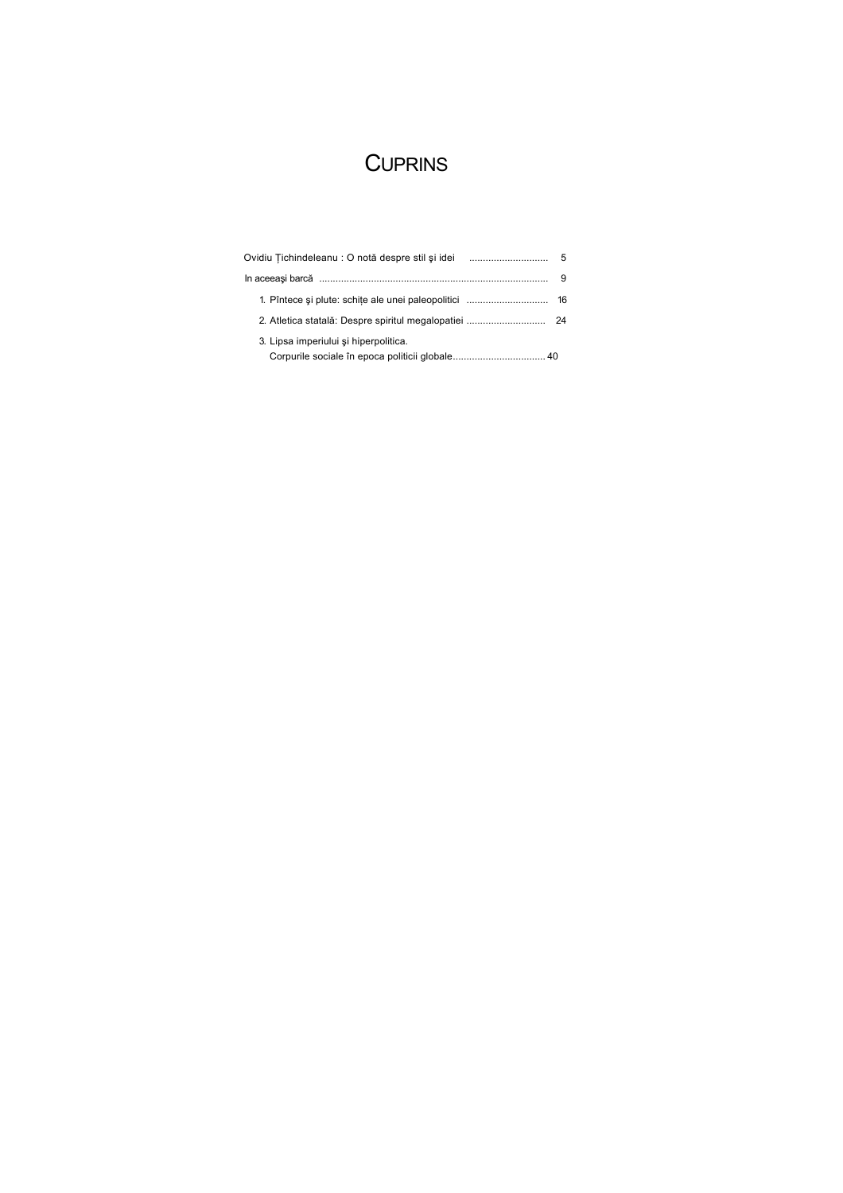# CUPRINS

Ovidiu Țichindeleanu : O notă despre stil şi idei ............................ 5

In aceeaşi barcă .................................................................................. 9

1. Pîntece şi plute: schițe ale unei paleopolitici ............................ 16
2. Atletica statală: Despre spiritul megalopatiei ............................ 24
3. Lipsa imperiului şi hiperpolitica.
   Corpurile sociale în epoca politicii globale.................................. 40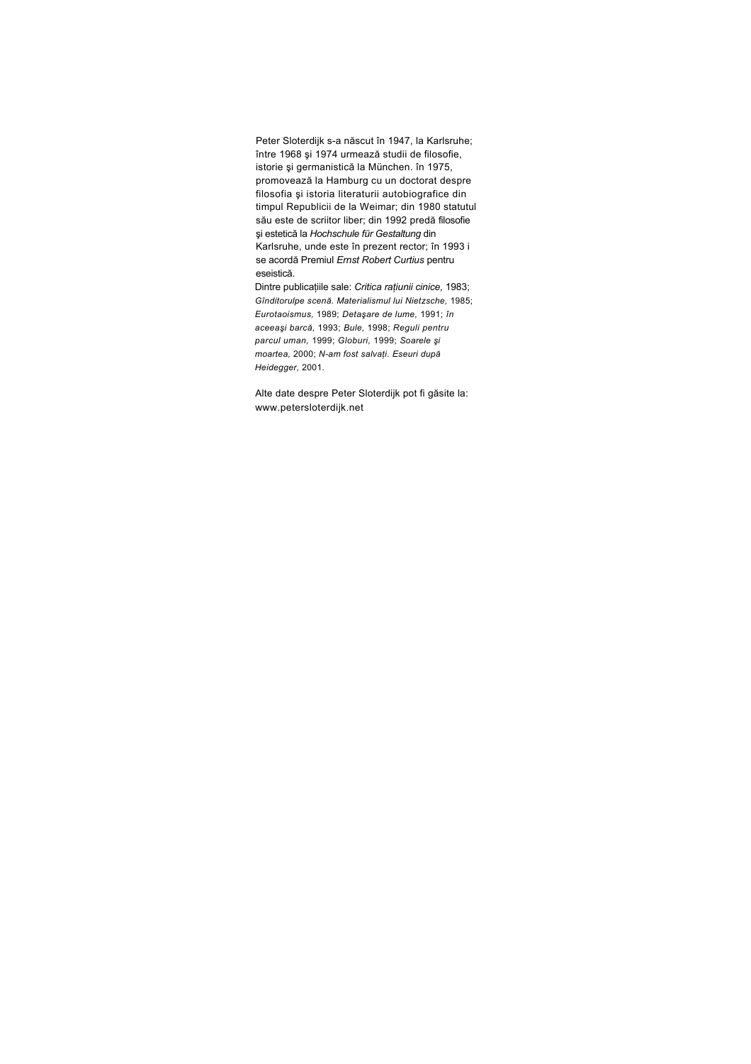Peter Sloterdijk s-a născut în 1947, la Karlsruhe; între 1968 şi 1974 urmează studii de filosofie, istorie şi germanistică la München. în 1975, promovează la Hamburg cu un doctorat despre filosofia şi istoria literaturii autobiografice din timpul Republicii de la Weimar; din 1980 statutul său este de scriitor liber; din 1992 predă filosofie şi estetică la *Hochschule für Gestaltung* din Karlsruhe, unde este în prezent rector; în 1993 i se acordă Premiul *Ernst Robert Curtius* pentru eseistică.

Dintre publicațiile sale: *Critica rațiunii cinice,* 1983; *Gînditorulpe scenă. Materialismul lui Nietzsche,* 1985; *Eurotaoismus,* 1989; *Detaşare de lume,* 1991; *în aceeaşi barcă,* 1993; *Bule,* 1998; *Reguli pentru parcul uman,* 1999; *Globuri,* 1999; *Soarele şi moartea,* 2000; *N-am fost salvați. Eseuri după Heidegger,* 2001.

Alte date despre Peter Sloterdijk pot fi găsite la: www.petersloterdijk.net